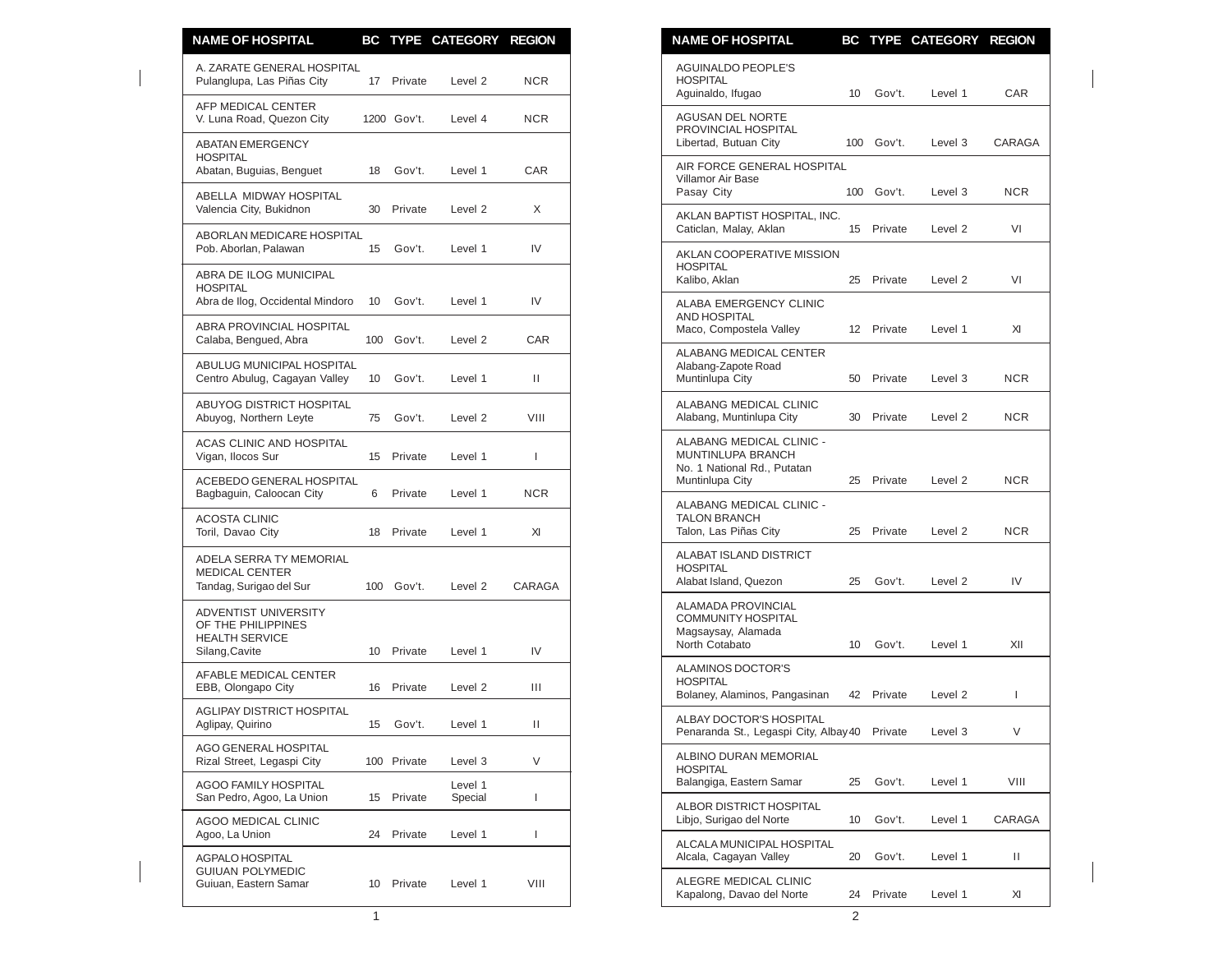| NAME OF HOSPITAL | BC | TYPE | CATEGORY | REGION |
|---|---|---|---|---|
| A. ZARATE GENERAL HOSPITAL Pulanglupa, Las Piñas City | 17 | Private | Level 2 | NCR |
| AFP MEDICAL CENTER V. Luna Road, Quezon City | 1200 | Gov't. | Level 4 | NCR |
| ABATAN EMERGENCY HOSPITAL Abatan, Buguias, Benguet | 18 | Gov't. | Level 1 | CAR |
| ABELLA MIDWAY HOSPITAL Valencia City, Bukidnon | 30 | Private | Level 2 | X |
| ABORLAN MEDICARE HOSPITAL Pob. Aborlan, Palawan | 15 | Gov't. | Level 1 | IV |
| ABRA DE ILOG MUNICIPAL HOSPITAL Abra de Ilog, Occidental Mindoro | 10 | Gov't. | Level 1 | IV |
| ABRA PROVINCIAL HOSPITAL Calaba, Bengued, Abra | 100 | Gov't. | Level 2 | CAR |
| ABULUG MUNICIPAL HOSPITAL Centro Abulug, Cagayan Valley | 10 | Gov't. | Level 1 | II |
| ABUYOG DISTRICT HOSPITAL Abuyog, Northern Leyte | 75 | Gov't. | Level 2 | VIII |
| ACAS CLINIC AND HOSPITAL Vigan, Ilocos Sur | 15 | Private | Level 1 | I |
| ACEBEDO GENERAL HOSPITAL Bagbaguin, Caloocan City | 6 | Private | Level 1 | NCR |
| ACOSTA CLINIC Toril, Davao City | 18 | Private | Level 1 | XI |
| ADELA SERRA TY MEMORIAL MEDICAL CENTER Tandag, Surigao del Sur | 100 | Gov't. | Level 2 | CARAGA |
| ADVENTIST UNIVERSITY OF THE PHILIPPINES HEALTH SERVICE Silang,Cavite | 10 | Private | Level 1 | IV |
| AFABLE MEDICAL CENTER EBB, Olongapo City | 16 | Private | Level 2 | III |
| AGLIPAY DISTRICT HOSPITAL Aglipay, Quirino | 15 | Gov't. | Level 1 | II |
| AGO GENERAL HOSPITAL Rizal Street, Legaspi City | 100 | Private | Level 3 | V |
| AGOO FAMILY HOSPITAL San Pedro, Agoo, La Union | 15 | Private | Level 1 Special | I |
| AGOO MEDICAL CLINIC Agoo, La Union | 24 | Private | Level 1 | I |
| AGPALO HOSPITAL GUIUAN POLYMEDIC Guiuan, Eastern Samar | 10 | Private | Level 1 | VIII |
| AGUINALDO PEOPLE'S HOSPITAL Aguinaldo, Ifugao | 10 | Gov't. | Level 1 | CAR |
| AGUSAN DEL NORTE PROVINCIAL HOSPITAL Libertad, Butuan City | 100 | Gov't. | Level 3 | CARAGA |
| AIR FORCE GENERAL HOSPITAL Villamor Air Base Pasay City | 100 | Gov't. | Level 3 | NCR |
| AKLAN BAPTIST HOSPITAL, INC. Caticlan, Malay, Aklan | 15 | Private | Level 2 | VI |
| AKLAN COOPERATIVE MISSION HOSPITAL Kalibo, Aklan | 25 | Private | Level 2 | VI |
| ALABA EMERGENCY CLINIC AND HOSPITAL Maco, Compostela Valley | 12 | Private | Level 1 | XI |
| ALABANG MEDICAL CENTER Alabang-Zapote Road Muntinlupa City | 50 | Private | Level 3 | NCR |
| ALABANG MEDICAL CLINIC Alabang, Muntinlupa City | 30 | Private | Level 2 | NCR |
| ALABANG MEDICAL CLINIC - MUNTINLUPA BRANCH No. 1 National Rd., Putatan Muntinlupa City | 25 | Private | Level 2 | NCR |
| ALABANG MEDICAL CLINIC - TALON BRANCH Talon, Las Piñas City | 25 | Private | Level 2 | NCR |
| ALABAT ISLAND DISTRICT HOSPITAL Alabat Island, Quezon | 25 | Gov't. | Level 2 | IV |
| ALAMADA PROVINCIAL COMMUNITY HOSPITAL Magsaysay, Alamada North Cotabato | 10 | Gov't. | Level 1 | XII |
| ALAMINOS DOCTOR'S HOSPITAL Bolaney, Alaminos, Pangasinan | 42 | Private | Level 2 | I |
| ALBAY DOCTOR'S HOSPITAL Penaranda St., Legaspi City, Albay | 40 | Private | Level 3 | V |
| ALBINO DURAN MEMORIAL HOSPITAL Balangiga, Eastern Samar | 25 | Gov't. | Level 1 | VIII |
| ALBOR DISTRICT HOSPITAL Libjo, Surigao del Norte | 10 | Gov't. | Level 1 | CARAGA |
| ALCALA MUNICIPAL HOSPITAL Alcala, Cagayan Valley | 20 | Gov't. | Level 1 | II |
| ALEGRE MEDICAL CLINIC Kapalong, Davao del Norte | 24 | Private | Level 1 | XI |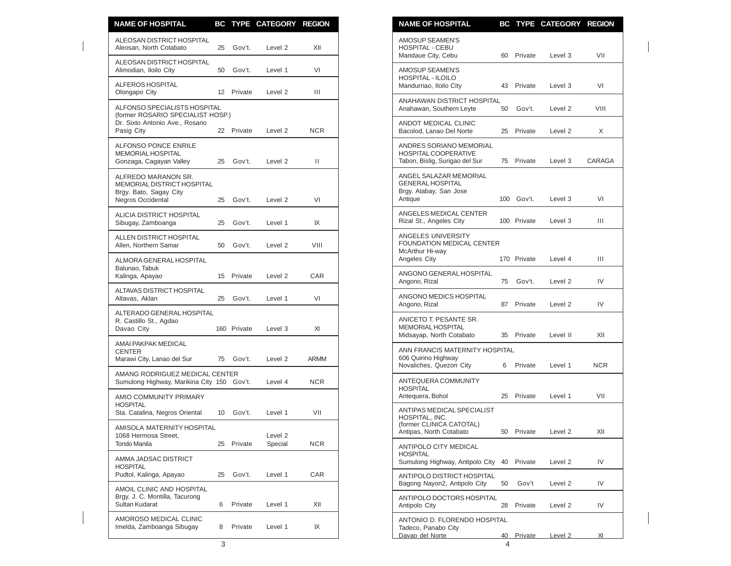| NAME OF HOSPITAL | BC | TYPE | CATEGORY | REGION |
|---|---|---|---|---|
| ALEOSAN DISTRICT HOSPITAL<br>Aleosan, North Cotabato | 25 | Gov't. | Level 2 | XII |
| ALEOSAN DISTRICT HOSPITAL<br>Alimodian, Iloilo City | 50 | Gov't. | Level 1 | VI |
| ALFEROS HOSPITAL<br>Olongapo City | 12 | Private | Level 2 | III |
| ALFONSO SPECIALISTS HOSPITAL<br>(former ROSARIO SPECIALIST HOSP.)<br>Dr. Sixto Antonio Ave., Rosario<br>Pasig City | 22 | Private | Level 2 | NCR |
| ALFONSO PONCE ENRILE<br>MEMORIAL HOSPITAL<br>Gonzaga, Cagayan Valley | 25 | Gov't. | Level 2 | II |
| ALFREDO MARANON SR.<br>MEMORIAL DISTRICT HOSPITAL<br>Brgy. Bato, Sagay City<br>Negros Occidental | 25 | Gov't. | Level 2 | VI |
| ALICIA DISTRICT HOSPITAL<br>Sibugay, Zamboanga | 25 | Gov't. | Level 1 | IX |
| ALLEN DISTRICT HOSPITAL<br>Allen, Northern Samar | 50 | Gov't. | Level 2 | VIII |
| ALMORA GENERAL HOSPITAL<br>Balunao, Tabuk<br>Kalinga, Apayao | 15 | Private | Level 2 | CAR |
| ALTAVAS DISTRICT HOSPITAL<br>Altavas, Aklan | 25 | Gov't. | Level 1 | VI |
| ALTERADO GENERAL HOSPITAL<br>R. Castillo St., Agdao<br>Davao City | 160 | Private | Level 3 | XI |
| AMAI PAKPAK MEDICAL<br>CENTER<br>Marawi City, Lanao del Sur | 75 | Gov't. | Level 2 | ARMM |
| AMANG RODRIGUEZ MEDICAL CENTER<br>Sumulong Highway, Marikina City | 150 | Gov't. | Level 4 | NCR |
| AMIO COMMUNITY PRIMARY<br>HOSPITAL<br>Sta. Catalina, Negros Oriental | 10 | Gov't. | Level 1 | VII |
| AMISOLA MATERNITY HOSPITAL<br>1068 Hermosa Street,<br>Tondo Manila | 25 | Private | Level 2<br>Special | NCR |
| AMMA JADSAC DISTRICT<br>HOSPITAL<br>Pudtol, Kalinga, Apayao | 25 | Gov't. | Level 1 | CAR |
| AMOIL CLINIC AND HOSPITAL<br>Brgy. J. C. Montilla, Tacurong<br>Sultan Kudarat | 6 | Private | Level 1 | XII |
| AMOROSO MEDICAL CLINIC<br>Imelda, Zamboanga Sibugay | 8 | Private | Level 1 | IX |
| AMOSUP SEAMEN'S<br>HOSPITAL - CEBU<br>Mandaue City, Cebu | 60 | Private | Level 3 | VII |
| AMOSUP SEAMEN'S<br>HOSPITAL - ILOILO<br>Mandurriao, Iloilo City | 43 | Private | Level 3 | VI |
| ANAHAWAN DISTRICT HOSPITAL<br>Anahawan, Southern Leyte | 50 | Gov't. | Level 2 | VIII |
| ANDOT MEDICAL CLINIC<br>Bacolod, Lanao Del Norte | 25 | Private | Level 2 | X |
| ANDRES SORIANO MEMORIAL<br>HOSPITAL COOPERATIVE<br>Tabon, Bislig, Surigao del Sur | 75 | Private | Level 3 | CARAGA |
| ANGEL SALAZAR MEMORIAL<br>GENERAL HOSPITAL<br>Brgy. Atabay, San Jose<br>Antique | 100 | Gov't. | Level 3 | VI |
| ANGELES MEDICAL CENTER<br>Rizal St., Angeles City | 100 | Private | Level 3 | III |
| ANGELES UNIVERSITY<br>FOUNDATION MEDICAL CENTER<br>McArthur Hi-way<br>Angeles City | 170 | Private | Level 4 | III |
| ANGONO GENERAL HOSPITAL<br>Angono, Rizal | 75 | Gov't. | Level 2 | IV |
| ANGONO MEDICS HOSPITAL<br>Angono, Rizal | 87 | Private | Level 2 | IV |
| ANICETO T. PESANTE SR.<br>MEMORIAL HOSPITAL<br>Midsayap, North Cotabato | 35 | Private | Level II | XII |
| ANN FRANCIS MATERNITY HOSPITAL<br>606 Quirino Highway<br>Novaliches, Quezon City | 6 | Private | Level 1 | NCR |
| ANTEQUERA COMMUNITY<br>HOSPITAL<br>Antequera, Bohol | 25 | Private | Level 1 | VII |
| ANTIPAS MEDICAL SPECIALIST<br>HOSPITAL, INC.<br>(former CLINICA CATOTAL)<br>Antipas, North Cotabato | 50 | Private | Level 2 | XII |
| ANTIPOLO CITY MEDICAL<br>HOSPITAL<br>Sumulong Highway, Antipolo City | 40 | Private | Level 2 | IV |
| ANTIPOLO DISTRICT HOSPITAL<br>Bagong Nayon2, Antipolo City | 50 | Gov't | Level 2 | IV |
| ANTIPOLO DOCTORS HOSPITAL<br>Antipolo City | 28 | Private | Level 2 | IV |
| ANTONIO D. FLORENDO HOSPITAL<br>Tadeco, Panabo City<br>Davao del Norte | 40 | Private | Level 2 | XI |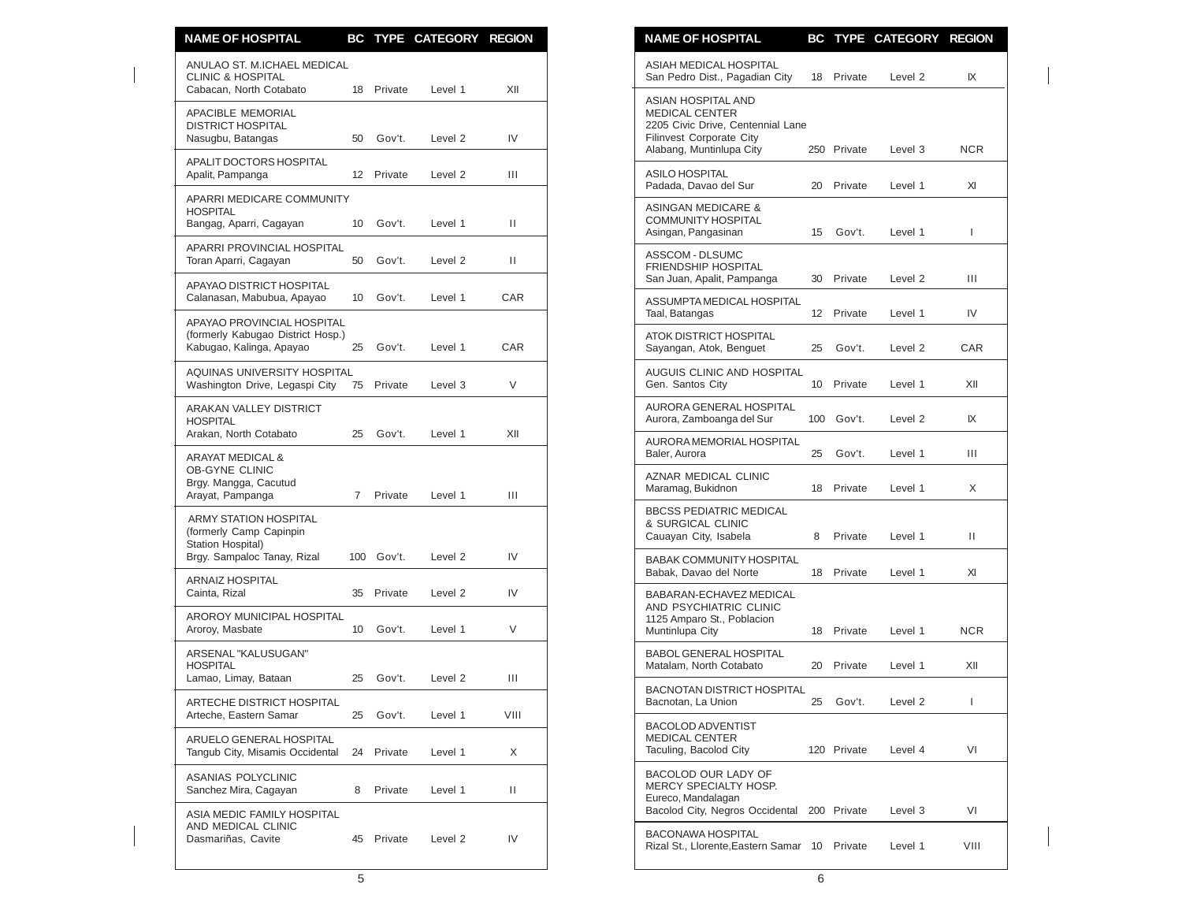| NAME OF HOSPITAL | BC | TYPE | CATEGORY | REGION |
|---|---|---|---|---|
| ANULAO ST. M.ICHAEL MEDICAL CLINIC & HOSPITAL Cabacan, North Cotabato | 18 | Private | Level 1 | XII |
| APACIBLE MEMORIAL DISTRICT HOSPITAL Nasugbu, Batangas | 50 | Gov't. | Level 2 | IV |
| APALIT DOCTORS HOSPITAL Apalit, Pampanga | 12 | Private | Level 2 | III |
| APARRI MEDICARE COMMUNITY HOSPITAL Bangag, Aparri, Cagayan | 10 | Gov't. | Level 1 | II |
| APARRI PROVINCIAL HOSPITAL Toran Aparri, Cagayan | 50 | Gov't. | Level 2 | II |
| APAYAO DISTRICT HOSPITAL Calanasan, Mabubua, Apayao | 10 | Gov't. | Level 1 | CAR |
| APAYAO PROVINCIAL HOSPITAL (formerly Kabugao District Hosp.) Kabugao, Kalinga, Apayao | 25 | Gov't. | Level 1 | CAR |
| AQUINAS UNIVERSITY HOSPITAL Washington Drive, Legaspi City | 75 | Private | Level 3 | V |
| ARAKAN VALLEY DISTRICT HOSPITAL Arakan, North Cotabato | 25 | Gov't. | Level 1 | XII |
| ARAYAT MEDICAL & OB-GYNE CLINIC Brgy. Mangga, Cacutud Arayat, Pampanga | 7 | Private | Level 1 | III |
| ARMY STATION HOSPITAL (formerly Camp Capinpin Station Hospital) Brgy. Sampaloc Tanay, Rizal | 100 | Gov't. | Level 2 | IV |
| ARNAIZ HOSPITAL Cainta, Rizal | 35 | Private | Level 2 | IV |
| AROROY MUNICIPAL HOSPITAL Aroroy, Masbate | 10 | Gov't. | Level 1 | V |
| ARSENAL "KALUSUGAN" HOSPITAL Lamao, Limay, Bataan | 25 | Gov't. | Level 2 | III |
| ARTECHE DISTRICT HOSPITAL Arteche, Eastern Samar | 25 | Gov't. | Level 1 | VIII |
| ARUELO GENERAL HOSPITAL Tangub City, Misamis Occidental | 24 | Private | Level 1 | X |
| ASANIAS POLYCLINIC Sanchez Mira, Cagayan | 8 | Private | Level 1 | II |
| ASIA MEDIC FAMILY HOSPITAL AND MEDICAL CLINIC Dasmariñas, Cavite | 45 | Private | Level 2 | IV |

| NAME OF HOSPITAL | BC | TYPE | CATEGORY | REGION |
|---|---|---|---|---|
| ASIAH MEDICAL HOSPITAL San Pedro Dist., Pagadian City | 18 | Private | Level 2 | IX |
| ASIAN HOSPITAL AND MEDICAL CENTER 2205 Civic Drive, Centennial Lane Filinvest Corporate City Alabang, Muntinlupa City | 250 | Private | Level 3 | NCR |
| ASILO HOSPITAL Padada, Davao del Sur | 20 | Private | Level 1 | XI |
| ASINGAN MEDICARE & COMMUNITY HOSPITAL Asingan, Pangasinan | 15 | Gov't. | Level 1 | I |
| ASSCOM - DLSUMC FRIENDSHIP HOSPITAL San Juan, Apalit, Pampanga | 30 | Private | Level 2 | III |
| ASSUMPTA MEDICAL HOSPITAL Taal, Batangas | 12 | Private | Level 1 | IV |
| ATOK DISTRICT HOSPITAL Sayangan, Atok, Benguet | 25 | Gov't. | Level 2 | CAR |
| AUGUIS CLINIC AND HOSPITAL Gen. Santos City | 10 | Private | Level 1 | XII |
| AURORA GENERAL HOSPITAL Aurora, Zamboanga del Sur | 100 | Gov't. | Level 2 | IX |
| AURORA MEMORIAL HOSPITAL Baler, Aurora | 25 | Gov't. | Level 1 | III |
| AZNAR MEDICAL CLINIC Maramag, Bukidnon | 18 | Private | Level 1 | X |
| BBCSS PEDIATRIC MEDICAL & SURGICAL CLINIC Cauayan City, Isabela | 8 | Private | Level 1 | II |
| BABAK COMMUNITY HOSPITAL Babak, Davao del Norte | 18 | Private | Level 1 | XI |
| BABARAN-ECHAVEZ MEDICAL AND PSYCHIATRIC CLINIC 1125 Amparo St., Poblacion Muntinlupa City | 18 | Private | Level 1 | NCR |
| BABOL GENERAL HOSPITAL Matalam, North Cotabato | 20 | Private | Level 1 | XII |
| BACNOTAN DISTRICT HOSPITAL Bacnotan, La Union | 25 | Gov't. | Level 2 | I |
| BACOLOD ADVENTIST MEDICAL CENTER Taculing, Bacolod City | 120 | Private | Level 4 | VI |
| BACOLOD OUR LADY OF MERCY SPECIALTY HOSP. Eureco, Mandalagan Bacolod City, Negros Occidental | 200 | Private | Level 3 | VI |
| BACONAWA HOSPITAL Rizal St., Llorente,Eastern Samar | 10 | Private | Level 1 | VIII |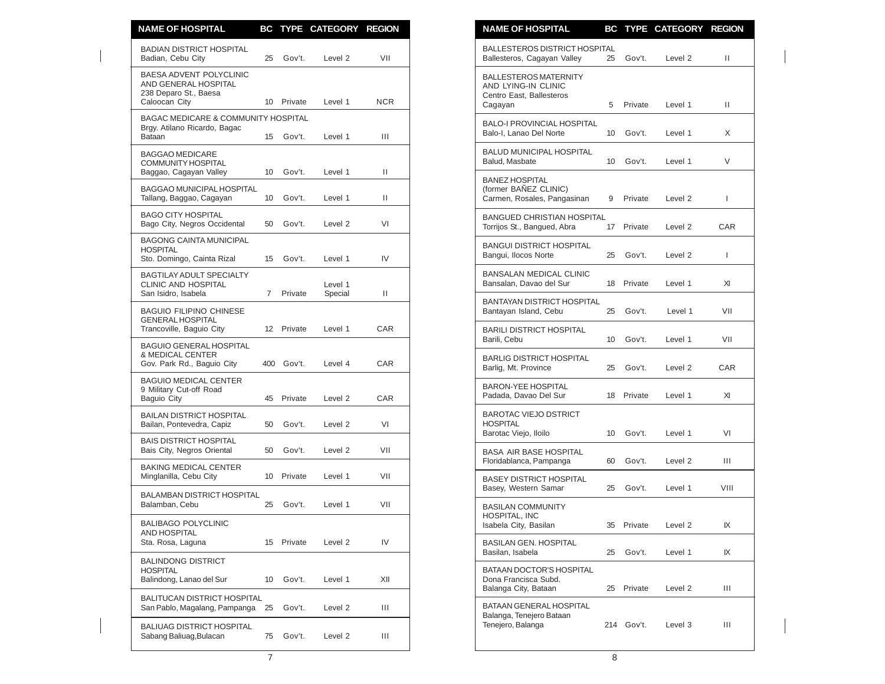| NAME OF HOSPITAL | BC | TYPE | CATEGORY | REGION |
|---|---|---|---|---|
| BADIAN DISTRICT HOSPITAL Badian, Cebu City | 25 | Gov't. | Level 2 | VII |
| BAESA ADVENT POLYCLINIC AND GENERAL HOSPITAL 238 Deparo St., Baesa Caloocan City | 10 | Private | Level 1 | NCR |
| BAGAC MEDICARE & COMMUNITY HOSPITAL Brgy. Atilano Ricardo, Bagac Bataan | 15 | Gov't. | Level 1 | III |
| BAGGAO MEDICARE COMMUNITY HOSPITAL Baggao, Cagayan Valley | 10 | Gov't. | Level 1 | II |
| BAGGAO MUNICIPAL HOSPITAL Tallang, Baggao, Cagayan | 10 | Gov't. | Level 1 | II |
| BAGO CITY HOSPITAL Bago City, Negros Occidental | 50 | Gov't. | Level 2 | VI |
| BAGONG CAINTA MUNICIPAL HOSPITAL Sto. Domingo, Cainta Rizal | 15 | Gov't. | Level 1 | IV |
| BAGTILAY ADULT SPECIALTY CLINIC AND HOSPITAL San Isidro, Isabela | 7 | Private | Level 1 Special | II |
| BAGUIO FILIPINO CHINESE GENERAL HOSPITAL Trancoville, Baguio City | 12 | Private | Level 1 | CAR |
| BAGUIO GENERAL HOSPITAL & MEDICAL CENTER Gov. Park Rd., Baguio City | 400 | Gov't. | Level 4 | CAR |
| BAGUIO MEDICAL CENTER 9 Military Cut-off Road Baguio City | 45 | Private | Level 2 | CAR |
| BAILAN DISTRICT HOSPITAL Bailan, Pontevedra, Capiz | 50 | Gov't. | Level 2 | VI |
| BAIS DISTRICT HOSPITAL Bais City, Negros Oriental | 50 | Gov't. | Level 2 | VII |
| BAKING MEDICAL CENTER Minglanilla, Cebu City | 10 | Private | Level 1 | VII |
| BALAMBAN DISTRICT HOSPITAL Balamban, Cebu | 25 | Gov't. | Level 1 | VII |
| BALIBAGO POLYCLINIC AND HOSPITAL Sta. Rosa, Laguna | 15 | Private | Level 2 | IV |
| BALINDONG DISTRICT HOSPITAL Balindong, Lanao del Sur | 10 | Gov't. | Level 1 | XII |
| BALITUCAN DISTRICT HOSPITAL San Pablo, Magalang, Pampanga | 25 | Gov't. | Level 2 | III |
| BALIUAG DISTRICT HOSPITAL Sabang Baliuag,Bulacan | 75 | Gov't. | Level 2 | III |
| BALLESTEROS DISTRICT HOSPITAL Ballesteros, Cagayan Valley | 25 | Gov't. | Level 2 | II |
| BALLESTEROS MATERNITY AND LYING-IN CLINIC Centro East, Ballesteros Cagayan | 5 | Private | Level 1 | II |
| BALO-I PROVINCIAL HOSPITAL Balo-I, Lanao Del Norte | 10 | Gov't. | Level 1 | X |
| BALUD MUNICIPAL HOSPITAL Balud, Masbate | 10 | Gov't. | Level 1 | V |
| BANEZ HOSPITAL (former BAÑEZ CLINIC) Carmen, Rosales, Pangasinan | 9 | Private | Level 2 | I |
| BANGUED CHRISTIAN HOSPITAL Torrijos St., Bangued, Abra | 17 | Private | Level 2 | CAR |
| BANGUI DISTRICT HOSPITAL Bangui, Ilocos Norte | 25 | Gov't. | Level 2 | I |
| BANSALAN MEDICAL CLINIC Bansalan, Davao del Sur | 18 | Private | Level 1 | XI |
| BANTAYAN DISTRICT HOSPITAL Bantayan Island, Cebu | 25 | Gov't. | Level 1 | VII |
| BARILI DISTRICT HOSPITAL Barili, Cebu | 10 | Gov't. | Level 1 | VII |
| BARLIG DISTRICT HOSPITAL Barlig, Mt. Province | 25 | Gov't. | Level 2 | CAR |
| BARON-YEE HOSPITAL Padada, Davao Del Sur | 18 | Private | Level 1 | XI |
| BAROTAC VIEJO DSTRICT HOSPITAL Barotac Viejo, Iloilo | 10 | Gov't. | Level 1 | VI |
| BASA AIR BASE HOSPITAL Floridablanca, Pampanga | 60 | Gov't. | Level 2 | III |
| BASEY DISTRICT HOSPITAL Basey, Western Samar | 25 | Gov't. | Level 1 | VIII |
| BASILAN COMMUNITY HOSPITAL, INC Isabela City, Basilan | 35 | Private | Level 2 | IX |
| BASILAN GEN. HOSPITAL Basilan, Isabela | 25 | Gov't. | Level 1 | IX |
| BATAAN DOCTOR'S HOSPITAL Dona Francisca Subd. Balanga City, Bataan | 25 | Private | Level 2 | III |
| BATAAN GENERAL HOSPITAL Balanga, Tenejero Bataan Tenejero, Balanga | 214 | Gov't. | Level 3 | III |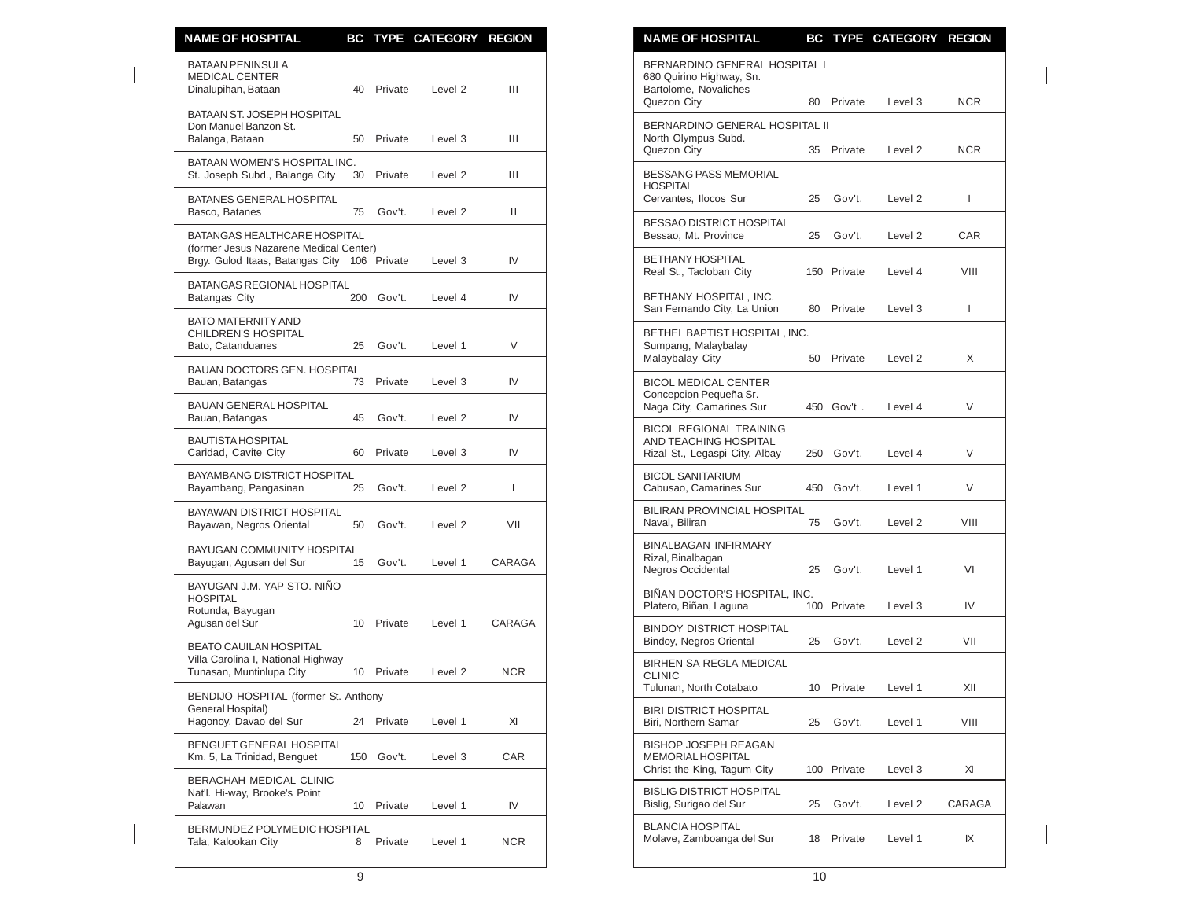| NAME OF HOSPITAL | BC | TYPE | CATEGORY | REGION |
|---|---|---|---|---|
| BATAAN PENINSULA MEDICAL CENTER Dinalupihan, Bataan | 40 | Private | Level 2 | III |
| BATAAN ST. JOSEPH HOSPITAL Don Manuel Banzon St. Balanga, Bataan | 50 | Private | Level 3 | III |
| BATAAN WOMEN'S HOSPITAL INC. St. Joseph Subd., Balanga City | 30 | Private | Level 2 | III |
| BATANES GENERAL HOSPITAL Basco, Batanes | 75 | Gov't. | Level 2 | II |
| BATANGAS HEALTHCARE HOSPITAL (former Jesus Nazarene Medical Center) Brgy. Gulod Itaas, Batangas City | 106 | Private | Level 3 | IV |
| BATANGAS REGIONAL HOSPITAL Batangas City | 200 | Gov't. | Level 4 | IV |
| BATO MATERNITY AND CHILDREN'S HOSPITAL Bato, Catanduanes | 25 | Gov't. | Level 1 | V |
| BAUAN DOCTORS GEN. HOSPITAL Bauan, Batangas | 73 | Private | Level 3 | IV |
| BAUAN GENERAL HOSPITAL Bauan, Batangas | 45 | Gov't. | Level 2 | IV |
| BAUTISTA HOSPITAL Caridad, Cavite City | 60 | Private | Level 3 | IV |
| BAYAMBANG DISTRICT HOSPITAL Bayambang, Pangasinan | 25 | Gov't. | Level 2 | I |
| BAYAWAN DISTRICT HOSPITAL Bayawan, Negros Oriental | 50 | Gov't. | Level 2 | VII |
| BAYUGAN COMMUNITY HOSPITAL Bayugan, Agusan del Sur | 15 | Gov't. | Level 1 | CARAGA |
| BAYUGAN J.M. YAP STO. NIÑO HOSPITAL Rotunda, Bayugan Agusan del Sur | 10 | Private | Level 1 | CARAGA |
| BEATO CAUILAN HOSPITAL Villa Carolina I, National Highway Tunasan, Muntinlupa City | 10 | Private | Level 2 | NCR |
| BENDIJO HOSPITAL (former St. Anthony General Hospital) Hagonoy, Davao del Sur | 24 | Private | Level 1 | XI |
| BENGUET GENERAL HOSPITAL Km. 5, La Trinidad, Benguet | 150 | Gov't. | Level 3 | CAR |
| BERACHAH MEDICAL CLINIC Nat'l. Hi-way, Brooke's Point Palawan | 10 | Private | Level 1 | IV |
| BERMUNDEZ POLYMEDIC HOSPITAL Tala, Kalookan City | 8 | Private | Level 1 | NCR |
| BERNARDINO GENERAL HOSPITAL I 680 Quirino Highway, Sn. Bartolome, Novaliches Quezon City | 80 | Private | Level 3 | NCR |
| BERNARDINO GENERAL HOSPITAL II North Olympus Subd. Quezon City | 35 | Private | Level 2 | NCR |
| BESSANG PASS MEMORIAL HOSPITAL Cervantes, Ilocos Sur | 25 | Gov't. | Level 2 | I |
| BESSAO DISTRICT HOSPITAL Bessao, Mt. Province | 25 | Gov't. | Level 2 | CAR |
| BETHANY HOSPITAL Real St., Tacloban City | 150 | Private | Level 4 | VIII |
| BETHANY HOSPITAL, INC. San Fernando City, La Union | 80 | Private | Level 3 | I |
| BETHEL BAPTIST HOSPITAL, INC. Sumpang, Malaybalay Malaybalay City | 50 | Private | Level 2 | X |
| BICOL MEDICAL CENTER Concepcion Pequeña Sr. Naga City, Camarines Sur | 450 | Gov't . | Level 4 | V |
| BICOL REGIONAL TRAINING AND TEACHING HOSPITAL Rizal St., Legaspi City, Albay | 250 | Gov't. | Level 4 | V |
| BICOL SANITARIUM Cabusao, Camarines Sur | 450 | Gov't. | Level 1 | V |
| BILIRAN PROVINCIAL HOSPITAL Naval, Biliran | 75 | Gov't. | Level 2 | VIII |
| BINALBAGAN INFIRMARY Rizal, Binalbagan Negros Occidental | 25 | Gov't. | Level 1 | VI |
| BIÑAN DOCTOR'S HOSPITAL, INC. Platero, Biñan, Laguna | 100 | Private | Level 3 | IV |
| BINDOY DISTRICT HOSPITAL Bindoy, Negros Oriental | 25 | Gov't. | Level 2 | VII |
| BIRHEN SA REGLA MEDICAL CLINIC Tulunan, North Cotabato | 10 | Private | Level 1 | XII |
| BIRI DISTRICT HOSPITAL Biri, Northern Samar | 25 | Gov't. | Level 1 | VIII |
| BISHOP JOSEPH REAGAN MEMORIAL HOSPITAL Christ the King, Tagum City | 100 | Private | Level 3 | XI |
| BISLIG DISTRICT HOSPITAL Bislig, Surigao del Sur | 25 | Gov't. | Level 2 | CARAGA |
| BLANCIA HOSPITAL Molave, Zamboanga del Sur | 18 | Private | Level 1 | IX |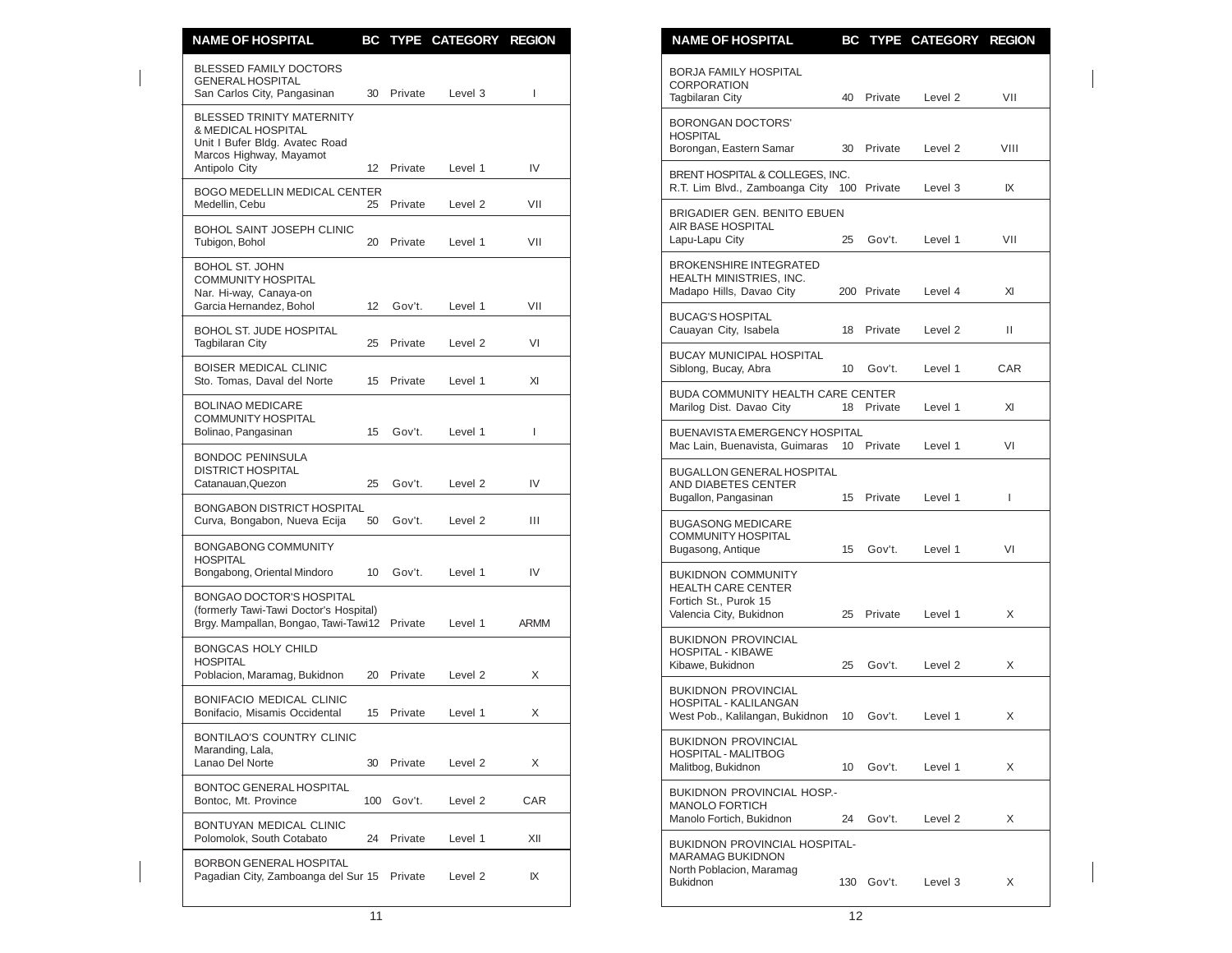| NAME OF HOSPITAL | BC | TYPE | CATEGORY | REGION |
|---|---|---|---|---|
| BLESSED FAMILY DOCTORS GENERAL HOSPITAL San Carlos City, Pangasinan | 30 | Private | Level 3 | I |
| BLESSED TRINITY MATERNITY & MEDICAL HOSPITAL Unit I Bufer Bldg. Avatec Road Marcos Highway, Mayamot Antipolo City | 12 | Private | Level 1 | IV |
| BOGO MEDELLIN MEDICAL CENTER Medellin, Cebu | 25 | Private | Level 2 | VII |
| BOHOL SAINT JOSEPH CLINIC Tubigon, Bohol | 20 | Private | Level 1 | VII |
| BOHOL ST. JOHN COMMUNITY HOSPITAL Nar. Hi-way, Canaya-on Garcia Hernandez, Bohol | 12 | Gov't. | Level 1 | VII |
| BOHOL ST. JUDE HOSPITAL Tagbilaran City | 25 | Private | Level 2 | VI |
| BOISER MEDICAL CLINIC Sto. Tomas, Daval del Norte | 15 | Private | Level 1 | XI |
| BOLINAO MEDICARE COMMUNITY HOSPITAL Bolinao, Pangasinan | 15 | Gov't. | Level 1 | I |
| BONDOC PENINSULA DISTRICT HOSPITAL Catanauan,Quezon | 25 | Gov't. | Level 2 | IV |
| BONGABON DISTRICT HOSPITAL Curva, Bongabon, Nueva Ecija | 50 | Gov't. | Level 2 | III |
| BONGABONG COMMUNITY HOSPITAL Bongabong, Oriental Mindoro | 10 | Gov't. | Level 1 | IV |
| BONGAO DOCTOR'S HOSPITAL (formerly Tawi-Tawi Doctor's Hospital) Brgy. Mampallan, Bongao, Tawi-Tawi | 12 | Private | Level 1 | ARMM |
| BONGCAS HOLY CHILD HOSPITAL Poblacion, Maramag, Bukidnon | 20 | Private | Level 2 | X |
| BONIFACIO MEDICAL CLINIC Bonifacio, Misamis Occidental | 15 | Private | Level 1 | X |
| BONTILAO'S COUNTRY CLINIC Maranding, Lala, Lanao Del Norte | 30 | Private | Level 2 | X |
| BONTOC GENERAL HOSPITAL Bontoc, Mt. Province | 100 | Gov't. | Level 2 | CAR |
| BONTUYAN MEDICAL CLINIC Polomolok, South Cotabato | 24 | Private | Level 1 | XII |
| BORBON GENERAL HOSPITAL Pagadian City, Zamboanga del Sur | 15 | Private | Level 2 | IX |
| BORJA FAMILY HOSPITAL CORPORATION Tagbilaran City | 40 | Private | Level 2 | VII |
| BORONGAN DOCTORS' HOSPITAL Borongan, Eastern Samar | 30 | Private | Level 2 | VIII |
| BRENT HOSPITAL & COLLEGES, INC. R.T. Lim Blvd., Zamboanga City | 100 | Private | Level 3 | IX |
| BRIGADIER GEN. BENITO EBUEN AIR BASE HOSPITAL Lapu-Lapu City | 25 | Gov't. | Level 1 | VII |
| BROKENSHIRE INTEGRATED HEALTH MINISTRIES, INC. Madapo Hills, Davao City | 200 | Private | Level 4 | XI |
| BUCAG'S HOSPITAL Cauayan City, Isabela | 18 | Private | Level 2 | II |
| BUCAY MUNICIPAL HOSPITAL Siblong, Bucay, Abra | 10 | Gov't. | Level 1 | CAR |
| BUDA COMMUNITY HEALTH CARE CENTER Marilog Dist. Davao City | 18 | Private | Level 1 | XI |
| BUENAVISTA EMERGENCY HOSPITAL Mac Lain, Buenavista, Guimaras | 10 | Private | Level 1 | VI |
| BUGALLON GENERAL HOSPITAL AND DIABETES CENTER Bugallon, Pangasinan | 15 | Private | Level 1 | I |
| BUGASONG MEDICARE COMMUNITY HOSPITAL Bugasong, Antique | 15 | Gov't. | Level 1 | VI |
| BUKIDNON COMMUNITY HEALTH CARE CENTER Fortich St., Purok 15 Valencia City, Bukidnon | 25 | Private | Level 1 | X |
| BUKIDNON PROVINCIAL HOSPITAL - KIBAWE Kibawe, Bukidnon | 25 | Gov't. | Level 2 | X |
| BUKIDNON PROVINCIAL HOSPITAL - KALILANGAN West Pob., Kalilangan, Bukidnon | 10 | Gov't. | Level 1 | X |
| BUKIDNON PROVINCIAL HOSPITAL - MALITBOG Malitbog, Bukidnon | 10 | Gov't. | Level 1 | X |
| BUKIDNON PROVINCIAL HOSP.- MANOLO FORTICH Manolo Fortich, Bukidnon | 24 | Gov't. | Level 2 | X |
| BUKIDNON PROVINCIAL HOSPITAL- MARAMAG BUKIDNON North Poblacion, Maramag Bukidnon | 130 | Gov't. | Level 3 | X |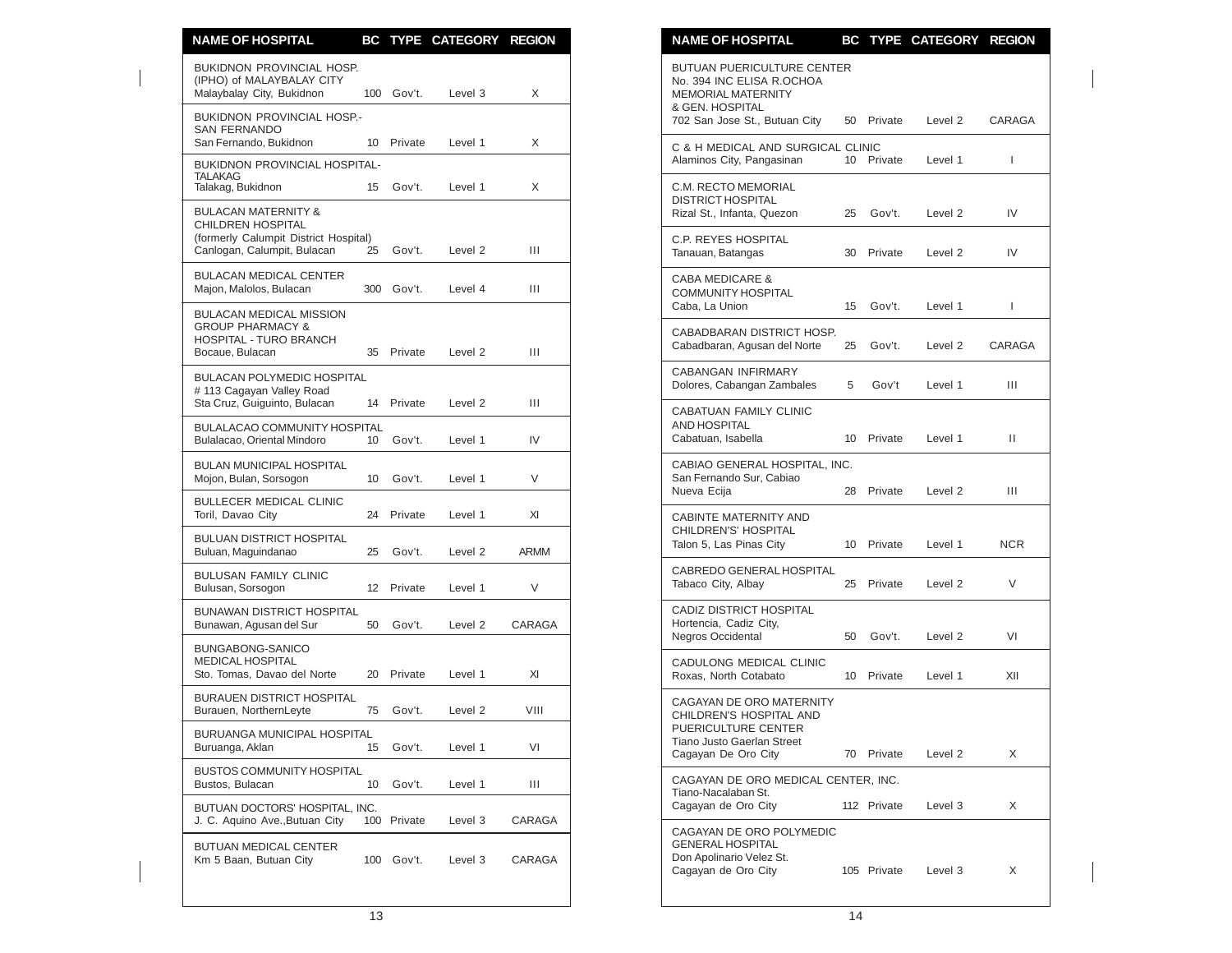| NAME OF HOSPITAL | BC | TYPE | CATEGORY | REGION |
|---|---|---|---|---|
| BUKIDNON PROVINCIAL HOSP. (IPHO) of MALAYBALAY CITY Malaybalay City, Bukidnon | 100 | Gov't. | Level 3 | X |
| BUKIDNON PROVINCIAL HOSP.- SAN FERNANDO San Fernando, Bukidnon | 10 | Private | Level 1 | X |
| BUKIDNON PROVINCIAL HOSPITAL- TALAKAG Talakag, Bukidnon | 15 | Gov't. | Level 1 | X |
| BULACAN MATERNITY & CHILDREN HOSPITAL (formerly Calumpit District Hospital) Canlogan, Calumpit, Bulacan | 25 | Gov't. | Level 2 | III |
| BULACAN MEDICAL CENTER Majon, Malolos, Bulacan | 300 | Gov't. | Level 4 | III |
| BULACAN MEDICAL MISSION GROUP PHARMACY & HOSPITAL - TURO BRANCH Bocaue, Bulacan | 35 | Private | Level 2 | III |
| BULACAN POLYMEDIC HOSPITAL # 113 Cagayan Valley Road Sta Cruz, Guiguinto, Bulacan | 14 | Private | Level 2 | III |
| BULALACAO COMMUNITY HOSPITAL Bulalacao, Oriental Mindoro | 10 | Gov't. | Level 1 | IV |
| BULAN MUNICIPAL HOSPITAL Mojon, Bulan, Sorsogon | 10 | Gov't. | Level 1 | V |
| BULLECER MEDICAL CLINIC Toril, Davao City | 24 | Private | Level 1 | XI |
| BULUAN DISTRICT HOSPITAL Buluan, Maguindanao | 25 | Gov't. | Level 2 | ARMM |
| BULUSAN FAMILY CLINIC Bulusan, Sorsogon | 12 | Private | Level 1 | V |
| BUNAWAN DISTRICT HOSPITAL Bunawan, Agusan del Sur | 50 | Gov't. | Level 2 | CARAGA |
| BUNGABONG-SANICO MEDICAL HOSPITAL Sto. Tomas, Davao del Norte | 20 | Private | Level 1 | XI |
| BURAUEN DISTRICT HOSPITAL Burauen, NorthernLeyte | 75 | Gov't. | Level 2 | VIII |
| BURUANGA MUNICIPAL HOSPITAL Buruanga, Aklan | 15 | Gov't. | Level 1 | VI |
| BUSTOS COMMUNITY HOSPITAL Bustos, Bulacan | 10 | Gov't. | Level 1 | III |
| BUTUAN DOCTORS' HOSPITAL, INC. J. C. Aquino Ave.,Butuan City | 100 | Private | Level 3 | CARAGA |
| BUTUAN MEDICAL CENTER Km 5 Baan, Butuan City | 100 | Gov't. | Level 3 | CARAGA |
| BUTUAN PUERICULTURE CENTER No. 394 INC ELISA R.OCHOA MEMORIAL MATERNITY & GEN. HOSPITAL 702 San Jose St., Butuan City | 50 | Private | Level 2 | CARAGA |
| C & H MEDICAL AND SURGICAL CLINIC Alaminos City, Pangasinan | 10 | Private | Level 1 | I |
| C.M. RECTO MEMORIAL DISTRICT HOSPITAL Rizal St., Infanta, Quezon | 25 | Gov't. | Level 2 | IV |
| C.P. REYES HOSPITAL Tanauan, Batangas | 30 | Private | Level 2 | IV |
| CABA MEDICARE & COMMUNITY HOSPITAL Caba, La Union | 15 | Gov't. | Level 1 | I |
| CABADBARAN DISTRICT HOSP. Cabadbaran, Agusan del Norte | 25 | Gov't. | Level 2 | CARAGA |
| CABANGAN INFIRMARY Dolores, Cabangan Zambales | 5 | Gov't | Level 1 | III |
| CABATUAN FAMILY CLINIC AND HOSPITAL Cabatuan, Isabella | 10 | Private | Level 1 | II |
| CABIAO GENERAL HOSPITAL, INC. San Fernando Sur, Cabiao Nueva Ecija | 28 | Private | Level 2 | III |
| CABINTE MATERNITY AND CHILDREN'S' HOSPITAL Talon 5, Las Pinas City | 10 | Private | Level 1 | NCR |
| CABREDO GENERAL HOSPITAL Tabaco City, Albay | 25 | Private | Level 2 | V |
| CADIZ DISTRICT HOSPITAL Hortencia, Cadiz City, Negros Occidental | 50 | Gov't. | Level 2 | VI |
| CADULONG MEDICAL CLINIC Roxas, North Cotabato | 10 | Private | Level 1 | XII |
| CAGAYAN DE ORO MATERNITY CHILDREN'S HOSPITAL AND PUERICULTURE CENTER Tiano Justo Gaerlan Street Cagayan De Oro City | 70 | Private | Level 2 | X |
| CAGAYAN DE ORO MEDICAL CENTER, INC. Tiano-Nacalaban St. Cagayan de Oro City | 112 | Private | Level 3 | X |
| CAGAYAN DE ORO POLYMEDIC GENERAL HOSPITAL Don Apolinario Velez St. Cagayan de Oro City | 105 | Private | Level 3 | X |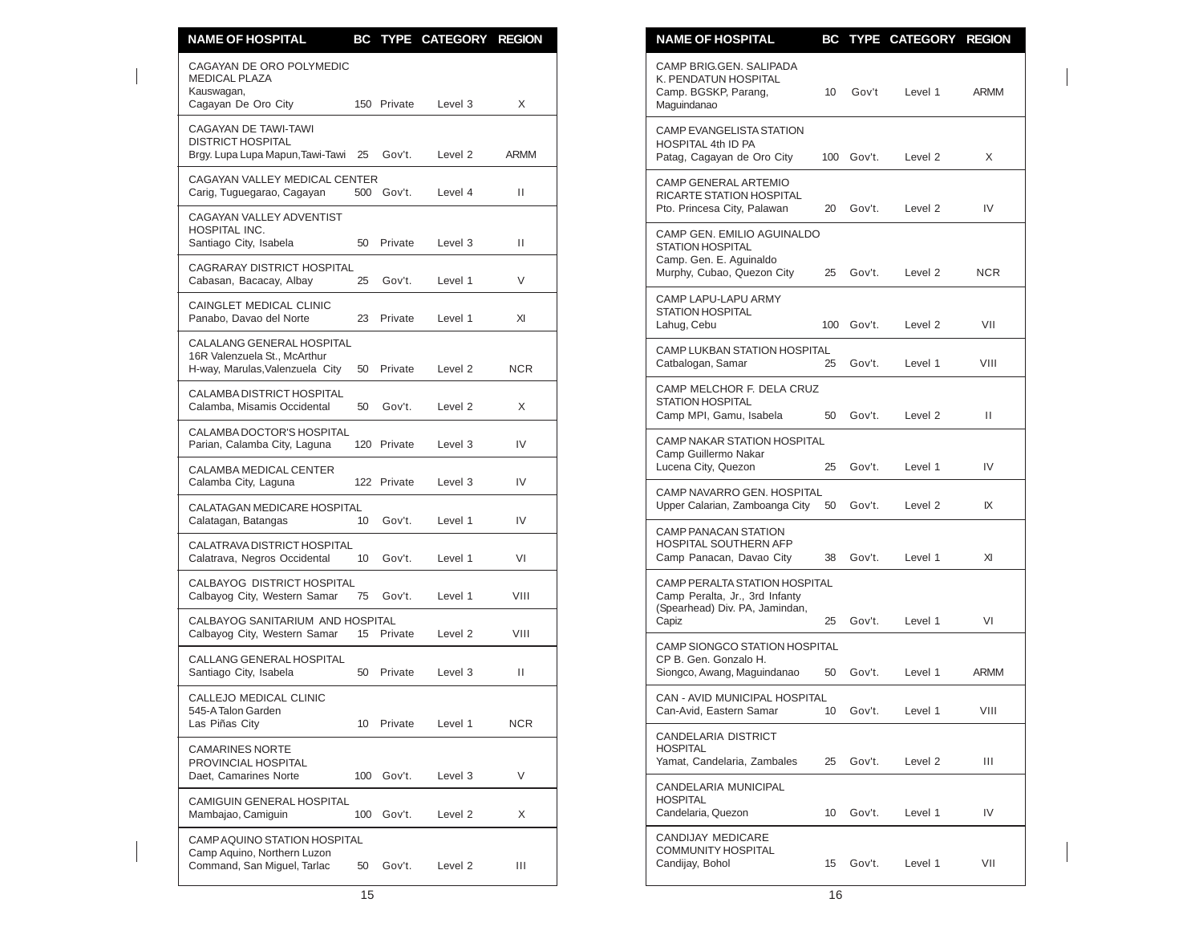| NAME OF HOSPITAL | BC | TYPE | CATEGORY | REGION |
|---|---|---|---|---|
| CAGAYAN DE ORO POLYMEDIC MEDICAL PLAZA Kauswagan, Cagayan De Oro City | 150 | Private | Level 3 | X |
| CAGAYAN DE TAWI-TAWI DISTRICT HOSPITAL Brgy. Lupa Lupa Mapun,Tawi-Tawi | 25 | Gov't. | Level 2 | ARMM |
| CAGAYAN VALLEY MEDICAL CENTER Carig, Tuguegarao, Cagayan | 500 | Gov't. | Level 4 | II |
| CAGAYAN VALLEY ADVENTIST HOSPITAL INC. Santiago City, Isabela | 50 | Private | Level 3 | II |
| CAGRARAY DISTRICT HOSPITAL Cabasan, Bacacay, Albay | 25 | Gov't. | Level 1 | V |
| CAINGLET MEDICAL CLINIC Panabo, Davao del Norte | 23 | Private | Level 1 | XI |
| CALALANG GENERAL HOSPITAL 16R Valenzuela St., McArthur H-way, Marulas,Valenzuela City | 50 | Private | Level 2 | NCR |
| CALAMBA DISTRICT HOSPITAL Calamba, Misamis Occidental | 50 | Gov't. | Level 2 | X |
| CALAMBA DOCTOR'S HOSPITAL Parian, Calamba City, Laguna | 120 | Private | Level 3 | IV |
| CALAMBA MEDICAL CENTER Calamba City, Laguna | 122 | Private | Level 3 | IV |
| CALATAGAN MEDICARE HOSPITAL Calatagan, Batangas | 10 | Gov't. | Level 1 | IV |
| CALATRAVA DISTRICT HOSPITAL Calatrava, Negros Occidental | 10 | Gov't. | Level 1 | VI |
| CALBAYOG DISTRICT HOSPITAL Calbayog City, Western Samar | 75 | Gov't. | Level 1 | VIII |
| CALBAYOG SANITARIUM AND HOSPITAL Calbayog City, Western Samar | 15 | Private | Level 2 | VIII |
| CALLANG GENERAL HOSPITAL Santiago City, Isabela | 50 | Private | Level 3 | II |
| CALLEJO MEDICAL CLINIC 545-A Talon Garden Las Piñas City | 10 | Private | Level 1 | NCR |
| CAMARINES NORTE PROVINCIAL HOSPITAL Daet, Camarines Norte | 100 | Gov't. | Level 3 | V |
| CAMIGUIN GENERAL HOSPITAL Mambajao, Camiguin | 100 | Gov't. | Level 2 | X |
| CAMP AQUINO STATION HOSPITAL Camp Aquino, Northern Luzon Command, San Miguel, Tarlac | 50 | Gov't. | Level 2 | III |
| CAMP BRIG.GEN. SALIPADA K. PENDATUN HOSPITAL Camp. BGSKP, Parang, Maguindanao | 10 | Gov't | Level 1 | ARMM |
| CAMP EVANGELISTA STATION HOSPITAL 4th ID PA Patag, Cagayan de Oro City | 100 | Gov't. | Level 2 | X |
| CAMP GENERAL ARTEMIO RICARTE STATION HOSPITAL Pto. Princesa City, Palawan | 20 | Gov't. | Level 2 | IV |
| CAMP GEN. EMILIO AGUINALDO STATION HOSPITAL Camp. Gen. E. Aguinaldo Murphy, Cubao, Quezon City | 25 | Gov't. | Level 2 | NCR |
| CAMP LAPU-LAPU ARMY STATION HOSPITAL Lahug, Cebu | 100 | Gov't. | Level 2 | VII |
| CAMP LUKBAN STATION HOSPITAL Catbalogan, Samar | 25 | Gov't. | Level 1 | VIII |
| CAMP MELCHOR F. DELA CRUZ STATION HOSPITAL Camp MPI, Gamu, Isabela | 50 | Gov't. | Level 2 | II |
| CAMP NAKAR STATION HOSPITAL Camp Guillermo Nakar Lucena City, Quezon | 25 | Gov't. | Level 1 | IV |
| CAMP NAVARRO GEN. HOSPITAL Upper Calarian, Zamboanga City | 50 | Gov't. | Level 2 | IX |
| CAMP PANACAN STATION HOSPITAL SOUTHERN AFP Camp Panacan, Davao City | 38 | Gov't. | Level 1 | XI |
| CAMP PERALTA STATION HOSPITAL Camp Peralta, Jr., 3rd Infanty (Spearhead) Div. PA, Jamindan, Capiz | 25 | Gov't. | Level 1 | VI |
| CAMP SIONGCO STATION HOSPITAL CP B. Gen. Gonzalo H. Siongco, Awang, Maguindanao | 50 | Gov't. | Level 1 | ARMM |
| CAN - AVID MUNICIPAL HOSPITAL Can-Avid, Eastern Samar | 10 | Gov't. | Level 1 | VIII |
| CANDELARIA DISTRICT HOSPITAL Yamat, Candelaria, Zambales | 25 | Gov't. | Level 2 | III |
| CANDELARIA MUNICIPAL HOSPITAL Candelaria, Quezon | 10 | Gov't. | Level 1 | IV |
| CANDIJAY MEDICARE COMMUNITY HOSPITAL Candijay, Bohol | 15 | Gov't. | Level 1 | VII |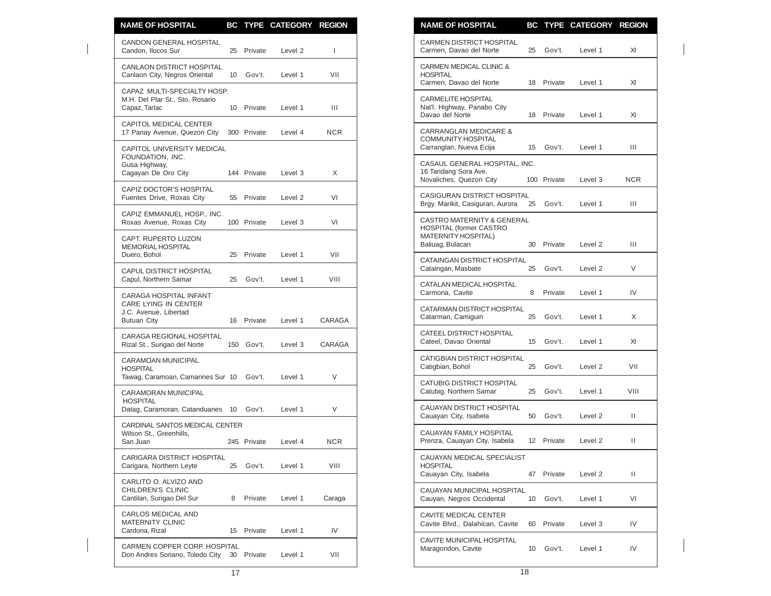| NAME OF HOSPITAL | BC | TYPE | CATEGORY | REGION |
|---|---|---|---|---|
| CANDON GENERAL HOSPITAL Candon, Ilocos Sur | 25 | Private | Level 2 | I |
| CANLAON DISTRICT HOSPITAL Canlaon City, Negros Oriental | 10 | Gov't. | Level 1 | VII |
| CAPAZ MULTI-SPECIALTY HOSP. M.H. Del Plar St., Sto. Rosario Capaz, Tarlac | 10 | Private | Level 1 | III |
| CAPITOL MEDICAL CENTER 17 Panay Avenue, Quezon City | 300 | Private | Level 4 | NCR |
| CAPITOL UNIVERSITY MEDICAL FOUNDATION, INC. Gusa Highway, Cagayan De Oro City | 144 | Private | Level 3 | X |
| CAPIZ DOCTOR'S HOSPITAL Fuentes Drive, Roxas City | 55 | Private | Level 2 | VI |
| CAPIZ EMMANUEL HOSP., INC. Roxas Avenue, Roxas City | 100 | Private | Level 3 | VI |
| CAPT. RUPERTO LUZON MEMORIAL HOSPITAL Duero, Bohol | 25 | Private | Level 1 | VII |
| CAPUL DISTRICT HOSPITAL Capul, Northern Samar | 25 | Gov't. | Level 1 | VIII |
| CARAGA HOSPITAL INFANT CARE LYING IN CENTER J.C. Avenue, Libertad Butuan City | 16 | Private | Level 1 | CARAGA |
| CARAGA REGIONAL HOSPITAL Rizal St., Surigao del Norte | 150 | Gov't. | Level 3 | CARAGA |
| CARAMOAN MUNICIPAL HOSPITAL Tawag, Caramoan, Camarines Sur | 10 | Gov't. | Level 1 | V |
| CARAMORAN MUNICIPAL HOSPITAL Datag, Caramoran, Catanduanes | 10 | Gov't. | Level 1 | V |
| CARDINAL SANTOS MEDICAL CENTER Wilson St., Greenhills, San Juan | 245 | Private | Level 4 | NCR |
| CARIGARA DISTRICT HOSPITAL Carigara, Northern Leyte | 25 | Gov't. | Level 1 | VIII |
| CARLITO O. ALVIZO AND CHILDREN'S CLINIC Cantilan, Surigao Del Sur | 8 | Private | Level 1 | Caraga |
| CARLOS MEDICAL AND MATERNITY CLINIC Cardona, Rizal | 15 | Private | Level 1 | IV |
| CARMEN COPPER CORP. HOSPITAL Don Andres Soriano, Toledo City | 30 | Private | Level 1 | VII |
| CARMEN DISTRICT HOSPITAL Carmen, Davao del Norte | 25 | Gov't. | Level 1 | XI |
| CARMEN MEDICAL CLINIC & HOSPITAL Carmen, Davao del Norte | 18 | Private | Level 1 | XI |
| CARMELITE HOSPITAL Nat'l. Highway, Panabo City Davao del Norte | 18 | Private | Level 1 | XI |
| CARRANGLAN MEDICARE & COMMUNITY HOSPITAL Carranglan, Nueva Ecija | 15 | Gov't. | Level 1 | III |
| CASAUL GENERAL HOSPITAL, INC. 16 Tandang Sora Ave. Novaliches, Quezon City | 100 | Private | Level 3 | NCR |
| CASIGURAN DISTRICT HOSPITAL Brgy. Marikit, Casiguran, Aurora | 25 | Gov't. | Level 1 | III |
| CASTRO MATERNITY & GENERAL HOSPITAL (former CASTRO MATERNITY HOSPITAL) Baliuag, Bulacan | 30 | Private | Level 2 | III |
| CATAINGAN DISTRICT HOSPITAL Cataingan, Masbate | 25 | Gov't. | Level 2 | V |
| CATALAN MEDICAL HOSPITAL Carmona, Cavite | 8 | Private | Level 1 | IV |
| CATARMAN DISTRICT HOSPITAL Catarman, Camiguin | 25 | Gov't. | Level 1 | X |
| CATEEL DISTRICT HOSPITAL Cateel, Davao Oriental | 15 | Gov't. | Level 1 | XI |
| CATIGBIAN DISTRICT HOSPITAL Catigbian, Bohol | 25 | Gov't. | Level 2 | VII |
| CATUBIG DISTRICT HOSPITAL Catubig, Northern Samar | 25 | Gov't. | Level 1 | VIII |
| CAUAYAN DISTRICT HOSPITAL Cauayan City, Isabela | 50 | Gov't. | Level 2 | II |
| CAUAYAN FAMILY HOSPITAL Prenza, Cauayan City, Isabela | 12 | Private | Level 2 | II |
| CAUAYAN MEDICAL SPECIALIST HOSPITAL Cauayan City, Isabela | 47 | Private | Level 2 | II |
| CAUAYAN MUNICIPAL HOSPITAL Cauyan, Negros Occidental | 10 | Gov't. | Level 1 | VI |
| CAVITE MEDICAL CENTER Cavite Blvd., Dalahican, Cavite | 60 | Private | Level 3 | IV |
| CAVITE MUNICIPAL HOSPITAL Maragondon, Cavite | 10 | Gov't. | Level 1 | IV |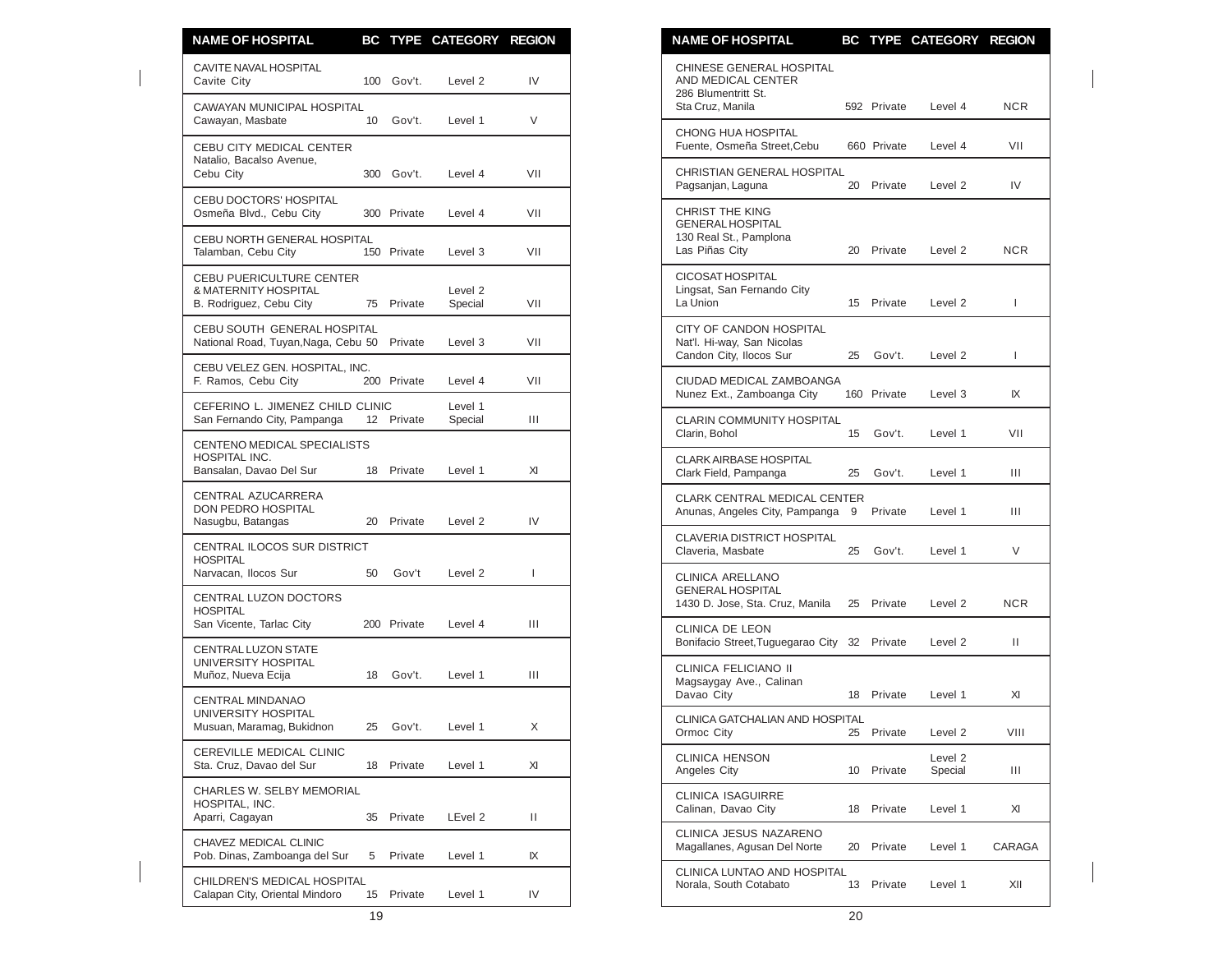| NAME OF HOSPITAL | BC | TYPE | CATEGORY | REGION |
|---|---|---|---|---|
| CAVITE NAVAL HOSPITAL Cavite City | 100 | Gov't. | Level 2 | IV |
| CAWAYAN MUNICIPAL HOSPITAL Cawayan, Masbate | 10 | Gov't. | Level 1 | V |
| CEBU CITY MEDICAL CENTER Natalio, Bacalso Avenue, Cebu City | 300 | Gov't. | Level 4 | VII |
| CEBU DOCTORS' HOSPITAL Osmeña Blvd., Cebu City | 300 | Private | Level 4 | VII |
| CEBU NORTH GENERAL HOSPITAL Talamban, Cebu City | 150 | Private | Level 3 | VII |
| CEBU PUERICULTURE CENTER & MATERNITY HOSPITAL B. Rodriguez, Cebu City | 75 | Private | Level 2 Special | VII |
| CEBU SOUTH GENERAL HOSPITAL National Road, Tuyan,Naga, Cebu | 50 | Private | Level 3 | VII |
| CEBU VELEZ GEN. HOSPITAL, INC. F. Ramos, Cebu City | 200 | Private | Level 4 | VII |
| CEFERINO L. JIMENEZ CHILD CLINIC San Fernando City, Pampanga | 12 | Private | Level 1 Special | III |
| CENTENO MEDICAL SPECIALISTS HOSPITAL INC. Bansalan, Davao Del Sur | 18 | Private | Level 1 | XI |
| CENTRAL AZUCARRERA DON PEDRO HOSPITAL Nasugbu, Batangas | 20 | Private | Level 2 | IV |
| CENTRAL ILOCOS SUR DISTRICT HOSPITAL Narvacan, Ilocos Sur | 50 | Gov't | Level 2 | I |
| CENTRAL LUZON DOCTORS HOSPITAL San Vicente, Tarlac City | 200 | Private | Level 4 | III |
| CENTRAL LUZON STATE UNIVERSITY HOSPITAL Muñoz, Nueva Ecija | 18 | Gov't. | Level 1 | III |
| CENTRAL MINDANAO UNIVERSITY HOSPITAL Musuan, Maramag, Bukidnon | 25 | Gov't. | Level 1 | X |
| CEREVILLE MEDICAL CLINIC Sta. Cruz, Davao del Sur | 18 | Private | Level 1 | XI |
| CHARLES W. SELBY MEMORIAL HOSPITAL, INC. Aparri, Cagayan | 35 | Private | LEvel 2 | II |
| CHAVEZ MEDICAL CLINIC Pob. Dinas, Zamboanga del Sur | 5 | Private | Level 1 | IX |
| CHILDREN'S MEDICAL HOSPITAL Calapan City, Oriental Mindoro | 15 | Private | Level 1 | IV |
| CHINESE GENERAL HOSPITAL AND MEDICAL CENTER 286 Blumentritt St. Sta Cruz, Manila | 592 | Private | Level 4 | NCR |
| CHONG HUA HOSPITAL Fuente, Osmeña Street,Cebu | 660 | Private | Level 4 | VII |
| CHRISTIAN GENERAL HOSPITAL Pagsanjan, Laguna | 20 | Private | Level 2 | IV |
| CHRIST THE KING GENERAL HOSPITAL 130 Real St., Pamplona Las Piñas City | 20 | Private | Level 2 | NCR |
| CICOSAT HOSPITAL Lingsat, San Fernando City La Union | 15 | Private | Level 2 | I |
| CITY OF CANDON HOSPITAL Nat'l. Hi-way, San Nicolas Candon City, Ilocos Sur | 25 | Gov't. | Level 2 | I |
| CIUDAD MEDICAL ZAMBOANGA Nunez Ext., Zamboanga City | 160 | Private | Level 3 | IX |
| CLARIN COMMUNITY HOSPITAL Clarin, Bohol | 15 | Gov't. | Level 1 | VII |
| CLARK AIRBASE HOSPITAL Clark Field, Pampanga | 25 | Gov't. | Level 1 | III |
| CLARK CENTRAL MEDICAL CENTER Anunas, Angeles City, Pampanga | 9 | Private | Level 1 | III |
| CLAVERIA DISTRICT HOSPITAL Claveria, Masbate | 25 | Gov't. | Level 1 | V |
| CLINICA ARELLANO GENERAL HOSPITAL 1430 D. Jose, Sta. Cruz, Manila | 25 | Private | Level 2 | NCR |
| CLINICA DE LEON Bonifacio Street,Tuguegarao City | 32 | Private | Level 2 | II |
| CLINICA FELICIANO II Magsaygay Ave., Calinan Davao City | 18 | Private | Level 1 | XI |
| CLINICA GATCHALIAN AND HOSPITAL Ormoc City | 25 | Private | Level 2 | VIII |
| CLINICA HENSON Angeles City | 10 | Private | Level 2 Special | III |
| CLINICA ISAGUIRRE Calinan, Davao City | 18 | Private | Level 1 | XI |
| CLINICA JESUS NAZARENO Magallanes, Agusan Del Norte | 20 | Private | Level 1 | CARAGA |
| CLINICA LUNTAO AND HOSPITAL Norala, South Cotabato | 13 | Private | Level 1 | XII |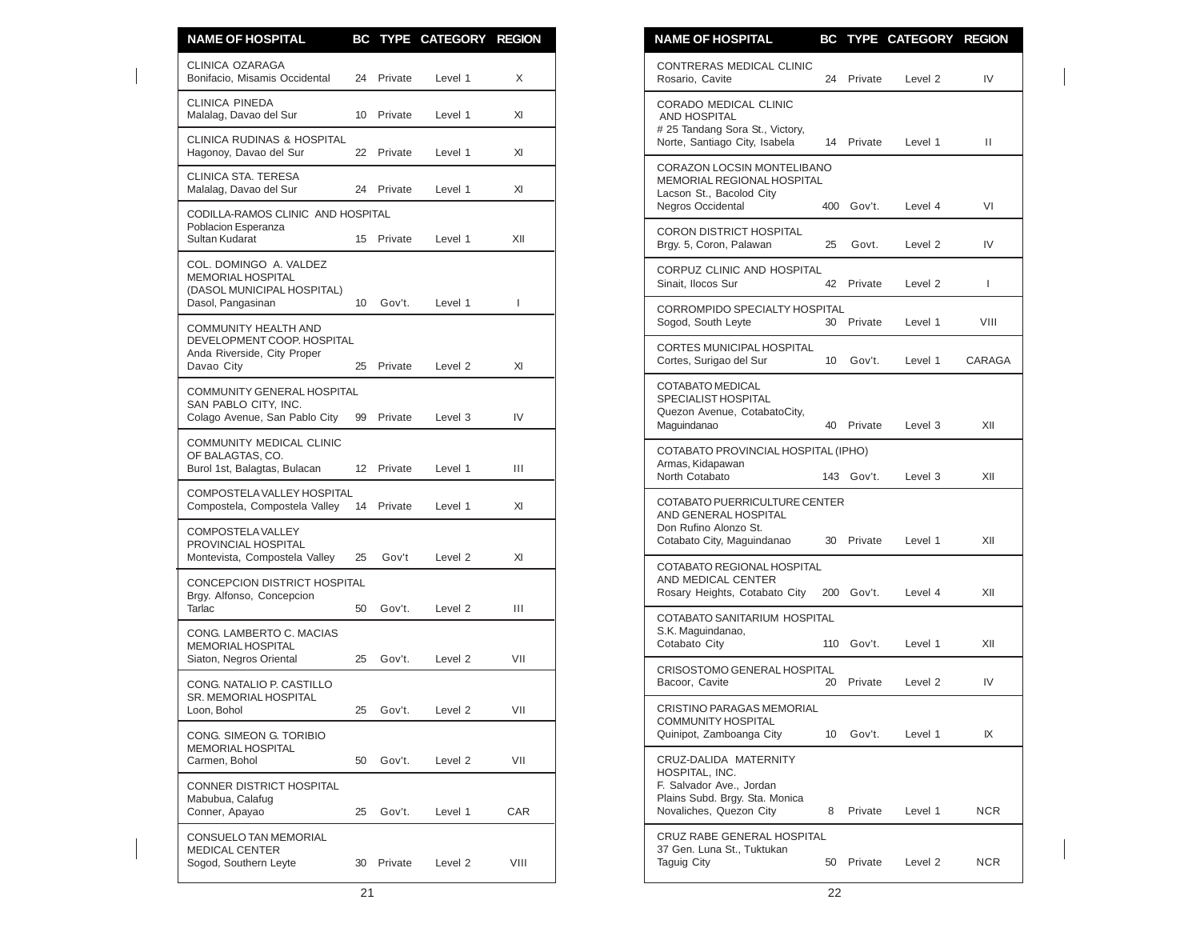| NAME OF HOSPITAL | BC | TYPE | CATEGORY | REGION |
|---|---|---|---|---|
| CLINICA OZARAGA Bonifacio, Misamis Occidental | 24 | Private | Level 1 | X |
| CLINICA PINEDA Malalag, Davao del Sur | 10 | Private | Level 1 | XI |
| CLINICA RUDINAS & HOSPITAL Hagonoy, Davao del Sur | 22 | Private | Level 1 | XI |
| CLINICA STA. TERESA Malalag, Davao del Sur | 24 | Private | Level 1 | XI |
| CODILLA-RAMOS CLINIC AND HOSPITAL Poblacion Esperanza Sultan Kudarat | 15 | Private | Level 1 | XII |
| COL. DOMINGO A. VALDEZ MEMORIAL HOSPITAL (DASOL MUNICIPAL HOSPITAL) Dasol, Pangasinan | 10 | Gov't. | Level 1 | I |
| COMMUNITY HEALTH AND DEVELOPMENT COOP. HOSPITAL Anda Riverside, City Proper Davao City | 25 | Private | Level 2 | XI |
| COMMUNITY GENERAL HOSPITAL SAN PABLO CITY, INC. Colago Avenue, San Pablo City | 99 | Private | Level 3 | IV |
| COMMUNITY MEDICAL CLINIC OF BALAGTAS, CO. Burol 1st, Balagtas, Bulacan | 12 | Private | Level 1 | III |
| COMPOSTELA VALLEY HOSPITAL Compostela, Compostela Valley | 14 | Private | Level 1 | XI |
| COMPOSTELA VALLEY PROVINCIAL HOSPITAL Montevista, Compostela Valley | 25 | Gov't | Level 2 | XI |
| CONCEPCION DISTRICT HOSPITAL Brgy. Alfonso, Concepcion Tarlac | 50 | Gov't. | Level 2 | III |
| CONG. LAMBERTO C. MACIAS MEMORIAL HOSPITAL Siaton, Negros Oriental | 25 | Gov't. | Level 2 | VII |
| CONG. NATALIO P. CASTILLO SR. MEMORIAL HOSPITAL Loon, Bohol | 25 | Gov't. | Level 2 | VII |
| CONG. SIMEON G. TORIBIO MEMORIAL HOSPITAL Carmen, Bohol | 50 | Gov't. | Level 2 | VII |
| CONNER DISTRICT HOSPITAL Mabubua, Calafug Conner, Apayao | 25 | Gov't. | Level 1 | CAR |
| CONSUELO TAN MEMORIAL MEDICAL CENTER Sogod, Southern Leyte | 30 | Private | Level 2 | VIII |
| CONTRERAS MEDICAL CLINIC Rosario, Cavite | 24 | Private | Level 2 | IV |
| CORADO MEDICAL CLINIC AND HOSPITAL # 25 Tandang Sora St., Victory, Norte, Santiago City, Isabela | 14 | Private | Level 1 | II |
| CORAZON LOCSIN MONTELIBANO MEMORIAL REGIONAL HOSPITAL Lacson St., Bacolod City Negros Occidental | 400 | Gov't. | Level 4 | VI |
| CORON DISTRICT HOSPITAL Brgy. 5, Coron, Palawan | 25 | Govt. | Level 2 | IV |
| CORPUZ CLINIC AND HOSPITAL Sinait, Ilocos Sur | 42 | Private | Level 2 | I |
| CORROMPIDO SPECIALTY HOSPITAL Sogod, South Leyte | 30 | Private | Level 1 | VIII |
| CORTES MUNICIPAL HOSPITAL Cortes, Surigao del Sur | 10 | Gov't. | Level 1 | CARAGA |
| COTABATO MEDICAL SPECIALIST HOSPITAL Quezon Avenue, CotabatoCity, Maguindanao | 40 | Private | Level 3 | XII |
| COTABATO PROVINCIAL HOSPITAL (IPHO) Armas, Kidapawan North Cotabato | 143 | Gov't. | Level 3 | XII |
| COTABATO PUERRICULTURE CENTER AND GENERAL HOSPITAL Don Rufino Alonzo St. Cotabato City, Maguindanao | 30 | Private | Level 1 | XII |
| COTABATO REGIONAL HOSPITAL AND MEDICAL CENTER Rosary Heights, Cotabato City | 200 | Gov't. | Level 4 | XII |
| COTABATO SANITARIUM HOSPITAL S.K. Maguindanao, Cotabato City | 110 | Gov't. | Level 1 | XII |
| CRISOSTOMO GENERAL HOSPITAL Bacoor, Cavite | 20 | Private | Level 2 | IV |
| CRISTINO PARAGAS MEMORIAL COMMUNITY HOSPITAL Quinipot, Zamboanga City | 10 | Gov't. | Level 1 | IX |
| CRUZ-DALIDA MATERNITY HOSPITAL, INC. F. Salvador Ave., Jordan Plains Subd. Brgy. Sta. Monica Novaliches, Quezon City | 8 | Private | Level 1 | NCR |
| CRUZ RABE GENERAL HOSPITAL 37 Gen. Luna St., Tuktukan Taguig City | 50 | Private | Level 2 | NCR |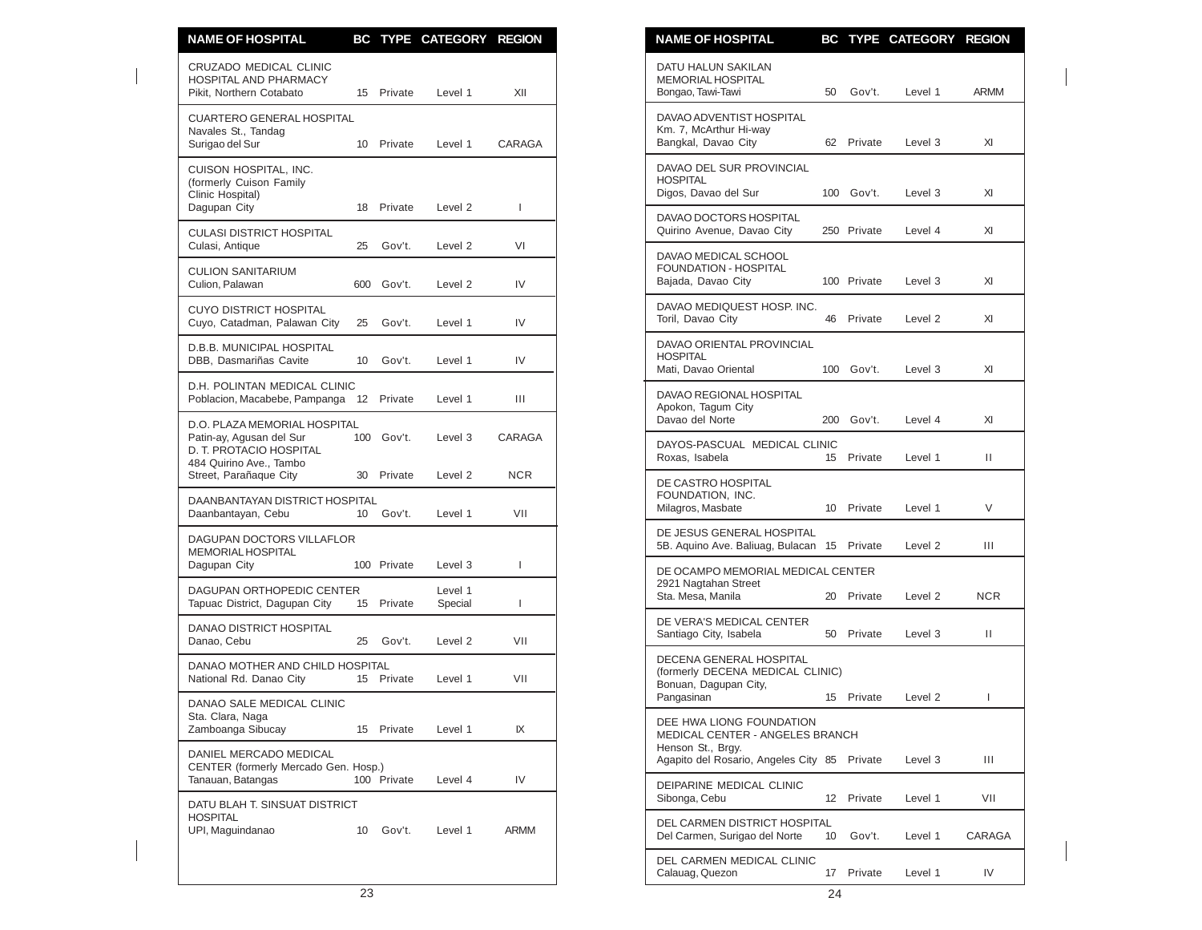| NAME OF HOSPITAL | BC | TYPE | CATEGORY | REGION |
|---|---|---|---|---|
| CRUZADO MEDICAL CLINIC HOSPITAL AND PHARMACY Pikit, Northern Cotabato | 15 | Private | Level 1 | XII |
| CUARTERO GENERAL HOSPITAL Navales St., Tandag Surigao del Sur | 10 | Private | Level 1 | CARAGA |
| CUISON HOSPITAL, INC. (formerly Cuison Family Clinic Hospital) Dagupan City | 18 | Private | Level 2 | I |
| CULASI DISTRICT HOSPITAL Culasi, Antique | 25 | Gov't. | Level 2 | VI |
| CULION SANITARIUM Culion, Palawan | 600 | Gov't. | Level 2 | IV |
| CUYO DISTRICT HOSPITAL Cuyo, Catadman, Palawan City | 25 | Gov't. | Level 1 | IV |
| D.B.B. MUNICIPAL HOSPITAL DBB, Dasmariñas Cavite | 10 | Gov't. | Level 1 | IV |
| D.H. POLINTAN MEDICAL CLINIC Poblacion, Macabebe, Pampanga | 12 | Private | Level 1 | III |
| D.O. PLAZA MEMORIAL HOSPITAL Patin-ay, Agusan del Sur | 100 | Gov't. | Level 3 | CARAGA |
| D. T. PROTACIO HOSPITAL 484 Quirino Ave., Tambo Street, Parañaque City | 30 | Private | Level 2 | NCR |
| DAANBANTAYAN DISTRICT HOSPITAL Daanbantayan, Cebu | 10 | Gov't. | Level 1 | VII |
| DAGUPAN DOCTORS VILLAFLOR MEMORIAL HOSPITAL Dagupan City | 100 | Private | Level 3 | I |
| DAGUPAN ORTHOPEDIC CENTER Tapuac District, Dagupan City | 15 | Private | Level 1 Special | I |
| DANAO DISTRICT HOSPITAL Danao, Cebu | 25 | Gov't. | Level 2 | VII |
| DANAO MOTHER AND CHILD HOSPITAL National Rd. Danao City | 15 | Private | Level 1 | VII |
| DANAO SALE MEDICAL CLINIC Sta. Clara, Naga Zamboanga Sibucay | 15 | Private | Level 1 | IX |
| DANIEL MERCADO MEDICAL CENTER (formerly Mercado Gen. Hosp.) Tanauan, Batangas | 100 | Private | Level 4 | IV |
| DATU BLAH T. SINSUAT DISTRICT HOSPITAL UPI, Maguindanao | 10 | Gov't. | Level 1 | ARMM |
| DATU HALUN SAKILAN MEMORIAL HOSPITAL Bongao, Tawi-Tawi | 50 | Gov't. | Level 1 | ARMM |
| DAVAO ADVENTIST HOSPITAL Km. 7, McArthur Hi-way Bangkal, Davao City | 62 | Private | Level 3 | XI |
| DAVAO DEL SUR PROVINCIAL HOSPITAL Digos, Davao del Sur | 100 | Gov't. | Level 3 | XI |
| DAVAO DOCTORS HOSPITAL Quirino Avenue, Davao City | 250 | Private | Level 4 | XI |
| DAVAO MEDICAL SCHOOL FOUNDATION - HOSPITAL Bajada, Davao City | 100 | Private | Level 3 | XI |
| DAVAO MEDIQUEST HOSP. INC. Toril, Davao City | 46 | Private | Level 2 | XI |
| DAVAO ORIENTAL PROVINCIAL HOSPITAL Mati, Davao Oriental | 100 | Gov't. | Level 3 | XI |
| DAVAO REGIONAL HOSPITAL Apokon, Tagum City Davao del Norte | 200 | Gov't. | Level 4 | XI |
| DAYOS-PASCUAL MEDICAL CLINIC Roxas, Isabela | 15 | Private | Level 1 | II |
| DE CASTRO HOSPITAL FOUNDATION, INC. Milagros, Masbate | 10 | Private | Level 1 | V |
| DE JESUS GENERAL HOSPITAL 5B. Aquino Ave. Baliuag, Bulacan | 15 | Private | Level 2 | III |
| DE OCAMPO MEMORIAL MEDICAL CENTER 2921 Nagtahan Street Sta. Mesa, Manila | 20 | Private | Level 2 | NCR |
| DE VERA'S MEDICAL CENTER Santiago City, Isabela | 50 | Private | Level 3 | II |
| DECENA GENERAL HOSPITAL (formerly DECENA MEDICAL CLINIC) Bonuan, Dagupan City, Pangasinan | 15 | Private | Level 2 | I |
| DEE HWA LIONG FOUNDATION MEDICAL CENTER - ANGELES BRANCH Henson St., Brgy. Agapito del Rosario, Angeles City | 85 | Private | Level 3 | III |
| DEIPARINE MEDICAL CLINIC Sibonga, Cebu | 12 | Private | Level 1 | VII |
| DEL CARMEN DISTRICT HOSPITAL Del Carmen, Surigao del Norte | 10 | Gov't. | Level 1 | CARAGA |
| DEL CARMEN MEDICAL CLINIC Calauag, Quezon | 17 | Private | Level 1 | IV |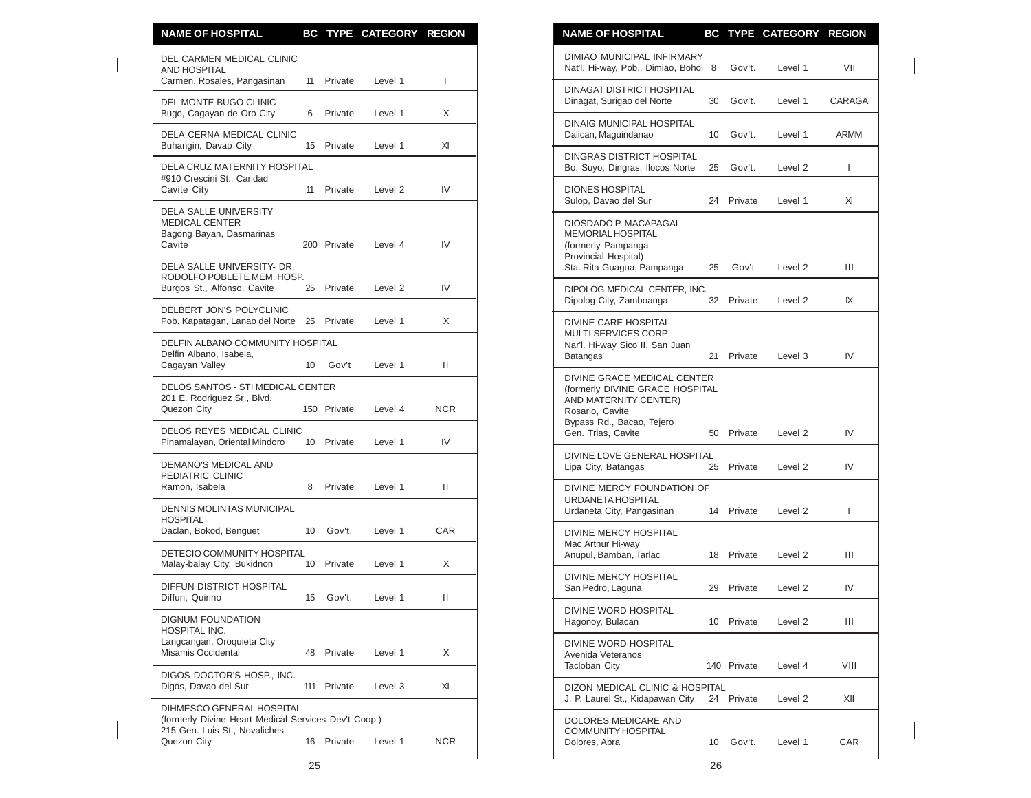| NAME OF HOSPITAL | BC | TYPE | CATEGORY | REGION |
|---|---|---|---|---|
| DEL CARMEN MEDICAL CLINIC AND HOSPITAL<br>Carmen, Rosales, Pangasinan | 11 | Private | Level 1 | I |
| DEL MONTE BUGO CLINIC<br>Bugo, Cagayan de Oro City | 6 | Private | Level 1 | X |
| DELA CERNA MEDICAL CLINIC<br>Buhangin, Davao City | 15 | Private | Level 1 | XI |
| DELA CRUZ MATERNITY HOSPITAL<br>#910 Crescini St., Caridad<br>Cavite City | 11 | Private | Level 2 | IV |
| DELA SALLE UNIVERSITY MEDICAL CENTER<br>Bagong Bayan, Dasmarinas<br>Cavite | 200 | Private | Level 4 | IV |
| DELA SALLE UNIVERSITY- DR. RODOLFO POBLETE MEM. HOSP.<br>Burgos St., Alfonso, Cavite | 25 | Private | Level 2 | IV |
| DELBERT JON'S POLYCLINIC<br>Pob. Kapatagan, Lanao del Norte | 25 | Private | Level 1 | X |
| DELFIN ALBANO COMMUNITY HOSPITAL<br>Delfin Albano, Isabela,<br>Cagayan Valley | 10 | Gov't | Level 1 | II |
| DELOS SANTOS - STI MEDICAL CENTER<br>201 E. Rodriguez Sr., Blvd.<br>Quezon City | 150 | Private | Level 4 | NCR |
| DELOS REYES MEDICAL CLINIC<br>Pinamalayan, Oriental Mindoro | 10 | Private | Level 1 | IV |
| DEMANO'S MEDICAL AND PEDIATRIC CLINIC<br>Ramon, Isabela | 8 | Private | Level 1 | II |
| DENNIS MOLINTAS MUNICIPAL HOSPITAL<br>Daclan, Bokod, Benguet | 10 | Gov't. | Level 1 | CAR |
| DETECIO COMMUNITY HOSPITAL<br>Malay-balay City, Bukidnon | 10 | Private | Level 1 | X |
| DIFFUN DISTRICT HOSPITAL<br>Diffun, Quirino | 15 | Gov't. | Level 1 | II |
| DIGNUM FOUNDATION HOSPITAL INC.<br>Langcangan, Oroquieta City<br>Misamis Occidental | 48 | Private | Level 1 | X |
| DIGOS DOCTOR'S HOSP., INC.<br>Digos, Davao del Sur | 111 | Private | Level 3 | XI |
| DIHMESCO GENERAL HOSPITAL<br>(formerly Divine Heart Medical Services Dev't Coop.)<br>215 Gen. Luis St., Novaliches<br>Quezon City | 16 | Private | Level 1 | NCR |
| DIMIAO MUNICIPAL INFIRMARY<br>Nat'l. Hi-way, Pob., Dimiao, Bohol | 8 | Gov't. | Level 1 | VII |
| DINAGAT DISTRICT HOSPITAL<br>Dinagat, Surigao del Norte | 30 | Gov't. | Level 1 | CARAGA |
| DINAIG MUNICIPAL HOSPITAL<br>Dalican, Maguindanao | 10 | Gov't. | Level 1 | ARMM |
| DINGRAS DISTRICT HOSPITAL<br>Bo. Suyo, Dingras, Ilocos Norte | 25 | Gov't. | Level 2 | I |
| DIONES HOSPITAL<br>Sulop, Davao del Sur | 24 | Private | Level 1 | XI |
| DIOSDADO P. MACAPAGAL MEMORIAL HOSPITAL<br>(formerly Pampanga Provincial Hospital)<br>Sta. Rita-Guagua, Pampanga | 25 | Gov't | Level 2 | III |
| DIPOLOG MEDICAL CENTER, INC.<br>Dipolog City, Zamboanga | 32 | Private | Level 2 | IX |
| DIVINE CARE HOSPITAL MULTI SERVICES CORP<br>Nar'l. Hi-way Sico II, San Juan<br>Batangas | 21 | Private | Level 3 | IV |
| DIVINE GRACE MEDICAL CENTER<br>(formerly DIVINE GRACE HOSPITAL AND MATERNITY CENTER)<br>Rosario, Cavite<br>Bypass Rd., Bacao, Tejero<br>Gen. Trias, Cavite | 50 | Private | Level 2 | IV |
| DIVINE LOVE GENERAL HOSPITAL<br>Lipa City, Batangas | 25 | Private | Level 2 | IV |
| DIVINE MERCY FOUNDATION OF URDANETA HOSPITAL<br>Urdaneta City, Pangasinan | 14 | Private | Level 2 | I |
| DIVINE MERCY HOSPITAL<br>Mac Arthur Hi-way<br>Anupul, Bamban, Tarlac | 18 | Private | Level 2 | III |
| DIVINE MERCY HOSPITAL<br>San Pedro, Laguna | 29 | Private | Level 2 | IV |
| DIVINE WORD HOSPITAL<br>Hagonoy, Bulacan | 10 | Private | Level 2 | III |
| DIVINE WORD HOSPITAL<br>Avenida Veteranos<br>Tacloban City | 140 | Private | Level 4 | VIII |
| DIZON MEDICAL CLINIC & HOSPITAL<br>J. P. Laurel St., Kidapawan City | 24 | Private | Level 2 | XII |
| DOLORES MEDICARE AND COMMUNITY HOSPITAL<br>Dolores, Abra | 10 | Gov't. | Level 1 | CAR |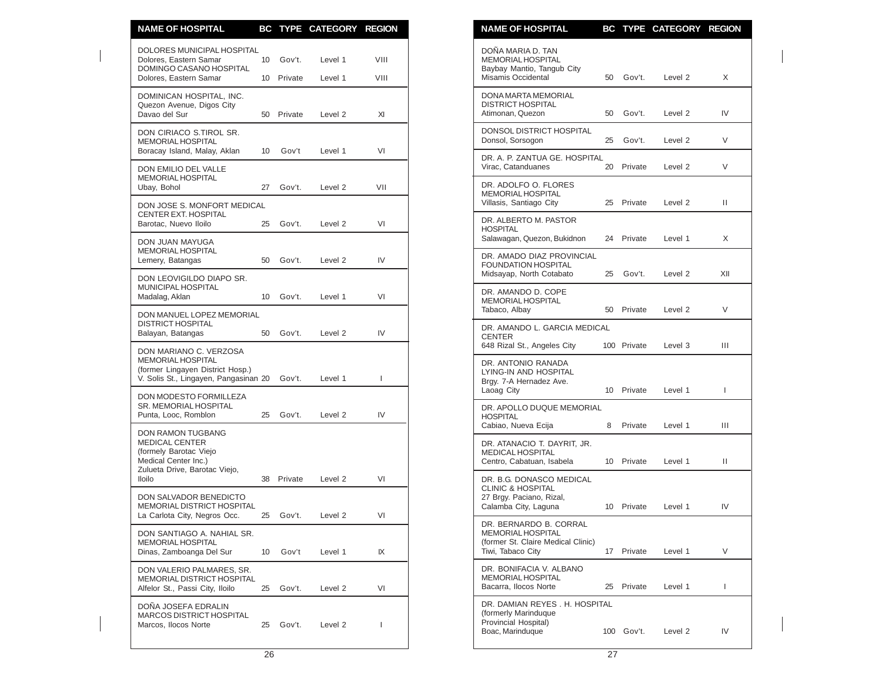| NAME OF HOSPITAL | BC | TYPE | CATEGORY | REGION |
|---|---|---|---|---|
| DOLORES MUNICIPAL HOSPITAL Dolores, Eastern Samar | 10 | Gov't. | Level 1 | VIII |
| DOMINGO CASANO HOSPITAL Dolores, Eastern Samar | 10 | Private | Level 1 | VIII |
| DOMINICAN HOSPITAL, INC. Quezon Avenue, Digos City Davao del Sur | 50 | Private | Level 2 | XI |
| DON CIRIACO S.TIROL SR. MEMORIAL HOSPITAL Boracay Island, Malay, Aklan | 10 | Gov't | Level 1 | VI |
| DON EMILIO DEL VALLE MEMORIAL HOSPITAL Ubay, Bohol | 27 | Gov't. | Level 2 | VII |
| DON JOSE S. MONFORT MEDICAL CENTER EXT. HOSPITAL Barotac, Nuevo Iloilo | 25 | Gov't. | Level 2 | VI |
| DON JUAN MAYUGA MEMORIAL HOSPITAL Lemery, Batangas | 50 | Gov't. | Level 2 | IV |
| DON LEOVIGILDO DIAPO SR. MUNICIPAL HOSPITAL Madalag, Aklan | 10 | Gov't. | Level 1 | VI |
| DON MANUEL LOPEZ MEMORIAL DISTRICT HOSPITAL Balayan, Batangas | 50 | Gov't. | Level 2 | IV |
| DON MARIANO C. VERZOSA MEMORIAL HOSPITAL (former Lingayen District Hosp.) V. Solis St., Lingayen, Pangasinan | 20 | Gov't. | Level 1 | I |
| DON MODESTO FORMILLEZA SR. MEMORIAL HOSPITAL Punta, Looc, Romblon | 25 | Gov't. | Level 2 | IV |
| DON RAMON TUGBANG MEDICAL CENTER (formely Barotac Viejo Medical Center Inc.) Zulueta Drive, Barotac Viejo, Iloilo | 38 | Private | Level 2 | VI |
| DON SALVADOR BENEDICTO MEMORIAL DISTRICT HOSPITAL La Carlota City, Negros Occ. | 25 | Gov't. | Level 2 | VI |
| DON SANTIAGO A. NAHIAL SR. MEMORIAL HOSPITAL Dinas, Zamboanga Del Sur | 10 | Gov't | Level 1 | IX |
| DON VALERIO PALMARES, SR. MEMORIAL DISTRICT HOSPITAL Alfelor St., Passi City, Iloilo | 25 | Gov't. | Level 2 | VI |
| DOÑA JOSEFA EDRALIN MARCOS DISTRICT HOSPITAL Marcos, Ilocos Norte | 25 | Gov't. | Level 2 | I |
| DOÑA MARIA D. TAN MEMORIAL HOSPITAL Baybay Mantio, Tangub City Misamis Occidental | 50 | Gov't. | Level 2 | X |
| DONA MARTA MEMORIAL DISTRICT HOSPITAL Atimonan, Quezon | 50 | Gov't. | Level 2 | IV |
| DONSOL DISTRICT HOSPITAL Donsol, Sorsogon | 25 | Gov't. | Level 2 | V |
| DR. A. P. ZANTUA GE. HOSPITAL Virac, Catanduanes | 20 | Private | Level 2 | V |
| DR. ADOLFO O. FLORES MEMORIAL HOSPITAL Villasis, Santiago City | 25 | Private | Level 2 | II |
| DR. ALBERTO M. PASTOR HOSPITAL Salawagan, Quezon, Bukidnon | 24 | Private | Level 1 | X |
| DR. AMADO DIAZ PROVINCIAL FOUNDATION HOSPITAL Midsayap, North Cotabato | 25 | Gov't. | Level 2 | XII |
| DR. AMANDO D. COPE MEMORIAL HOSPITAL Tabaco, Albay | 50 | Private | Level 2 | V |
| DR. AMANDO L. GARCIA MEDICAL CENTER 648 Rizal St., Angeles City | 100 | Private | Level 3 | III |
| DR. ANTONIO RANADA LYING-IN AND HOSPITAL Brgy. 7-A Hernadez Ave. Laoag City | 10 | Private | Level 1 | I |
| DR. APOLLO DUQUE MEMORIAL HOSPITAL Cabiao, Nueva Ecija | 8 | Private | Level 1 | III |
| DR. ATANACIO T. DAYRIT, JR. MEDICAL HOSPITAL Centro, Cabatuan, Isabela | 10 | Private | Level 1 | II |
| DR. B.G. DONASCO MEDICAL CLINIC & HOSPITAL 27 Brgy. Paciano, Rizal, Calamba City, Laguna | 10 | Private | Level 1 | IV |
| DR. BERNARDO B. CORRAL MEMORIAL HOSPITAL (former St. Claire Medical Clinic) Tiwi, Tabaco City | 17 | Private | Level 1 | V |
| DR. BONIFACIA V. ALBANO MEMORIAL HOSPITAL Bacarra, Ilocos Norte | 25 | Private | Level 1 | I |
| DR. DAMIAN REYES . H. HOSPITAL (formerly Marinduque Provincial Hospital) Boac, Marinduque | 100 | Gov't. | Level 2 | IV |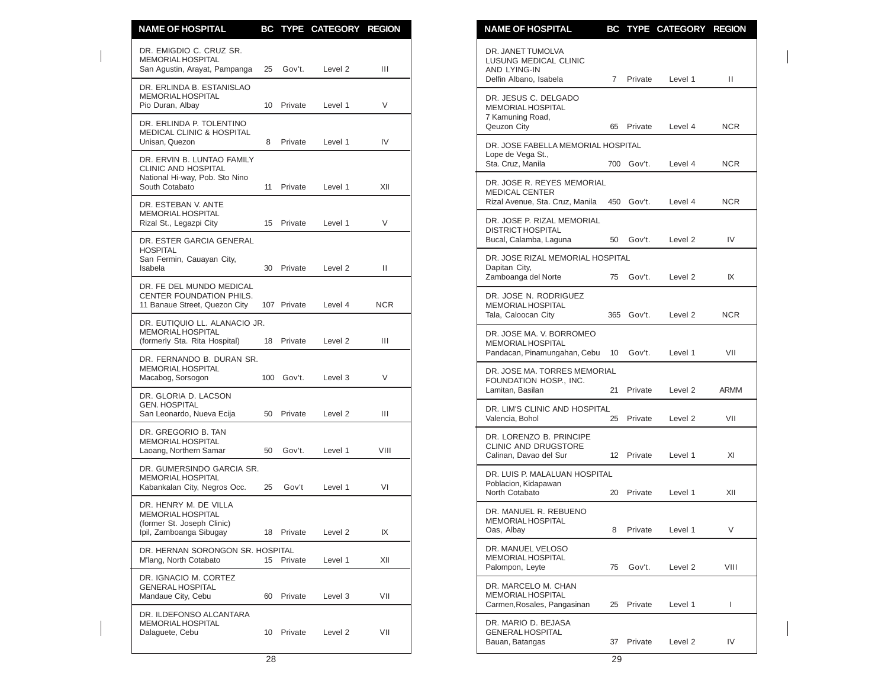| NAME OF HOSPITAL | BC | TYPE | CATEGORY | REGION |
|---|---|---|---|---|
| DR. EMIGDIO C. CRUZ SR. MEMORIAL HOSPITAL San Agustin, Arayat, Pampanga | 25 | Gov't. | Level 2 | III |
| DR. ERLINDA B. ESTANISLAO MEMORIAL HOSPITAL Pio Duran, Albay | 10 | Private | Level 1 | V |
| DR. ERLINDA P. TOLENTINO MEDICAL CLINIC & HOSPITAL Unisan, Quezon | 8 | Private | Level 1 | IV |
| DR. ERVIN B. LUNTAO FAMILY CLINIC AND HOSPITAL National Hi-way, Pob. Sto Nino South Cotabato | 11 | Private | Level 1 | XII |
| DR. ESTEBAN V. ANTE MEMORIAL HOSPITAL Rizal St., Legazpi City | 15 | Private | Level 1 | V |
| DR. ESTER GARCIA GENERAL HOSPITAL San Fermin, Cauayan City, Isabela | 30 | Private | Level 2 | II |
| DR. FE DEL MUNDO MEDICAL CENTER FOUNDATION PHILS. 11 Banaue Street, Quezon City | 107 | Private | Level 4 | NCR |
| DR. EUTIQUIO LL. ALANACIO JR. MEMORIAL HOSPITAL (formerly Sta. Rita Hospital) | 18 | Private | Level 2 | III |
| DR. FERNANDO B. DURAN SR. MEMORIAL HOSPITAL Macabog, Sorsogon | 100 | Gov't. | Level 3 | V |
| DR. GLORIA D. LACSON GEN. HOSPITAL San Leonardo, Nueva Ecija | 50 | Private | Level 2 | III |
| DR. GREGORIO B. TAN MEMORIAL HOSPITAL Laoang, Northern Samar | 50 | Gov't. | Level 1 | VIII |
| DR. GUMERSINDO GARCIA SR. MEMORIAL HOSPITAL Kabankalan City, Negros Occ. | 25 | Gov't | Level 1 | VI |
| DR. HENRY M. DE VILLA MEMORIAL HOSPITAL (former St. Joseph Clinic) Ipil, Zamboanga Sibugay | 18 | Private | Level 2 | IX |
| DR. HERNAN SORONGON SR. HOSPITAL M'lang, North Cotabato | 15 | Private | Level 1 | XII |
| DR. IGNACIO M. CORTEZ GENERAL HOSPITAL Mandaue City, Cebu | 60 | Private | Level 3 | VII |
| DR. ILDEFONSO ALCANTARA MEMORIAL HOSPITAL Dalaguete, Cebu | 10 | Private | Level 2 | VII |
| DR. JANET TUMOLVA LUSUNG MEDICAL CLINIC AND LYING-IN Delfin Albano, Isabela | 7 | Private | Level 1 | II |
| DR. JESUS C. DELGADO MEMORIAL HOSPITAL 7 Kamuning Road, Qeuzon City | 65 | Private | Level 4 | NCR |
| DR. JOSE FABELLA MEMORIAL HOSPITAL Lope de Vega St., Sta. Cruz, Manila | 700 | Gov't. | Level 4 | NCR |
| DR. JOSE R. REYES MEMORIAL MEDICAL CENTER Rizal Avenue, Sta. Cruz, Manila | 450 | Gov't. | Level 4 | NCR |
| DR. JOSE P. RIZAL MEMORIAL DISTRICT HOSPITAL Bucal, Calamba, Laguna | 50 | Gov't. | Level 2 | IV |
| DR. JOSE RIZAL MEMORIAL HOSPITAL Dapitan City, Zamboanga del Norte | 75 | Gov't. | Level 2 | IX |
| DR. JOSE N. RODRIGUEZ MEMORIAL HOSPITAL Tala, Caloocan City | 365 | Gov't. | Level 2 | NCR |
| DR. JOSE MA. V. BORROMEO MEMORIAL HOSPITAL Pandacan, Pinamungahan, Cebu | 10 | Gov't. | Level 1 | VII |
| DR. JOSE MA. TORRES MEMORIAL FOUNDATION HOSP., INC. Lamitan, Basilan | 21 | Private | Level 2 | ARMM |
| DR. LIM'S CLINIC AND HOSPITAL Valencia, Bohol | 25 | Private | Level 2 | VII |
| DR. LORENZO B. PRINCIPE CLINIC AND DRUGSTORE Calinan, Davao del Sur | 12 | Private | Level 1 | XI |
| DR. LUIS P. MALALUAN HOSPITAL Poblacion, Kidapawan North Cotabato | 20 | Private | Level 1 | XII |
| DR. MANUEL R. REBUENO MEMORIAL HOSPITAL Oas, Albay | 8 | Private | Level 1 | V |
| DR. MANUEL VELOSO MEMORIAL HOSPITAL Palompon, Leyte | 75 | Gov't. | Level 2 | VIII |
| DR. MARCELO M. CHAN MEMORIAL HOSPITAL Carmen,Rosales, Pangasinan | 25 | Private | Level 1 | I |
| DR. MARIO D. BEJASA GENERAL HOSPITAL Bauan, Batangas | 37 | Private | Level 2 | IV |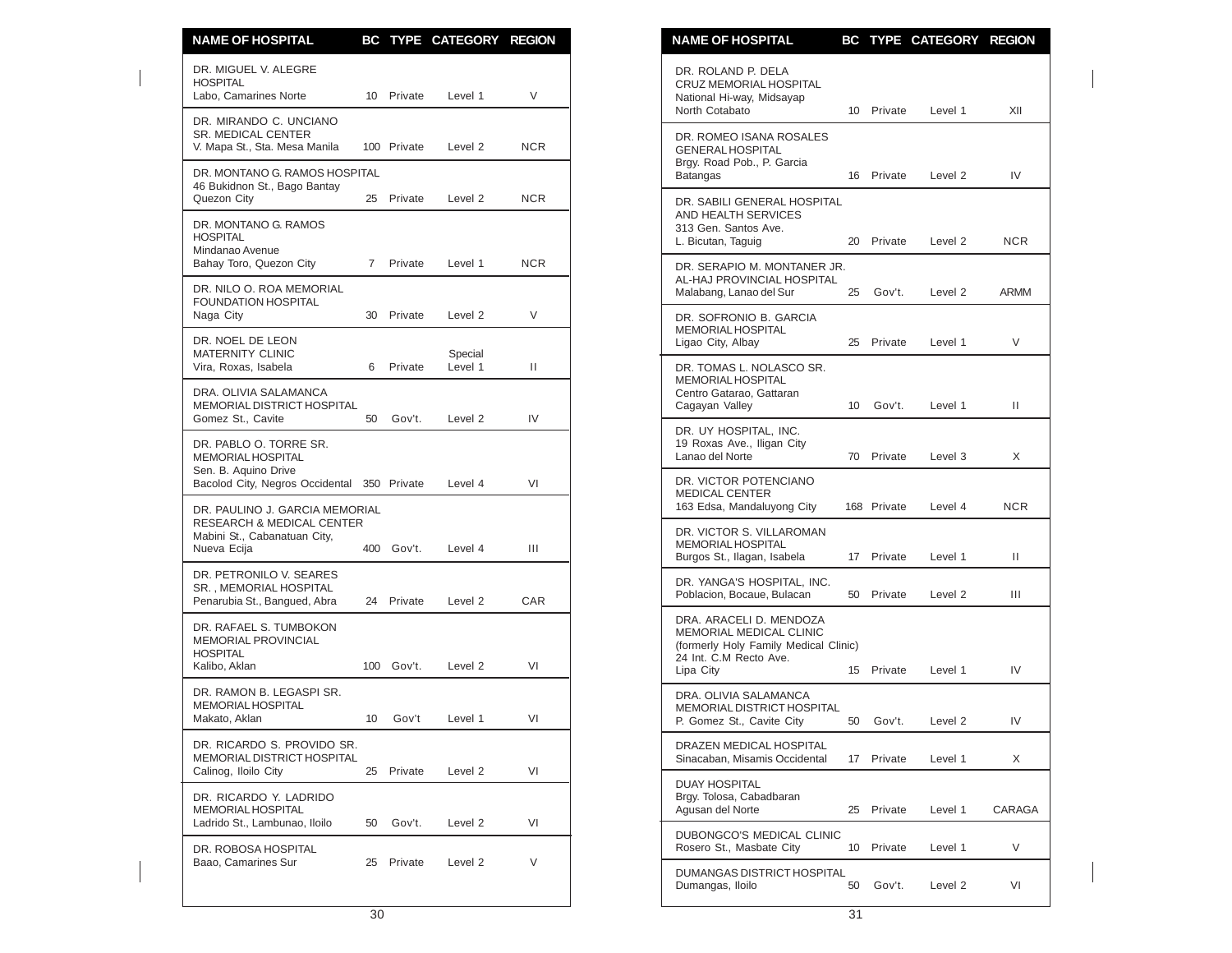| NAME OF HOSPITAL | BC | TYPE | CATEGORY | REGION |
|---|---|---|---|---|
| DR. MIGUEL V. ALEGRE HOSPITAL Labo, Camarines Norte | 10 | Private | Level 1 | V |
| DR. MIRANDO C. UNCIANO SR. MEDICAL CENTER V. Mapa St., Sta. Mesa Manila | 100 | Private | Level 2 | NCR |
| DR. MONTANO G. RAMOS HOSPITAL 46 Bukidnon St., Bago Bantay Quezon City | 25 | Private | Level 2 | NCR |
| DR. MONTANO G. RAMOS HOSPITAL Mindanao Avenue Bahay Toro, Quezon City | 7 | Private | Level 1 | NCR |
| DR. NILO O. ROA MEMORIAL FOUNDATION HOSPITAL Naga City | 30 | Private | Level 2 | V |
| DR. NOEL DE LEON MATERNITY CLINIC Vira, Roxas, Isabela | 6 | Private | Special Level 1 | II |
| DRA. OLIVIA SALAMANCA MEMORIAL DISTRICT HOSPITAL Gomez St., Cavite | 50 | Gov't. | Level 2 | IV |
| DR. PABLO O. TORRE SR. MEMORIAL HOSPITAL Sen. B. Aquino Drive Bacolod City, Negros Occidental | 350 | Private | Level 4 | VI |
| DR. PAULINO J. GARCIA MEMORIAL RESEARCH & MEDICAL CENTER Mabini St., Cabanatuan City, Nueva Ecija | 400 | Gov't. | Level 4 | III |
| DR. PETRONILO V. SEARES SR. , MEMORIAL HOSPITAL Penarubia St., Bangued, Abra | 24 | Private | Level 2 | CAR |
| DR. RAFAEL S. TUMBOKON MEMORIAL PROVINCIAL HOSPITAL Kalibo, Aklan | 100 | Gov't. | Level 2 | VI |
| DR. RAMON B. LEGASPI SR. MEMORIAL HOSPITAL Makato, Aklan | 10 | Gov't | Level 1 | VI |
| DR. RICARDO S. PROVIDO SR. MEMORIAL DISTRICT HOSPITAL Calinog, Iloilo City | 25 | Private | Level 2 | VI |
| DR. RICARDO Y. LADRIDO MEMORIAL HOSPITAL Ladrido St., Lambunao, Iloilo | 50 | Gov't. | Level 2 | VI |
| DR. ROBOSA HOSPITAL Baao, Camarines Sur | 25 | Private | Level 2 | V |
| DR. ROLAND P. DELA CRUZ MEMORIAL HOSPITAL National Hi-way, Midsayap North Cotabato | 10 | Private | Level 1 | XII |
| DR. ROMEO ISANA ROSALES GENERAL HOSPITAL Brgy. Road Pob., P. Garcia Batangas | 16 | Private | Level 2 | IV |
| DR. SABILI GENERAL HOSPITAL AND HEALTH SERVICES 313 Gen. Santos Ave. L. Bicutan, Taguig | 20 | Private | Level 2 | NCR |
| DR. SERAPIO M. MONTANER JR. AL-HAJ PROVINCIAL HOSPITAL Malabang, Lanao del Sur | 25 | Gov't. | Level 2 | ARMM |
| DR. SOFRONIO B. GARCIA MEMORIAL HOSPITAL Ligao City, Albay | 25 | Private | Level 1 | V |
| DR. TOMAS L. NOLASCO SR. MEMORIAL HOSPITAL Centro Gatarao, Gattaran Cagayan Valley | 10 | Gov't. | Level 1 | II |
| DR. UY HOSPITAL, INC. 19 Roxas Ave., Iligan City Lanao del Norte | 70 | Private | Level 3 | X |
| DR. VICTOR POTENCIANO MEDICAL CENTER 163 Edsa, Mandaluyong City | 168 | Private | Level 4 | NCR |
| DR. VICTOR S. VILLAROMAN MEMORIAL HOSPITAL Burgos St., Ilagan, Isabela | 17 | Private | Level 1 | II |
| DR. YANGA'S HOSPITAL, INC. Poblacion, Bocaue, Bulacan | 50 | Private | Level 2 | III |
| DRA. ARACELI D. MENDOZA MEMORIAL MEDICAL CLINIC (formerly Holy Family Medical Clinic) 24 Int. C.M Recto Ave. Lipa City | 15 | Private | Level 1 | IV |
| DRA. OLIVIA SALAMANCA MEMORIAL DISTRICT HOSPITAL P. Gomez St., Cavite City | 50 | Gov't. | Level 2 | IV |
| DRAZEN MEDICAL HOSPITAL Sinacaban, Misamis Occidental | 17 | Private | Level 1 | X |
| DUAY HOSPITAL Brgy. Tolosa, Cabadbaran Agusan del Norte | 25 | Private | Level 1 | CARAGA |
| DUBONGCO'S MEDICAL CLINIC Rosero St., Masbate City | 10 | Private | Level 1 | V |
| DUMANGAS DISTRICT HOSPITAL Dumangas, Iloilo | 50 | Gov't. | Level 2 | VI |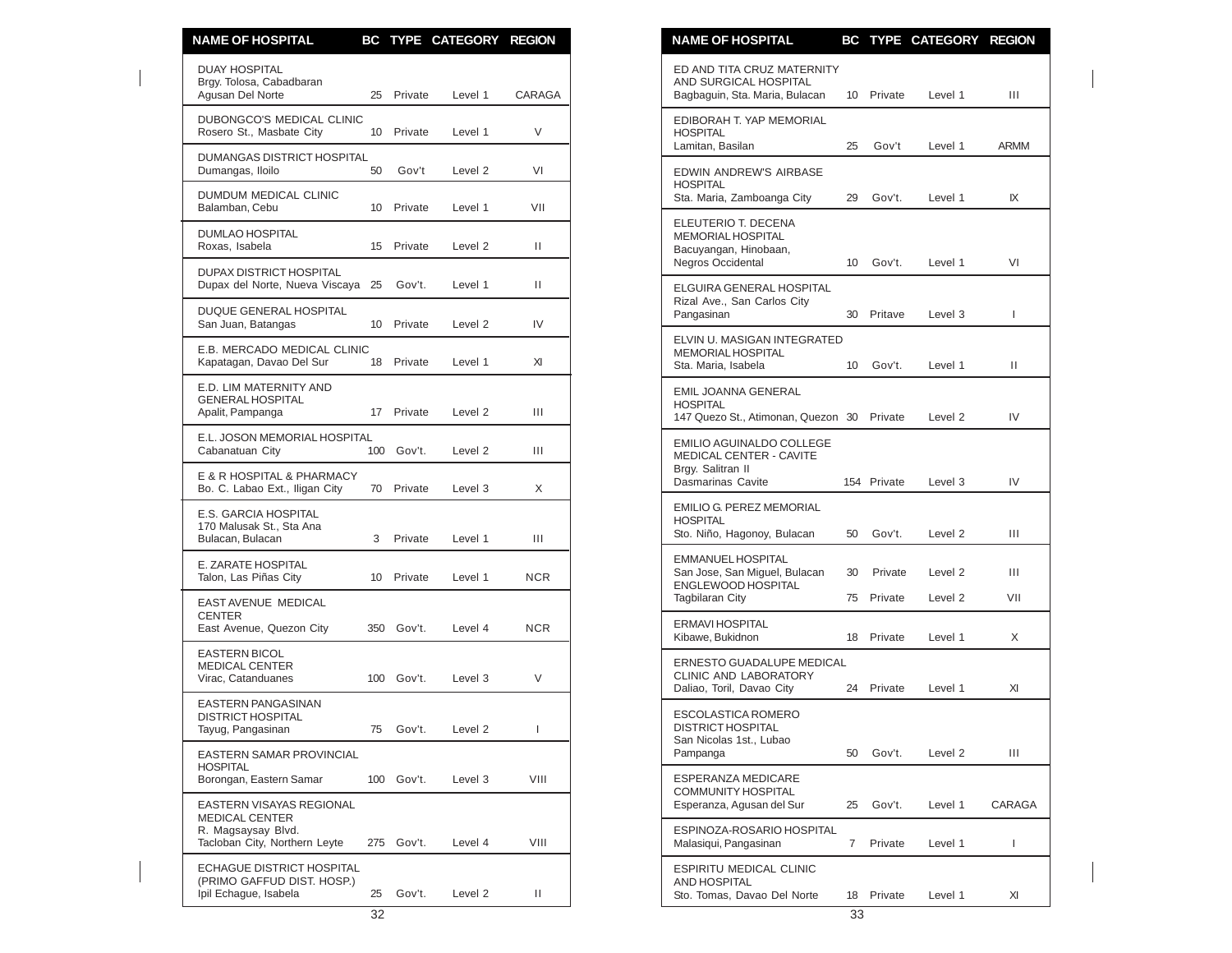| NAME OF HOSPITAL | BC | TYPE | CATEGORY | REGION |
|---|---|---|---|---|
| DUAY HOSPITAL Brgy. Tolosa, Cabadbaran Agusan Del Norte | 25 | Private | Level 1 | CARAGA |
| DUBONGCO'S MEDICAL CLINIC Rosero St., Masbate City | 10 | Private | Level 1 | V |
| DUMANGAS DISTRICT HOSPITAL Dumangas, Iloilo | 50 | Gov't | Level 2 | VI |
| DUMDUM MEDICAL CLINIC Balamban, Cebu | 10 | Private | Level 1 | VII |
| DUMLAO HOSPITAL Roxas, Isabela | 15 | Private | Level 2 | II |
| DUPAX DISTRICT HOSPITAL Dupax del Norte, Nueva Viscaya | 25 | Gov't. | Level 1 | II |
| DUQUE GENERAL HOSPITAL San Juan, Batangas | 10 | Private | Level 2 | IV |
| E.B. MERCADO MEDICAL CLINIC Kapatagan, Davao Del Sur | 18 | Private | Level 1 | XI |
| E.D. LIM MATERNITY AND GENERAL HOSPITAL Apalit, Pampanga | 17 | Private | Level 2 | III |
| E.L. JOSON MEMORIAL HOSPITAL Cabanatuan City | 100 | Gov't. | Level 2 | III |
| E & R HOSPITAL & PHARMACY Bo. C. Labao Ext., Iligan City | 70 | Private | Level 3 | X |
| E.S. GARCIA HOSPITAL 170 Malusak St., Sta Ana Bulacan, Bulacan | 3 | Private | Level 1 | III |
| E. ZARATE HOSPITAL Talon, Las Piñas City | 10 | Private | Level 1 | NCR |
| EAST AVENUE MEDICAL CENTER East Avenue, Quezon City | 350 | Gov't. | Level 4 | NCR |
| EASTERN BICOL MEDICAL CENTER Virac, Catanduanes | 100 | Gov't. | Level 3 | V |
| EASTERN PANGASINAN DISTRICT HOSPITAL Tayug, Pangasinan | 75 | Gov't. | Level 2 | I |
| EASTERN SAMAR PROVINCIAL HOSPITAL Borongan, Eastern Samar | 100 | Gov't. | Level 3 | VIII |
| EASTERN VISAYAS REGIONAL MEDICAL CENTER R. Magsaysay Blvd. Tacloban City, Northern Leyte | 275 | Gov't. | Level 4 | VIII |
| ECHAGUE DISTRICT HOSPITAL (PRIMO GAFFUD DIST. HOSP.) Ipil Echague, Isabela | 25 | Gov't. | Level 2 | II |
| ED AND TITA CRUZ MATERNITY AND SURGICAL HOSPITAL Bagbaguin, Sta. Maria, Bulacan | 10 | Private | Level 1 | III |
| EDIBORAH T. YAP MEMORIAL HOSPITAL Lamitan, Basilan | 25 | Gov't | Level 1 | ARMM |
| EDWIN ANDREW'S AIRBASE HOSPITAL Sta. Maria, Zamboanga City | 29 | Gov't. | Level 1 | IX |
| ELEUTERIO T. DECENA MEMORIAL HOSPITAL Bacuyangan, Hinobaan, Negros Occidental | 10 | Gov't. | Level 1 | VI |
| ELGUIRA GENERAL HOSPITAL Rizal Ave., San Carlos City Pangasinan | 30 | Pritave | Level 3 | I |
| ELVIN U. MASIGAN INTEGRATED MEMORIAL HOSPITAL Sta. Maria, Isabela | 10 | Gov't. | Level 1 | II |
| EMIL JOANNA GENERAL HOSPITAL 147 Quezo St., Atimonan, Quezon | 30 | Private | Level 2 | IV |
| EMILIO AGUINALDO COLLEGE MEDICAL CENTER - CAVITE Brgy. Salitran II Dasmarinas Cavite | 154 | Private | Level 3 | IV |
| EMILIO G. PEREZ MEMORIAL HOSPITAL Sto. Niño, Hagonoy, Bulacan | 50 | Gov't. | Level 2 | III |
| EMMANUEL HOSPITAL San Jose, San Miguel, Bulacan | 30 | Private | Level 2 | III |
| ENGLEWOOD HOSPITAL Tagbilaran City | 75 | Private | Level 2 | VII |
| ERMAVI HOSPITAL Kibawe, Bukidnon | 18 | Private | Level 1 | X |
| ERNESTO GUADALUPE MEDICAL CLINIC AND LABORATORY Daliao, Toril, Davao City | 24 | Private | Level 1 | XI |
| ESCOLASTICA ROMERO DISTRICT HOSPITAL San Nicolas 1st., Lubao Pampanga | 50 | Gov't. | Level 2 | III |
| ESPERANZA MEDICARE COMMUNITY HOSPITAL Esperanza, Agusan del Sur | 25 | Gov't. | Level 1 | CARAGA |
| ESPINOZA-ROSARIO HOSPITAL Malasiqui, Pangasinan | 7 | Private | Level 1 | I |
| ESPIRITU MEDICAL CLINIC AND HOSPITAL Sto. Tomas, Davao Del Norte | 18 | Private | Level 1 | XI |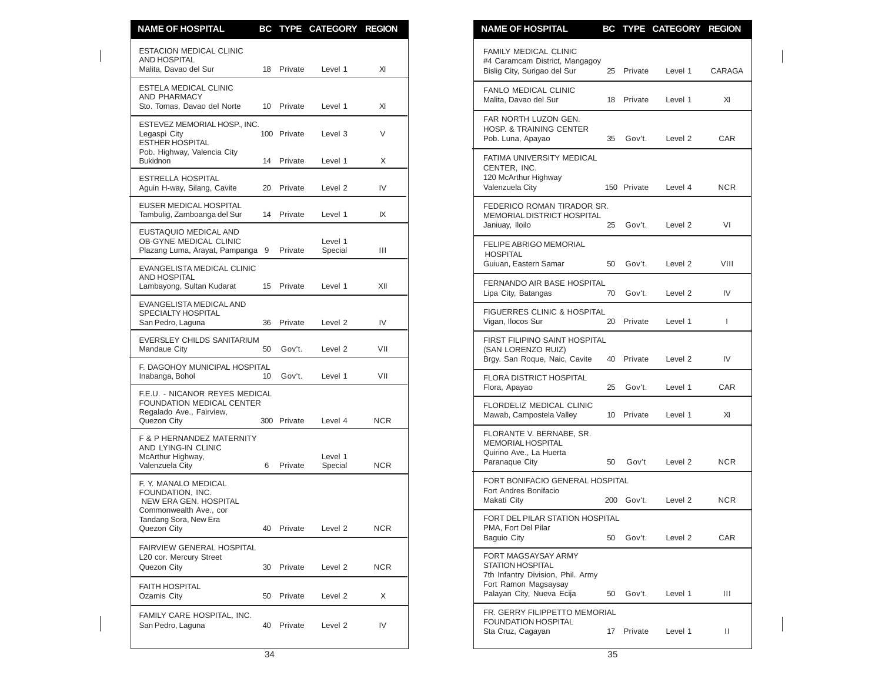| NAME OF HOSPITAL | BC | TYPE | CATEGORY | REGION |
|---|---|---|---|---|
| ESTACION MEDICAL CLINIC AND HOSPITAL Malita, Davao del Sur | 18 | Private | Level 1 | XI |
| ESTELA MEDICAL CLINIC AND PHARMACY Sto. Tomas, Davao del Norte | 10 | Private | Level 1 | XI |
| ESTEVEZ MEMORIAL HOSP., INC. Legaspi City | 100 | Private | Level 3 | V |
| ESTHER HOSPITAL Pob. Highway, Valencia City Bukidnon | 14 | Private | Level 1 | X |
| ESTRELLA HOSPITAL Aguin H-way, Silang, Cavite | 20 | Private | Level 2 | IV |
| EUSER MEDICAL HOSPITAL Tambulig, Zamboanga del Sur | 14 | Private | Level 1 | IX |
| EUSTAQUIO MEDICAL AND OB-GYNE MEDICAL CLINIC Plazang Luma, Arayat, Pampanga | 9 | Private | Level 1 Special | III |
| EVANGELISTA MEDICAL CLINIC AND HOSPITAL Lambayong, Sultan Kudarat | 15 | Private | Level 1 | XII |
| EVANGELISTA MEDICAL AND SPECIALTY HOSPITAL San Pedro, Laguna | 36 | Private | Level 2 | IV |
| EVERSLEY CHILDS SANITARIUM Mandaue City | 50 | Gov't. | Level 2 | VII |
| F. DAGOHOY MUNICIPAL HOSPITAL Inabanga, Bohol | 10 | Gov't. | Level 1 | VII |
| F.E.U. - NICANOR REYES MEDICAL FOUNDATION MEDICAL CENTER Regalado Ave., Fairview, Quezon City | 300 | Private | Level 4 | NCR |
| F & P HERNANDEZ MATERNITY AND LYING-IN CLINIC McArthur Highway, Valenzuela City | 6 | Private | Level 1 Special | NCR |
| F. Y. MANALO MEDICAL FOUNDATION, INC. NEW ERA GEN. HOSPITAL Commonwealth Ave., cor Tandang Sora, New Era Quezon City | 40 | Private | Level 2 | NCR |
| FAIRVIEW GENERAL HOSPITAL L20 cor. Mercury Street Quezon City | 30 | Private | Level 2 | NCR |
| FAITH HOSPITAL Ozamis City | 50 | Private | Level 2 | X |
| FAMILY CARE HOSPITAL, INC. San Pedro, Laguna | 40 | Private | Level 2 | IV |
| FAMILY MEDICAL CLINIC #4 Caramcam District, Mangagoy Bislig City, Surigao del Sur | 25 | Private | Level 1 | CARAGA |
| FANLO MEDICAL CLINIC Malita, Davao del Sur | 18 | Private | Level 1 | XI |
| FAR NORTH LUZON GEN. HOSP. & TRAINING CENTER Pob. Luna, Apayao | 35 | Gov't. | Level 2 | CAR |
| FATIMA UNIVERSITY MEDICAL CENTER, INC. 120 McArthur Highway Valenzuela City | 150 | Private | Level 4 | NCR |
| FEDERICO ROMAN TIRADOR SR. MEMORIAL DISTRICT HOSPITAL Janiuay, Iloilo | 25 | Gov't. | Level 2 | VI |
| FELIPE ABRIGO MEMORIAL HOSPITAL Guiuan, Eastern Samar | 50 | Gov't. | Level 2 | VIII |
| FERNANDO AIR BASE HOSPITAL Lipa City, Batangas | 70 | Gov't. | Level 2 | IV |
| FIGUERRES CLINIC & HOSPITAL Vigan, Ilocos Sur | 20 | Private | Level 1 | I |
| FIRST FILIPINO SAINT HOSPITAL (SAN LORENZO RUIZ) Brgy. San Roque, Naic, Cavite | 40 | Private | Level 2 | IV |
| FLORA DISTRICT HOSPITAL Flora, Apayao | 25 | Gov't. | Level 1 | CAR |
| FLORDELIZ MEDICAL CLINIC Mawab, Campostela Valley | 10 | Private | Level 1 | XI |
| FLORANTE V. BERNABE, SR. MEMORIAL HOSPITAL Quirino Ave., La Huerta Paranaque City | 50 | Gov't | Level 2 | NCR |
| FORT BONIFACIO GENERAL HOSPITAL Fort Andres Bonifacio Makati City | 200 | Gov't. | Level 2 | NCR |
| FORT DEL PILAR STATION HOSPITAL PMA, Fort Del Pilar Baguio City | 50 | Gov't. | Level 2 | CAR |
| FORT MAGSAYSAY ARMY STATION HOSPITAL 7th Infantry Division, Phil. Army Fort Ramon Magsaysay Palayan City, Nueva Ecija | 50 | Gov't. | Level 1 | III |
| FR. GERRY FILIPPETTO MEMORIAL FOUNDATION HOSPITAL Sta Cruz, Cagayan | 17 | Private | Level 1 | II |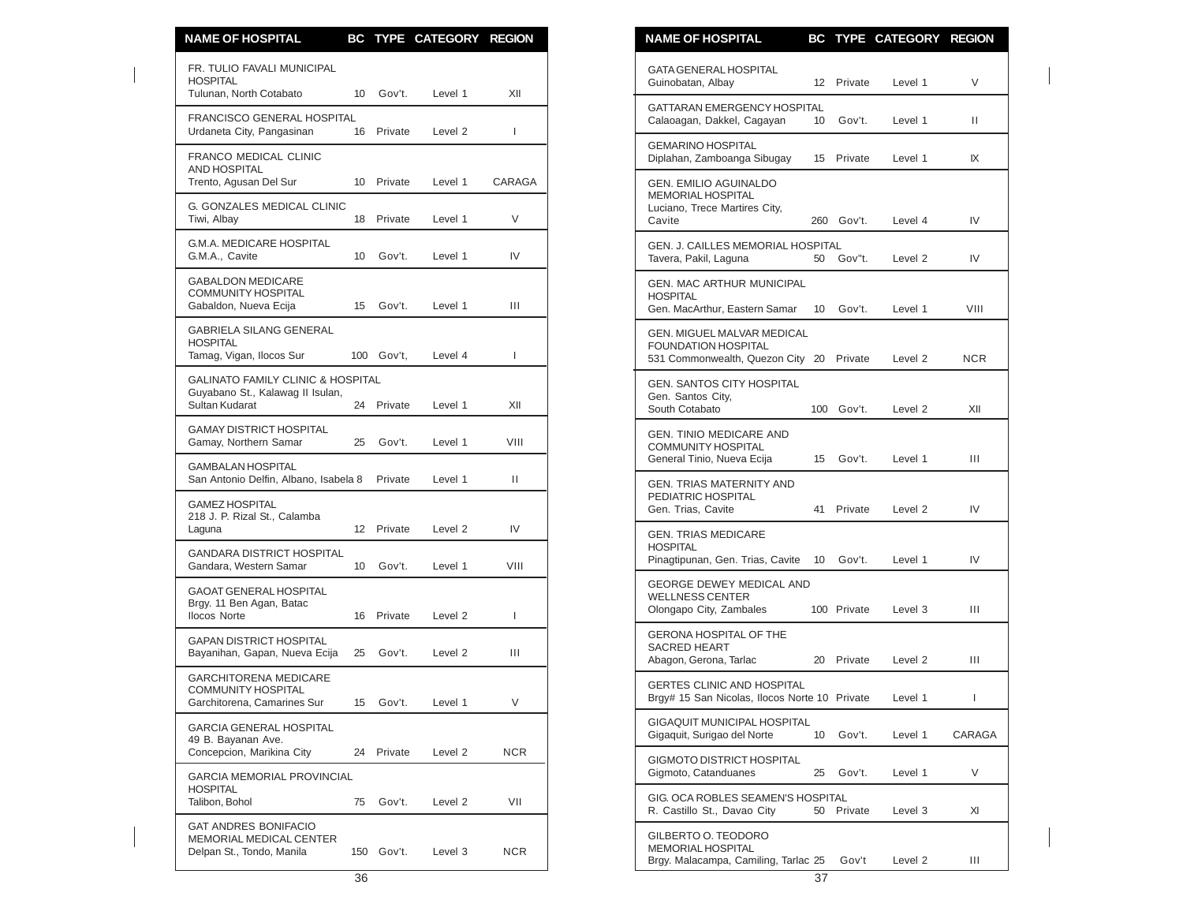| NAME OF HOSPITAL | BC | TYPE | CATEGORY | REGION |
|---|---|---|---|---|
| FR. TULIO FAVALI MUNICIPAL HOSPITAL Tulunan, North Cotabato | 10 | Gov't. | Level 1 | XII |
| FRANCISCO GENERAL HOSPITAL Urdaneta City, Pangasinan | 16 | Private | Level 2 | I |
| FRANCO MEDICAL CLINIC AND HOSPITAL Trento, Agusan Del Sur | 10 | Private | Level 1 | CARAGA |
| G. GONZALES MEDICAL CLINIC Tiwi, Albay | 18 | Private | Level 1 | V |
| G.M.A. MEDICARE HOSPITAL G.M.A., Cavite | 10 | Gov't. | Level 1 | IV |
| GABALDON MEDICARE COMMUNITY HOSPITAL Gabaldon, Nueva Ecija | 15 | Gov't. | Level 1 | III |
| GABRIELA SILANG GENERAL HOSPITAL Tamag, Vigan, Ilocos Sur | 100 | Gov't, | Level 4 | I |
| GALINATO FAMILY CLINIC & HOSPITAL Guyabano St., Kalawag II Isulan, Sultan Kudarat | 24 | Private | Level 1 | XII |
| GAMAY DISTRICT HOSPITAL Gamay, Northern Samar | 25 | Gov't. | Level 1 | VIII |
| GAMBALAN HOSPITAL San Antonio Delfin, Albano, Isabela | 8 | Private | Level 1 | II |
| GAMEZ HOSPITAL 218 J. P. Rizal St., Calamba Laguna | 12 | Private | Level 2 | IV |
| GANDARA DISTRICT HOSPITAL Gandara, Western Samar | 10 | Gov't. | Level 1 | VIII |
| GAOAT GENERAL HOSPITAL Brgy. 11 Ben Agan, Batac Ilocos Norte | 16 | Private | Level 2 | I |
| GAPAN DISTRICT HOSPITAL Bayanihan, Gapan, Nueva Ecija | 25 | Gov't. | Level 2 | III |
| GARCHITORENA MEDICARE COMMUNITY HOSPITAL Garchitorena, Camarines Sur | 15 | Gov't. | Level 1 | V |
| GARCIA GENERAL HOSPITAL 49 B. Bayanan Ave. Concepcion, Marikina City | 24 | Private | Level 2 | NCR |
| GARCIA MEMORIAL PROVINCIAL HOSPITAL Talibon, Bohol | 75 | Gov't. | Level 2 | VII |
| GAT ANDRES BONIFACIO MEMORIAL MEDICAL CENTER Delpan St., Tondo, Manila | 150 | Gov't. | Level 3 | NCR |
| GATA GENERAL HOSPITAL Guinobatan, Albay | 12 | Private | Level 1 | V |
| GATTARAN EMERGENCY HOSPITAL Calaoagan, Dakkel, Cagayan | 10 | Gov't. | Level 1 | II |
| GEMARINO HOSPITAL Diplahan, Zamboanga Sibugay | 15 | Private | Level 1 | IX |
| GEN. EMILIO AGUINALDO MEMORIAL HOSPITAL Luciano, Trece Martires City, Cavite | 260 | Gov't. | Level 4 | IV |
| GEN. J. CAILLES MEMORIAL HOSPITAL Tavera, Pakil, Laguna | 50 | Gov"t. | Level 2 | IV |
| GEN. MAC ARTHUR MUNICIPAL HOSPITAL Gen. MacArthur, Eastern Samar | 10 | Gov't. | Level 1 | VIII |
| GEN. MIGUEL MALVAR MEDICAL FOUNDATION HOSPITAL 531 Commonwealth, Quezon City | 20 | Private | Level 2 | NCR |
| GEN. SANTOS CITY HOSPITAL Gen. Santos City, South Cotabato | 100 | Gov't. | Level 2 | XII |
| GEN. TINIO MEDICARE AND COMMUNITY HOSPITAL General Tinio, Nueva Ecija | 15 | Gov't. | Level 1 | III |
| GEN. TRIAS MATERNITY AND PEDIATRIC HOSPITAL Gen. Trias, Cavite | 41 | Private | Level 2 | IV |
| GEN. TRIAS MEDICARE HOSPITAL Pinagtipunan, Gen. Trias, Cavite | 10 | Gov't. | Level 1 | IV |
| GEORGE DEWEY MEDICAL AND WELLNESS CENTER Olongapo City, Zambales | 100 | Private | Level 3 | III |
| GERONA HOSPITAL OF THE SACRED HEART Abagon, Gerona, Tarlac | 20 | Private | Level 2 | III |
| GERTES CLINIC AND HOSPITAL Brgy# 15 San Nicolas, Ilocos Norte | 10 | Private | Level 1 | I |
| GIGAQUIT MUNICIPAL HOSPITAL Gigaquit, Surigao del Norte | 10 | Gov't. | Level 1 | CARAGA |
| GIGMOTO DISTRICT HOSPITAL Gigmoto, Catanduanes | 25 | Gov't. | Level 1 | V |
| GIG. OCA ROBLES SEAMEN'S HOSPITAL R. Castillo St., Davao City | 50 | Private | Level 3 | XI |
| GILBERTO O. TEODORO MEMORIAL HOSPITAL Brgy. Malacampa, Camiling, Tarlac | 25 | Gov't | Level 2 | III |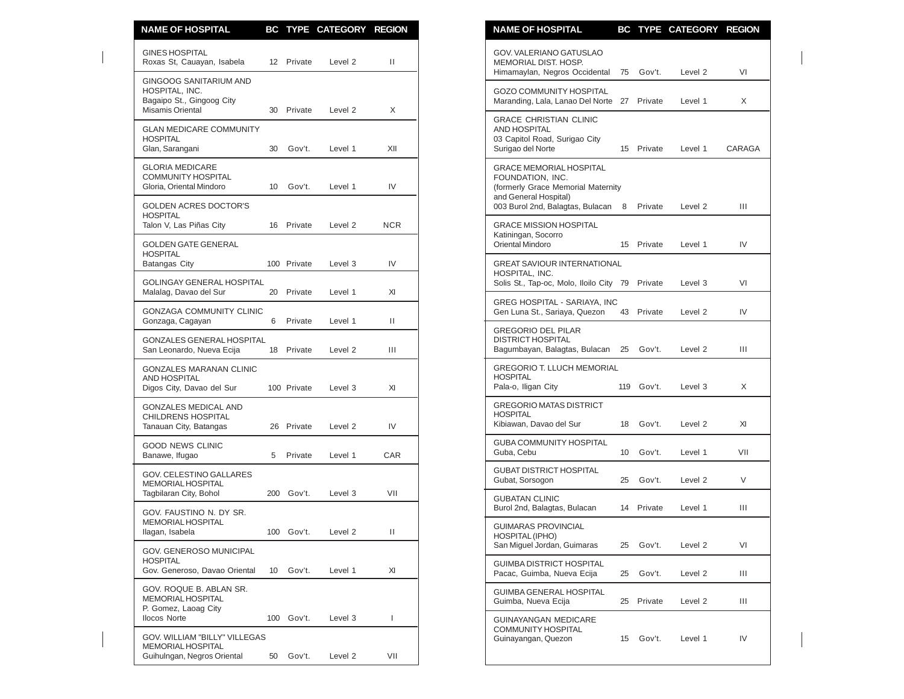| NAME OF HOSPITAL | BC | TYPE | CATEGORY | REGION |
|---|---|---|---|---|
| GINES HOSPITAL Roxas St, Cauayan, Isabela | 12 | Private | Level 2 | II |
| GINGOOG SANITARIUM AND HOSPITAL, INC. Bagaipo St., Gingoog City Misamis Oriental | 30 | Private | Level 2 | X |
| GLAN MEDICARE COMMUNITY HOSPITAL Glan, Sarangani | 30 | Gov't. | Level 1 | XII |
| GLORIA MEDICARE COMMUNITY HOSPITAL Gloria, Oriental Mindoro | 10 | Gov't. | Level 1 | IV |
| GOLDEN ACRES DOCTOR'S HOSPITAL Talon V, Las Piñas City | 16 | Private | Level 2 | NCR |
| GOLDEN GATE GENERAL HOSPITAL Batangas City | 100 | Private | Level 3 | IV |
| GOLINGAY GENERAL HOSPITAL Malalag, Davao del Sur | 20 | Private | Level 1 | XI |
| GONZAGA COMMUNITY CLINIC Gonzaga, Cagayan | 6 | Private | Level 1 | II |
| GONZALES GENERAL HOSPITAL San Leonardo, Nueva Ecija | 18 | Private | Level 2 | III |
| GONZALES MARANAN CLINIC AND HOSPITAL Digos City, Davao del Sur | 100 | Private | Level 3 | XI |
| GONZALES MEDICAL AND CHILDRENS HOSPITAL Tanauan City, Batangas | 26 | Private | Level 2 | IV |
| GOOD NEWS CLINIC Banawe, Ifugao | 5 | Private | Level 1 | CAR |
| GOV. CELESTINO GALLARES MEMORIAL HOSPITAL Tagbilaran City, Bohol | 200 | Gov't. | Level 3 | VII |
| GOV. FAUSTINO N. DY SR. MEMORIAL HOSPITAL Ilagan, Isabela | 100 | Gov't. | Level 2 | II |
| GOV. GENEROSO MUNICIPAL HOSPITAL Gov. Generoso, Davao Oriental | 10 | Gov't. | Level 1 | XI |
| GOV. ROQUE B. ABLAN SR. MEMORIAL HOSPITAL P. Gomez, Laoag City Ilocos Norte | 100 | Gov't. | Level 3 | I |
| GOV. WILLIAM "BILLY" VILLEGAS MEMORIAL HOSPITAL Guihulngan, Negros Oriental | 50 | Gov't. | Level 2 | VII |
| GOV. VALERIANO GATUSLAO MEMORIAL DIST. HOSP. Himamaylan, Negros Occidental | 75 | Gov't. | Level 2 | VI |
| GOZO COMMUNITY HOSPITAL Maranding, Lala, Lanao Del Norte | 27 | Private | Level 1 | X |
| GRACE CHRISTIAN CLINIC AND HOSPITAL 03 Capitol Road, Surigao City Surigao del Norte | 15 | Private | Level 1 | CARAGA |
| GRACE MEMORIAL HOSPITAL FOUNDATION, INC. (formerly Grace Memorial Maternity and General Hospital) 003 Burol 2nd, Balagtas, Bulacan | 8 | Private | Level 2 | III |
| GRACE MISSION HOSPITAL Katiningan, Socorro Oriental Mindoro | 15 | Private | Level 1 | IV |
| GREAT SAVIOUR INTERNATIONAL HOSPITAL, INC. Solis St., Tap-oc, Molo, Iloilo City | 79 | Private | Level 3 | VI |
| GREG HOSPITAL - SARIAYA, INC Gen Luna St., Sariaya, Quezon | 43 | Private | Level 2 | IV |
| GREGORIO DEL PILAR DISTRICT HOSPITAL Bagumbayan, Balagtas, Bulacan | 25 | Gov't. | Level 2 | III |
| GREGORIO T. LLUCH MEMORIAL HOSPITAL Pala-o, Iligan City | 119 | Gov't. | Level 3 | X |
| GREGORIO MATAS DISTRICT HOSPITAL Kibiawan, Davao del Sur | 18 | Gov't. | Level 2 | XI |
| GUBA COMMUNITY HOSPITAL Guba, Cebu | 10 | Gov't. | Level 1 | VII |
| GUBAT DISTRICT HOSPITAL Gubat, Sorsogon | 25 | Gov't. | Level 2 | V |
| GUBATAN CLINIC Burol 2nd, Balagtas, Bulacan | 14 | Private | Level 1 | III |
| GUIMARAS PROVINCIAL HOSPITAL (IPHO) San Miguel Jordan, Guimaras | 25 | Gov't. | Level 2 | VI |
| GUIMBA DISTRICT HOSPITAL Pacac, Guimba, Nueva Ecija | 25 | Gov't. | Level 2 | III |
| GUIMBA GENERAL HOSPITAL Guimba, Nueva Ecija | 25 | Private | Level 2 | III |
| GUINAYANGAN MEDICARE COMMUNITY HOSPITAL Guinayangan, Quezon | 15 | Gov't. | Level 1 | IV |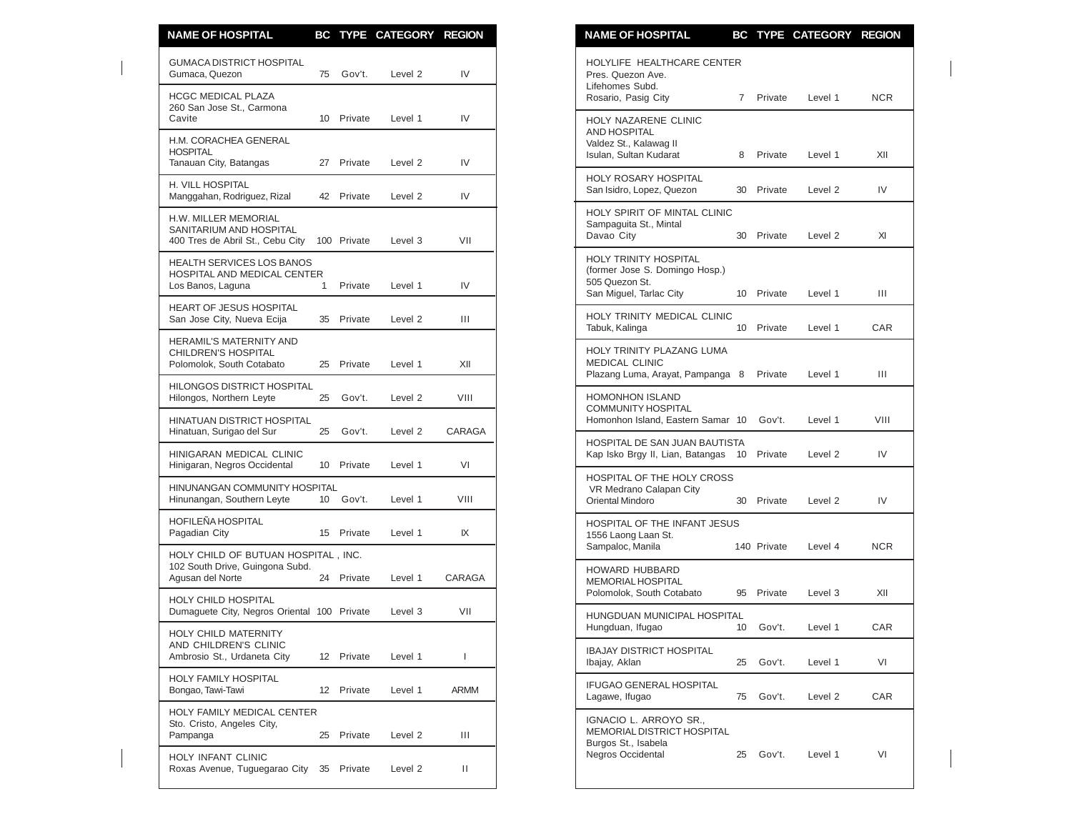| NAME OF HOSPITAL | BC | TYPE | CATEGORY | REGION |
|---|---|---|---|---|
| GUMACA DISTRICT HOSPITAL Gumaca, Quezon | 75 | Gov't. | Level 2 | IV |
| HCGC MEDICAL PLAZA 260 San Jose St., Carmona Cavite | 10 | Private | Level 1 | IV |
| H.M. CORACHEA GENERAL HOSPITAL Tanauan City, Batangas | 27 | Private | Level 2 | IV |
| H. VILL HOSPITAL Manggahan, Rodriguez, Rizal | 42 | Private | Level 2 | IV |
| H.W. MILLER MEMORIAL SANITARIUM AND HOSPITAL 400 Tres de Abril St., Cebu City | 100 | Private | Level 3 | VII |
| HEALTH SERVICES LOS BANOS HOSPITAL AND MEDICAL CENTER Los Banos, Laguna | 1 | Private | Level 1 | IV |
| HEART OF JESUS HOSPITAL San Jose City, Nueva Ecija | 35 | Private | Level 2 | III |
| HERAMIL'S MATERNITY AND CHILDREN'S HOSPITAL Polomolok, South Cotabato | 25 | Private | Level 1 | XII |
| HILONGOS DISTRICT HOSPITAL Hilongos, Northern Leyte | 25 | Gov't. | Level 2 | VIII |
| HINATUAN DISTRICT HOSPITAL Hinatuan, Surigao del Sur | 25 | Gov't. | Level 2 | CARAGA |
| HINIGARAN MEDICAL CLINIC Hinigaran, Negros Occidental | 10 | Private | Level 1 | VI |
| HINUNANGAN COMMUNITY HOSPITAL Hinunangan, Southern Leyte | 10 | Gov't. | Level 1 | VIII |
| HOFILEÑA HOSPITAL Pagadian City | 15 | Private | Level 1 | IX |
| HOLY CHILD OF BUTUAN HOSPITAL , INC. 102 South Drive, Guingona Subd. Agusan del Norte | 24 | Private | Level 1 | CARAGA |
| HOLY CHILD HOSPITAL Dumaguete City, Negros Oriental | 100 | Private | Level 3 | VII |
| HOLY CHILD MATERNITY AND CHILDREN'S CLINIC Ambrosio St., Urdaneta City | 12 | Private | Level 1 | I |
| HOLY FAMILY HOSPITAL Bongao, Tawi-Tawi | 12 | Private | Level 1 | ARMM |
| HOLY FAMILY MEDICAL CENTER Sto. Cristo, Angeles City, Pampanga | 25 | Private | Level 2 | III |
| HOLY INFANT CLINIC Roxas Avenue, Tuguegarao City | 35 | Private | Level 2 | II |
| HOLYLIFE HEALTHCARE CENTER Pres. Quezon Ave. Lifehomes Subd. Rosario, Pasig City | 7 | Private | Level 1 | NCR |
| HOLY NAZARENE CLINIC AND HOSPITAL Valdez St., Kalawag II Isulan, Sultan Kudarat | 8 | Private | Level 1 | XII |
| HOLY ROSARY HOSPITAL San Isidro, Lopez, Quezon | 30 | Private | Level 2 | IV |
| HOLY SPIRIT OF MINTAL CLINIC Sampaguita St., Mintal Davao City | 30 | Private | Level 2 | XI |
| HOLY TRINITY HOSPITAL (former Jose S. Domingo Hosp.) 505 Quezon St. San Miguel, Tarlac City | 10 | Private | Level 1 | III |
| HOLY TRINITY MEDICAL CLINIC Tabuk, Kalinga | 10 | Private | Level 1 | CAR |
| HOLY TRINITY PLAZANG LUMA MEDICAL CLINIC Plazang Luma, Arayat, Pampanga | 8 | Private | Level 1 | III |
| HOMONHON ISLAND COMMUNITY HOSPITAL Homonhon Island, Eastern Samar | 10 | Gov't. | Level 1 | VIII |
| HOSPITAL DE SAN JUAN BAUTISTA Kap Isko Brgy II, Lian, Batangas | 10 | Private | Level 2 | IV |
| HOSPITAL OF THE HOLY CROSS VR Medrano Calapan City Oriental Mindoro | 30 | Private | Level 2 | IV |
| HOSPITAL OF THE INFANT JESUS 1556 Laong Laan St. Sampaloc, Manila | 140 | Private | Level 4 | NCR |
| HOWARD HUBBARD MEMORIAL HOSPITAL Polomolok, South Cotabato | 95 | Private | Level 3 | XII |
| HUNGDUAN MUNICIPAL HOSPITAL Hungduan, Ifugao | 10 | Gov't. | Level 1 | CAR |
| IBAJAY DISTRICT HOSPITAL Ibajay, Aklan | 25 | Gov't. | Level 1 | VI |
| IFUGAO GENERAL HOSPITAL Lagawe, Ifugao | 75 | Gov't. | Level 2 | CAR |
| IGNACIO L. ARROYO SR., MEMORIAL DISTRICT HOSPITAL Burgos St., Isabela Negros Occidental | 25 | Gov't. | Level 1 | VI |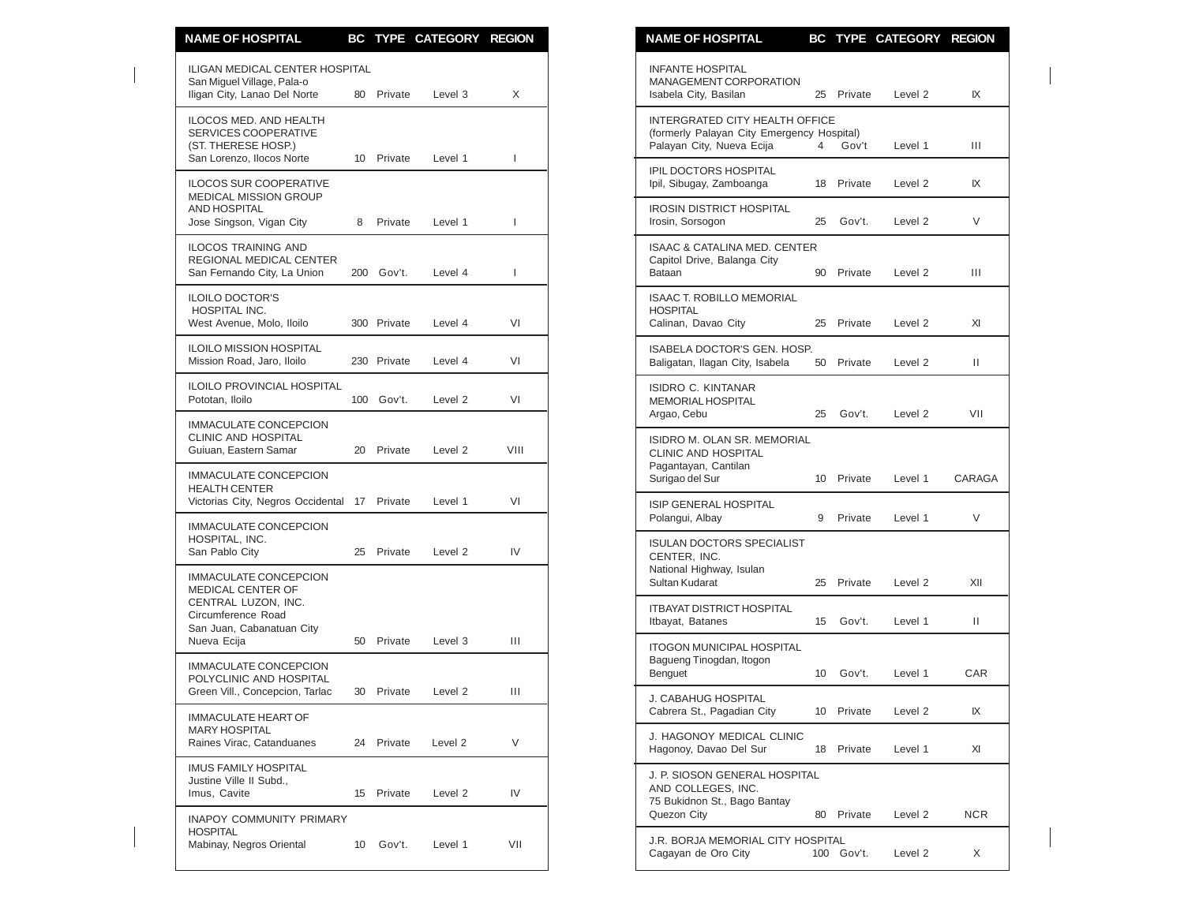| NAME OF HOSPITAL | BC | TYPE | CATEGORY | REGION |
|---|---|---|---|---|
| ILIGAN MEDICAL CENTER HOSPITAL San Miguel Village, Pala-o Iligan City, Lanao Del Norte | 80 | Private | Level 3 | X |
| ILOCOS MED. AND HEALTH SERVICES COOPERATIVE (ST. THERESE HOSP.) San Lorenzo, Ilocos Norte | 10 | Private | Level 1 | I |
| ILOCOS SUR COOPERATIVE MEDICAL MISSION GROUP AND HOSPITAL Jose Singson, Vigan City | 8 | Private | Level 1 | I |
| ILOCOS TRAINING AND REGIONAL MEDICAL CENTER San Fernando City, La Union | 200 | Gov't. | Level 4 | I |
| ILOILO DOCTOR'S HOSPITAL INC. West Avenue, Molo, Iloilo | 300 | Private | Level 4 | VI |
| ILOILO MISSION HOSPITAL Mission Road, Jaro, Iloilo | 230 | Private | Level 4 | VI |
| ILOILO PROVINCIAL HOSPITAL Pototan, Iloilo | 100 | Gov't. | Level 2 | VI |
| IMMACULATE CONCEPCION CLINIC AND HOSPITAL Guiuan, Eastern Samar | 20 | Private | Level 2 | VIII |
| IMMACULATE CONCEPCION HEALTH CENTER Victorias City, Negros Occidental | 17 | Private | Level 1 | VI |
| IMMACULATE CONCEPCION HOSPITAL, INC. San Pablo City | 25 | Private | Level 2 | IV |
| IMMACULATE CONCEPCION MEDICAL CENTER OF CENTRAL LUZON, INC. Circumference Road San Juan, Cabanatuan City Nueva Ecija | 50 | Private | Level 3 | III |
| IMMACULATE CONCEPCION POLYCLINIC AND HOSPITAL Green Vill., Concepcion, Tarlac | 30 | Private | Level 2 | III |
| IMMACULATE HEART OF MARY HOSPITAL Raines Virac, Catanduanes | 24 | Private | Level 2 | V |
| IMUS FAMILY HOSPITAL Justine Ville II Subd., Imus, Cavite | 15 | Private | Level 2 | IV |
| INAPOY COMMUNITY PRIMARY HOSPITAL Mabinay, Negros Oriental | 10 | Gov't. | Level 1 | VII |
| INFANTE HOSPITAL MANAGEMENT CORPORATION Isabela City, Basilan | 25 | Private | Level 2 | IX |
| INTERGRATED CITY HEALTH OFFICE (formerly Palayan City Emergency Hospital) Palayan City, Nueva Ecija | 4 | Gov't | Level 1 | III |
| IPIL DOCTORS HOSPITAL Ipil, Sibugay, Zamboanga | 18 | Private | Level 2 | IX |
| IROSIN DISTRICT HOSPITAL Irosin, Sorsogon | 25 | Gov't. | Level 2 | V |
| ISAAC & CATALINA MED. CENTER Capitol Drive, Balanga City Bataan | 90 | Private | Level 2 | III |
| ISAAC T. ROBILLO MEMORIAL HOSPITAL Calinan, Davao City | 25 | Private | Level 2 | XI |
| ISABELA DOCTOR'S GEN. HOSP. Baligatan, Ilagan City, Isabela | 50 | Private | Level 2 | II |
| ISIDRO C. KINTANAR MEMORIAL HOSPITAL Argao, Cebu | 25 | Gov't. | Level 2 | VII |
| ISIDRO M. OLAN SR. MEMORIAL CLINIC AND HOSPITAL Pagantayan, Cantilan Surigao del Sur | 10 | Private | Level 1 | CARAGA |
| ISIP GENERAL HOSPITAL Polangui, Albay | 9 | Private | Level 1 | V |
| ISULAN DOCTORS SPECIALIST CENTER, INC. National Highway, Isulan Sultan Kudarat | 25 | Private | Level 2 | XII |
| ITBAYAT DISTRICT HOSPITAL Itbayat, Batanes | 15 | Gov't. | Level 1 | II |
| ITOGON MUNICIPAL HOSPITAL Bagueng Tinogdan, Itogon Benguet | 10 | Gov't. | Level 1 | CAR |
| J. CABAHUG HOSPITAL Cabrera St., Pagadian City | 10 | Private | Level 2 | IX |
| J. HAGONOY MEDICAL CLINIC Hagonoy, Davao Del Sur | 18 | Private | Level 1 | XI |
| J. P. SIOSON GENERAL HOSPITAL AND COLLEGES, INC. 75 Bukidnon St., Bago Bantay Quezon City | 80 | Private | Level 2 | NCR |
| J.R. BORJA MEMORIAL CITY HOSPITAL Cagayan de Oro City | 100 | Gov't. | Level 2 | X |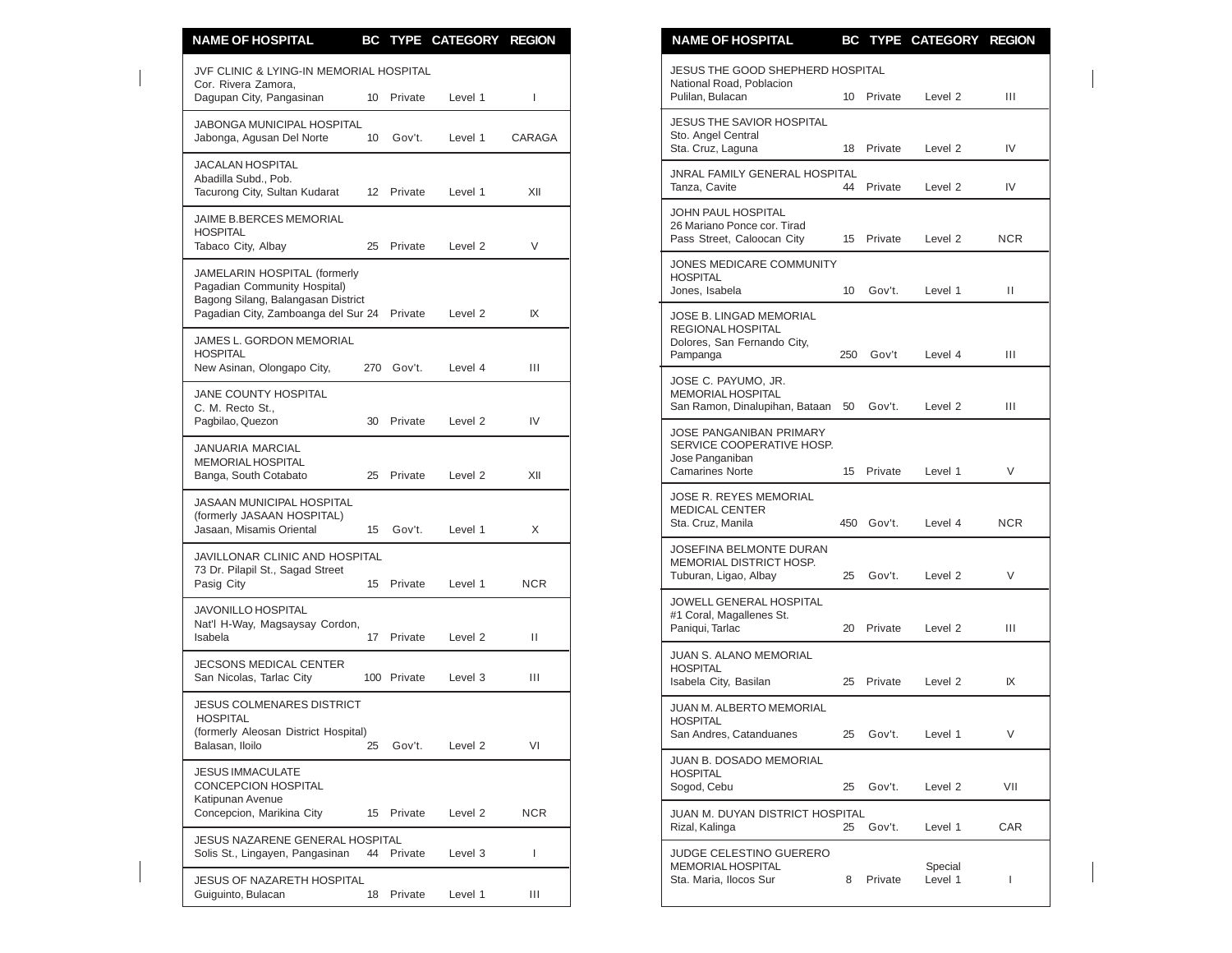| NAME OF HOSPITAL | BC | TYPE | CATEGORY | REGION |
|---|---|---|---|---|
| JVF CLINIC & LYING-IN MEMORIAL HOSPITAL Cor. Rivera Zamora, Dagupan City, Pangasinan | 10 | Private | Level 1 | I |
| JABONGA MUNICIPAL HOSPITAL Jabonga, Agusan Del Norte | 10 | Gov't. | Level 1 | CARAGA |
| JACALAN HOSPITAL Abadilla Subd., Pob. Tacurong City, Sultan Kudarat | 12 | Private | Level 1 | XII |
| JAIME B.BERCES MEMORIAL HOSPITAL Tabaco City, Albay | 25 | Private | Level 2 | V |
| JAMELARIN HOSPITAL (formerly Pagadian Community Hospital) Bagong Silang, Balangasan District Pagadian City, Zamboanga del Sur | 24 | Private | Level 2 | IX |
| JAMES L. GORDON MEMORIAL HOSPITAL New Asinan, Olongapo City, | 270 | Gov't. | Level 4 | III |
| JANE COUNTY HOSPITAL C. M. Recto St., Pagbilao, Quezon | 30 | Private | Level 2 | IV |
| JANUARIA MARCIAL MEMORIAL HOSPITAL Banga, South Cotabato | 25 | Private | Level 2 | XII |
| JASAAN MUNICIPAL HOSPITAL (formerly JASAAN HOSPITAL) Jasaan, Misamis Oriental | 15 | Gov't. | Level 1 | X |
| JAVILLONAR CLINIC AND HOSPITAL 73 Dr. Pilapil St., Sagad Street Pasig City | 15 | Private | Level 1 | NCR |
| JAVONILLO HOSPITAL Nat'l H-Way, Magsaysay Cordon, Isabela | 17 | Private | Level 2 | II |
| JECSONS MEDICAL CENTER San Nicolas, Tarlac City | 100 | Private | Level 3 | III |
| JESUS COLMENARES DISTRICT HOSPITAL (formerly Aleosan District Hospital) Balasan, Iloilo | 25 | Gov't. | Level 2 | VI |
| JESUS IMMACULATE CONCEPCION HOSPITAL Katipunan Avenue Concepcion, Marikina City | 15 | Private | Level 2 | NCR |
| JESUS NAZARENE GENERAL HOSPITAL Solis St., Lingayen, Pangasinan | 44 | Private | Level 3 | I |
| JESUS OF NAZARETH HOSPITAL Guiguinto, Bulacan | 18 | Private | Level 1 | III |
| JESUS THE GOOD SHEPHERD HOSPITAL National Road, Poblacion Pulilan, Bulacan | 10 | Private | Level 2 | III |
| JESUS THE SAVIOR HOSPITAL Sto. Angel Central Sta. Cruz, Laguna | 18 | Private | Level 2 | IV |
| JNRAL FAMILY GENERAL HOSPITAL Tanza, Cavite | 44 | Private | Level 2 | IV |
| JOHN PAUL HOSPITAL 26 Mariano Ponce cor. Tirad Pass Street, Caloocan City | 15 | Private | Level 2 | NCR |
| JONES MEDICARE COMMUNITY HOSPITAL Jones, Isabela | 10 | Gov't. | Level 1 | II |
| JOSE B. LINGAD MEMORIAL REGIONAL HOSPITAL Dolores, San Fernando City, Pampanga | 250 | Gov't | Level 4 | III |
| JOSE C. PAYUMO, JR. MEMORIAL HOSPITAL San Ramon, Dinalupihan, Bataan | 50 | Gov't. | Level 2 | III |
| JOSE PANGANIBAN PRIMARY SERVICE COOPERATIVE HOSP. Jose Panganiban Camarines Norte | 15 | Private | Level 1 | V |
| JOSE R. REYES MEMORIAL MEDICAL CENTER Sta. Cruz, Manila | 450 | Gov't. | Level 4 | NCR |
| JOSEFINA BELMONTE DURAN MEMORIAL DISTRICT HOSP. Tuburan, Ligao, Albay | 25 | Gov't. | Level 2 | V |
| JOWELL GENERAL HOSPITAL #1 Coral, Magallenes St. Paniqui, Tarlac | 20 | Private | Level 2 | III |
| JUAN S. ALANO MEMORIAL HOSPITAL Isabela City, Basilan | 25 | Private | Level 2 | IX |
| JUAN M. ALBERTO MEMORIAL HOSPITAL San Andres, Catanduanes | 25 | Gov't. | Level 1 | V |
| JUAN B. DOSADO MEMORIAL HOSPITAL Sogod, Cebu | 25 | Gov't. | Level 2 | VII |
| JUAN M. DUYAN DISTRICT HOSPITAL Rizal, Kalinga | 25 | Gov't. | Level 1 | CAR |
| JUDGE CELESTINO GUERERO MEMORIAL HOSPITAL Sta. Maria, Ilocos Sur | 8 | Private | Special Level 1 | I |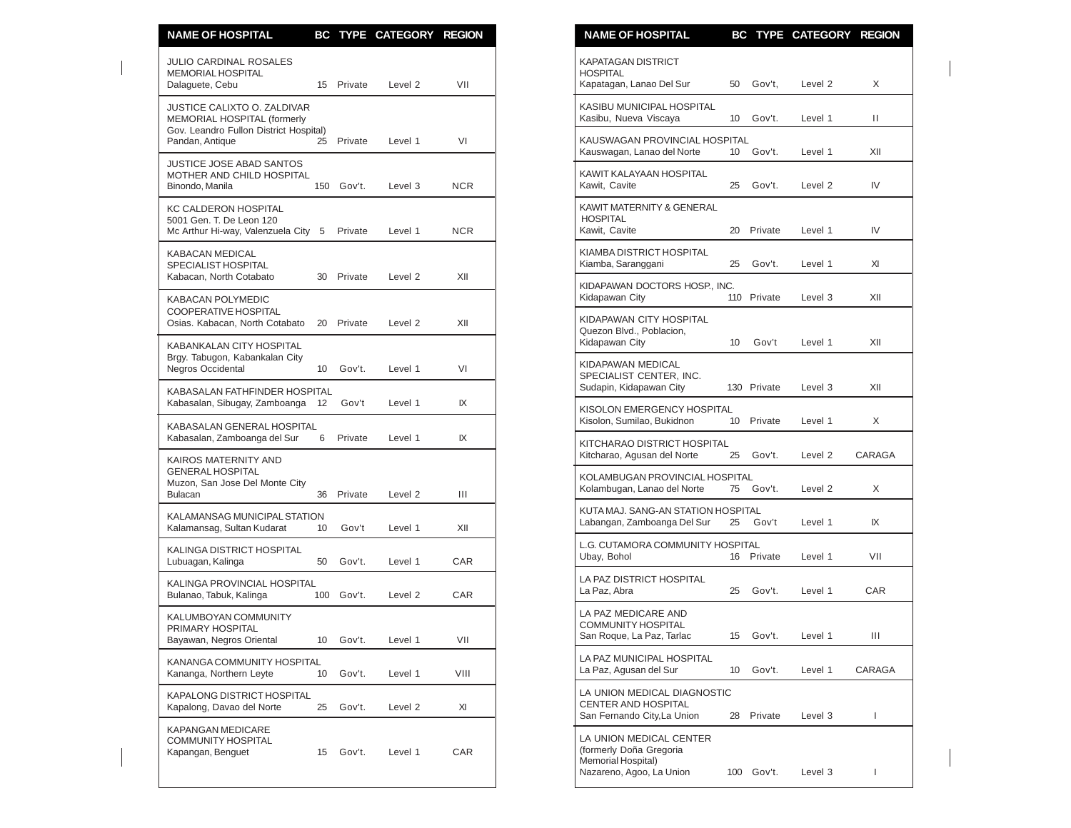| NAME OF HOSPITAL | BC | TYPE | CATEGORY | REGION |
|---|---|---|---|---|
| JULIO CARDINAL ROSALES MEMORIAL HOSPITAL Dalaguete, Cebu | 15 | Private | Level 2 | VII |
| JUSTICE CALIXTO O. ZALDIVAR MEMORIAL HOSPITAL (formerly Gov. Leandro Fullon District Hospital) Pandan, Antique | 25 | Private | Level 1 | VI |
| JUSTICE JOSE ABAD SANTOS MOTHER AND CHILD HOSPITAL Binondo, Manila | 150 | Gov't. | Level 3 | NCR |
| KC CALDERON HOSPITAL 5001 Gen. T. De Leon 120 Mc Arthur Hi-way, Valenzuela City | 5 | Private | Level 1 | NCR |
| KABACAN MEDICAL SPECIALIST HOSPITAL Kabacan, North Cotabato | 30 | Private | Level 2 | XII |
| KABACAN POLYMEDIC COOPERATIVE HOSPITAL Osias. Kabacan, North Cotabato | 20 | Private | Level 2 | XII |
| KABANKALAN CITY HOSPITAL Brgy. Tabugon, Kabankalan City Negros Occidental | 10 | Gov't. | Level 1 | VI |
| KABASALAN FATHFINDER HOSPITAL Kabasalan, Sibugay, Zamboanga | 12 | Gov't | Level 1 | IX |
| KABASALAN GENERAL HOSPITAL Kabasalan, Zamboanga del Sur | 6 | Private | Level 1 | IX |
| KAIROS MATERNITY AND GENERAL HOSPITAL Muzon, San Jose Del Monte City Bulacan | 36 | Private | Level 2 | III |
| KALAMANSAG MUNICIPAL STATION Kalamansag, Sultan Kudarat | 10 | Gov't | Level 1 | XII |
| KALINGA DISTRICT HOSPITAL Lubuagan, Kalinga | 50 | Gov't. | Level 1 | CAR |
| KALINGA PROVINCIAL HOSPITAL Bulanao, Tabuk, Kalinga | 100 | Gov't. | Level 2 | CAR |
| KALUMBOYAN COMMUNITY PRIMARY HOSPITAL Bayawan, Negros Oriental | 10 | Gov't. | Level 1 | VII |
| KANANGA COMMUNITY HOSPITAL Kananga, Northern Leyte | 10 | Gov't. | Level 1 | VIII |
| KAPALONG DISTRICT HOSPITAL Kapalong, Davao del Norte | 25 | Gov't. | Level 2 | XI |
| KAPANGAN MEDICARE COMMUNITY HOSPITAL Kapangan, Benguet | 15 | Gov't. | Level 1 | CAR |
| KAPATAGAN DISTRICT HOSPITAL Kapatagan, Lanao Del Sur | 50 | Gov't, | Level 2 | X |
| KASIBU MUNICIPAL HOSPITAL Kasibu, Nueva Viscaya | 10 | Gov't. | Level 1 | II |
| KAUSWAGAN PROVINCIAL HOSPITAL Kauswagan, Lanao del Norte | 10 | Gov't. | Level 1 | XII |
| KAWIT KALAYAAN HOSPITAL Kawit, Cavite | 25 | Gov't. | Level 2 | IV |
| KAWIT MATERNITY & GENERAL HOSPITAL Kawit, Cavite | 20 | Private | Level 1 | IV |
| KIAMBA DISTRICT HOSPITAL Kiamba, Saranggani | 25 | Gov't. | Level 1 | XI |
| KIDAPAWAN DOCTORS HOSP., INC. Kidapawan City | 110 | Private | Level 3 | XII |
| KIDAPAWAN CITY HOSPITAL Quezon Blvd., Poblacion, Kidapawan City | 10 | Gov't | Level 1 | XII |
| KIDAPAWAN MEDICAL SPECIALIST CENTER, INC. Sudapin, Kidapawan City | 130 | Private | Level 3 | XII |
| KISOLON EMERGENCY HOSPITAL Kisolon, Sumilao, Bukidnon | 10 | Private | Level 1 | X |
| KITCHARAO DISTRICT HOSPITAL Kitcharao, Agusan del Norte | 25 | Gov't. | Level 2 | CARAGA |
| KOLAMBUGAN PROVINCIAL HOSPITAL Kolambugan, Lanao del Norte | 75 | Gov't. | Level 2 | X |
| KUTA MAJ. SANG-AN STATION HOSPITAL Labangan, Zamboanga Del Sur | 25 | Gov't | Level 1 | IX |
| L.G. CUTAMORA COMMUNITY HOSPITAL Ubay, Bohol | 16 | Private | Level 1 | VII |
| LA PAZ DISTRICT HOSPITAL La Paz, Abra | 25 | Gov't. | Level 1 | CAR |
| LA PAZ MEDICARE AND COMMUNITY HOSPITAL San Roque, La Paz, Tarlac | 15 | Gov't. | Level 1 | III |
| LA PAZ MUNICIPAL HOSPITAL La Paz, Agusan del Sur | 10 | Gov't. | Level 1 | CARAGA |
| LA UNION MEDICAL DIAGNOSTIC CENTER AND HOSPITAL San Fernando City,La Union | 28 | Private | Level 3 | I |
| LA UNION MEDICAL CENTER (formerly Doña Gregoria Memorial Hospital) Nazareno, Agoo, La Union | 100 | Gov't. | Level 3 | I |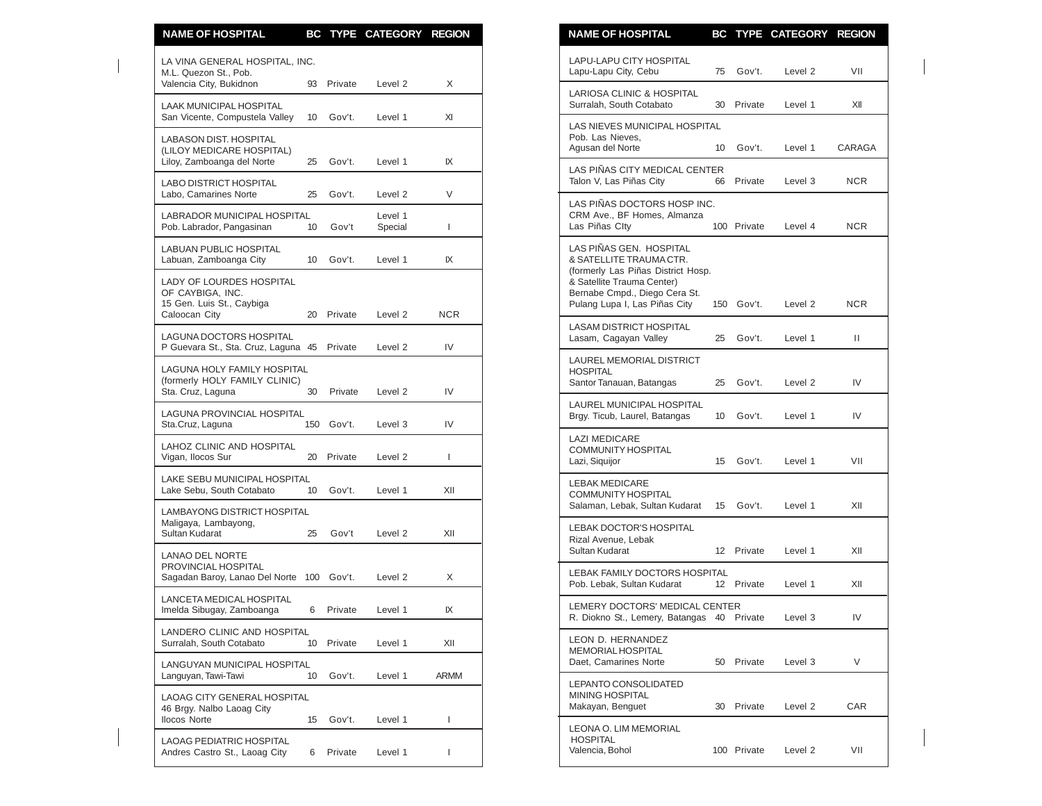| NAME OF HOSPITAL | BC | TYPE | CATEGORY | REGION |
|---|---|---|---|---|
| LA VINA GENERAL HOSPITAL, INC. M.L. Quezon St., Pob. Valencia City, Bukidnon | 93 | Private | Level 2 | X |
| LAAK MUNICIPAL HOSPITAL San Vicente, Compustela Valley | 10 | Gov't. | Level 1 | XI |
| LABASON DIST. HOSPITAL (LILOY MEDICARE HOSPITAL) Liloy, Zamboanga del Norte | 25 | Gov't. | Level 1 | IX |
| LABO DISTRICT HOSPITAL Labo, Camarines Norte | 25 | Gov't. | Level 2 | V |
| LABRADOR MUNICIPAL HOSPITAL Pob. Labrador, Pangasinan | 10 | Gov't | Level 1 Special | I |
| LABUAN PUBLIC HOSPITAL Labuan, Zamboanga City | 10 | Gov't. | Level 1 | IX |
| LADY OF LOURDES HOSPITAL OF CAYBIGA, INC. 15 Gen. Luis St., Caybiga Caloocan City | 20 | Private | Level 2 | NCR |
| LAGUNA DOCTORS HOSPITAL P Guevara St., Sta. Cruz, Laguna | 45 | Private | Level 2 | IV |
| LAGUNA HOLY FAMILY HOSPITAL (formerly HOLY FAMILY CLINIC) Sta. Cruz, Laguna | 30 | Private | Level 2 | IV |
| LAGUNA PROVINCIAL HOSPITAL Sta.Cruz, Laguna | 150 | Gov't. | Level 3 | IV |
| LAHOZ CLINIC AND HOSPITAL Vigan, Ilocos Sur | 20 | Private | Level 2 | I |
| LAKE SEBU MUNICIPAL HOSPITAL Lake Sebu, South Cotabato | 10 | Gov't. | Level 1 | XII |
| LAMBAYONG DISTRICT HOSPITAL Maligaya, Lambayong, Sultan Kudarat | 25 | Gov't | Level 2 | XII |
| LANAO DEL NORTE PROVINCIAL HOSPITAL Sagadan Baroy, Lanao Del Norte | 100 | Gov't. | Level 2 | X |
| LANCETA MEDICAL HOSPITAL Imelda Sibugay, Zamboanga | 6 | Private | Level 1 | IX |
| LANDERO CLINIC AND HOSPITAL Surralah, South Cotabato | 10 | Private | Level 1 | XII |
| LANGUYAN MUNICIPAL HOSPITAL Languyan, Tawi-Tawi | 10 | Gov't. | Level 1 | ARMM |
| LAOAG CITY GENERAL HOSPITAL 46 Brgy. Nalbo Laoag City Ilocos Norte | 15 | Gov't. | Level 1 | I |
| LAOAG PEDIATRIC HOSPITAL Andres Castro St., Laoag City | 6 | Private | Level 1 | I |
| LAPU-LAPU CITY HOSPITAL Lapu-Lapu City, Cebu | 75 | Gov't. | Level 2 | VII |
| LARIOSA CLINIC & HOSPITAL Surralah, South Cotabato | 30 | Private | Level 1 | XII |
| LAS NIEVES MUNICIPAL HOSPITAL Pob. Las Nieves, Agusan del Norte | 10 | Gov't. | Level 1 | CARAGA |
| LAS PIÑAS CITY MEDICAL CENTER Talon V, Las Piñas City | 66 | Private | Level 3 | NCR |
| LAS PIÑAS DOCTORS HOSP INC. CRM Ave., BF Homes, Almanza Las Piñas CIty | 100 | Private | Level 4 | NCR |
| LAS PIÑAS GEN. HOSPITAL & SATELLITE TRAUMA CTR. (formerly Las Piñas District Hosp. & Satellite Trauma Center) Bernabe Cmpd., Diego Cera St. Pulang Lupa I, Las Piñas City | 150 | Gov't. | Level 2 | NCR |
| LASAM DISTRICT HOSPITAL Lasam, Cagayan Valley | 25 | Gov't. | Level 1 | II |
| LAUREL MEMORIAL DISTRICT HOSPITAL Santor Tanauan, Batangas | 25 | Gov't. | Level 2 | IV |
| LAUREL MUNICIPAL HOSPITAL Brgy. Ticub, Laurel, Batangas | 10 | Gov't. | Level 1 | IV |
| LAZI MEDICARE COMMUNITY HOSPITAL Lazi, Siquijor | 15 | Gov't. | Level 1 | VII |
| LEBAK MEDICARE COMMUNITY HOSPITAL Salaman, Lebak, Sultan Kudarat | 15 | Gov't. | Level 1 | XII |
| LEBAK DOCTOR'S HOSPITAL Rizal Avenue, Lebak Sultan Kudarat | 12 | Private | Level 1 | XII |
| LEBAK FAMILY DOCTORS HOSPITAL Pob. Lebak, Sultan Kudarat | 12 | Private | Level 1 | XII |
| LEMERY DOCTORS' MEDICAL CENTER R. Diokno St., Lemery, Batangas | 40 | Private | Level 3 | IV |
| LEON D. HERNANDEZ MEMORIAL HOSPITAL Daet, Camarines Norte | 50 | Private | Level 3 | V |
| LEPANTO CONSOLIDATED MINING HOSPITAL Makayan, Benguet | 30 | Private | Level 2 | CAR |
| LEONA O. LIM MEMORIAL HOSPITAL Valencia, Bohol | 100 | Private | Level 2 | VII |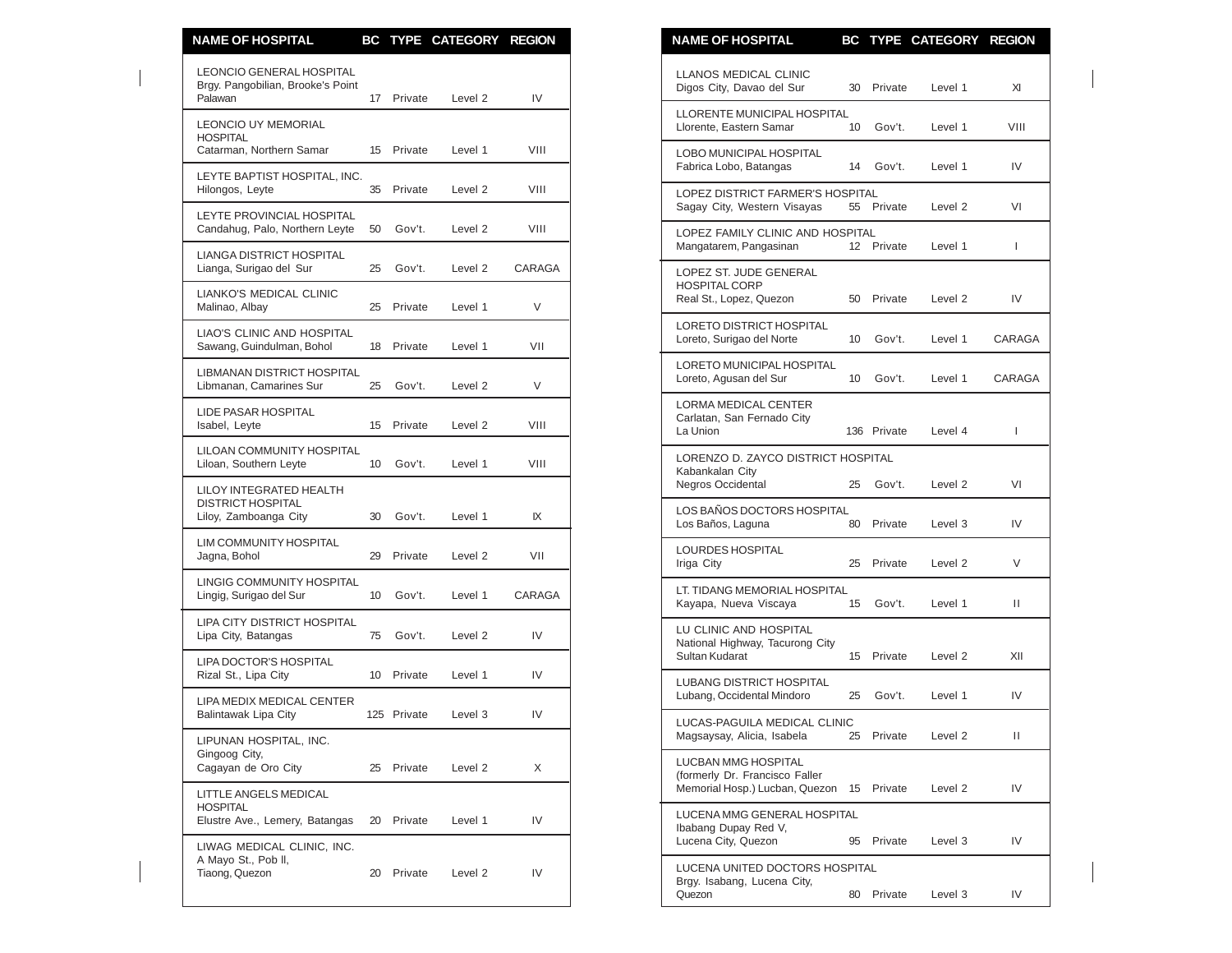| NAME OF HOSPITAL | BC | TYPE | CATEGORY | REGION |
|---|---|---|---|---|
| LEONCIO GENERAL HOSPITAL Brgy. Pangobilian, Brooke's Point Palawan | 17 | Private | Level 2 | IV |
| LEONCIO UY MEMORIAL HOSPITAL Catarman, Northern Samar | 15 | Private | Level 1 | VIII |
| LEYTE BAPTIST HOSPITAL, INC. Hilongos, Leyte | 35 | Private | Level 2 | VIII |
| LEYTE PROVINCIAL HOSPITAL Candahug, Palo, Northern Leyte | 50 | Gov't. | Level 2 | VIII |
| LIANGA DISTRICT HOSPITAL Lianga, Surigao del Sur | 25 | Gov't. | Level 2 | CARAGA |
| LIANKO'S MEDICAL CLINIC Malinao, Albay | 25 | Private | Level 1 | V |
| LIAO'S CLINIC AND HOSPITAL Sawang, Guindulman, Bohol | 18 | Private | Level 1 | VII |
| LIBMANAN DISTRICT HOSPITAL Libmanan, Camarines Sur | 25 | Gov't. | Level 2 | V |
| LIDE PASAR HOSPITAL Isabel, Leyte | 15 | Private | Level 2 | VIII |
| LILOAN COMMUNITY HOSPITAL Liloan, Southern Leyte | 10 | Gov't. | Level 1 | VIII |
| LILOY INTEGRATED HEALTH DISTRICT HOSPITAL Liloy, Zamboanga City | 30 | Gov't. | Level 1 | IX |
| LIM COMMUNITY HOSPITAL Jagna, Bohol | 29 | Private | Level 2 | VII |
| LINGIG COMMUNITY HOSPITAL Lingig, Surigao del Sur | 10 | Gov't. | Level 1 | CARAGA |
| LIPA CITY DISTRICT HOSPITAL Lipa City, Batangas | 75 | Gov't. | Level 2 | IV |
| LIPA DOCTOR'S HOSPITAL Rizal St., Lipa City | 10 | Private | Level 1 | IV |
| LIPA MEDIX MEDICAL CENTER Balintawak Lipa City | 125 | Private | Level 3 | IV |
| LIPUNAN HOSPITAL, INC. Gingoog City, Cagayan de Oro City | 25 | Private | Level 2 | X |
| LITTLE ANGELS MEDICAL HOSPITAL Elustre Ave., Lemery, Batangas | 20 | Private | Level 1 | IV |
| LIWAG MEDICAL CLINIC, INC. A Mayo St., Pob ll, Tiaong, Quezon | 20 | Private | Level 2 | IV |
| LLANOS MEDICAL CLINIC Digos City, Davao del Sur | 30 | Private | Level 1 | XI |
| LLORENTE MUNICIPAL HOSPITAL Llorente, Eastern Samar | 10 | Gov't. | Level 1 | VIII |
| LOBO MUNICIPAL HOSPITAL Fabrica Lobo, Batangas | 14 | Gov't. | Level 1 | IV |
| LOPEZ DISTRICT FARMER'S HOSPITAL Sagay City, Western Visayas | 55 | Private | Level 2 | VI |
| LOPEZ FAMILY CLINIC AND HOSPITAL Mangatarem, Pangasinan | 12 | Private | Level 1 | I |
| LOPEZ ST. JUDE GENERAL HOSPITAL CORP Real St., Lopez, Quezon | 50 | Private | Level 2 | IV |
| LORETO DISTRICT HOSPITAL Loreto, Surigao del Norte | 10 | Gov't. | Level 1 | CARAGA |
| LORETO MUNICIPAL HOSPITAL Loreto, Agusan del Sur | 10 | Gov't. | Level 1 | CARAGA |
| LORMA MEDICAL CENTER Carlatan, San Fernado City La Union | 136 | Private | Level 4 | I |
| LORENZO D. ZAYCO DISTRICT HOSPITAL Kabankalan City Negros Occidental | 25 | Gov't. | Level 2 | VI |
| LOS BAÑOS DOCTORS HOSPITAL Los Baños, Laguna | 80 | Private | Level 3 | IV |
| LOURDES HOSPITAL Iriga City | 25 | Private | Level 2 | V |
| LT. TIDANG MEMORIAL HOSPITAL Kayapa, Nueva Viscaya | 15 | Gov't. | Level 1 | II |
| LU CLINIC AND HOSPITAL National Highway, Tacurong City Sultan Kudarat | 15 | Private | Level 2 | XII |
| LUBANG DISTRICT HOSPITAL Lubang, Occidental Mindoro | 25 | Gov't. | Level 1 | IV |
| LUCAS-PAGUILA MEDICAL CLINIC Magsaysay, Alicia, Isabela | 25 | Private | Level 2 | II |
| LUCBAN MMG HOSPITAL (formerly Dr. Francisco Faller Memorial Hosp.) Lucban, Quezon | 15 | Private | Level 2 | IV |
| LUCENA MMG GENERAL HOSPITAL Ibabang Dupay Red V, Lucena City, Quezon | 95 | Private | Level 3 | IV |
| LUCENA UNITED DOCTORS HOSPITAL Brgy. Isabang, Lucena City, Quezon | 80 | Private | Level 3 | IV |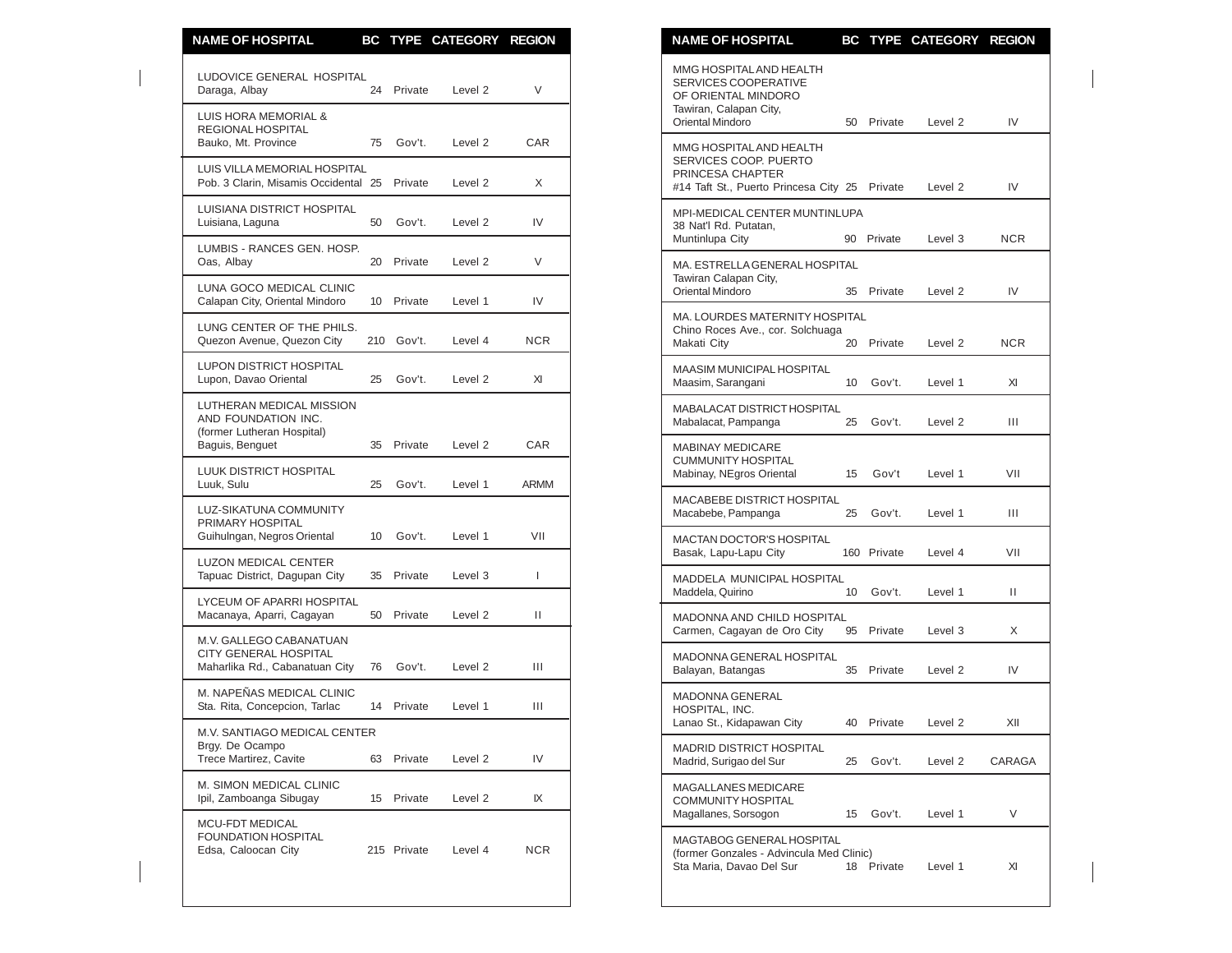| NAME OF HOSPITAL | BC | TYPE | CATEGORY | REGION |
|---|---|---|---|---|
| LUDOVICE GENERAL HOSPITAL<br>Daraga, Albay | 24 | Private | Level 2 | V |
| LUIS HORA MEMORIAL & REGIONAL HOSPITAL<br>Bauko, Mt. Province | 75 | Gov't. | Level 2 | CAR |
| LUIS VILLA MEMORIAL HOSPITAL<br>Pob. 3 Clarin, Misamis Occidental | 25 | Private | Level 2 | X |
| LUISIANA DISTRICT HOSPITAL<br>Luisiana, Laguna | 50 | Gov't. | Level 2 | IV |
| LUMBIS - RANCES GEN. HOSP.<br>Oas, Albay | 20 | Private | Level 2 | V |
| LUNA GOCO MEDICAL CLINIC<br>Calapan City, Oriental Mindoro | 10 | Private | Level 1 | IV |
| LUNG CENTER OF THE PHILS.<br>Quezon Avenue, Quezon City | 210 | Gov't. | Level 4 | NCR |
| LUPON DISTRICT HOSPITAL<br>Lupon, Davao Oriental | 25 | Gov't. | Level 2 | XI |
| LUTHERAN MEDICAL MISSION AND FOUNDATION INC. (former Lutheran Hospital)<br>Baguis, Benguet | 35 | Private | Level 2 | CAR |
| LUUK DISTRICT HOSPITAL<br>Luuk, Sulu | 25 | Gov't. | Level 1 | ARMM |
| LUZ-SIKATUNA COMMUNITY PRIMARY HOSPITAL<br>Guihulngan, Negros Oriental | 10 | Gov't. | Level 1 | VII |
| LUZON MEDICAL CENTER<br>Tapuac District, Dagupan City | 35 | Private | Level 3 | I |
| LYCEUM OF APARRI HOSPITAL<br>Macanaya, Aparri, Cagayan | 50 | Private | Level 2 | II |
| M.V. GALLEGO CABANATUAN CITY GENERAL HOSPITAL<br>Maharlika Rd., Cabanatuan City | 76 | Gov't. | Level 2 | III |
| M. NAPEÑAS MEDICAL CLINIC<br>Sta. Rita, Concepcion, Tarlac | 14 | Private | Level 1 | III |
| M.V. SANTIAGO MEDICAL CENTER<br>Brgy. De Ocampo<br>Trece Martirez, Cavite | 63 | Private | Level 2 | IV |
| M. SIMON MEDICAL CLINIC<br>Ipil, Zamboanga Sibugay | 15 | Private | Level 2 | IX |
| MCU-FDT MEDICAL FOUNDATION HOSPITAL<br>Edsa, Caloocan City | 215 | Private | Level 4 | NCR |
| MMG HOSPITAL AND HEALTH SERVICES COOPERATIVE OF ORIENTAL MINDORO<br>Tawiran, Calapan City, Oriental Mindoro | 50 | Private | Level 2 | IV |
| MMG HOSPITAL AND HEALTH SERVICES COOP. PUERTO PRINCESA CHAPTER<br>#14 Taft St., Puerto Princesa City | 25 | Private | Level 2 | IV |
| MPI-MEDICAL CENTER MUNTINLUPA<br>38 Nat'l Rd. Putatan, Muntinlupa City | 90 | Private | Level 3 | NCR |
| MA. ESTRELLA GENERAL HOSPITAL<br>Tawiran Calapan City, Oriental Mindoro | 35 | Private | Level 2 | IV |
| MA. LOURDES MATERNITY HOSPITAL<br>Chino Roces Ave., cor. Solchuaga<br>Makati City | 20 | Private | Level 2 | NCR |
| MAASIM MUNICIPAL HOSPITAL<br>Maasim, Sarangani | 10 | Gov't. | Level 1 | XI |
| MABALACAT DISTRICT HOSPITAL<br>Mabalacat, Pampanga | 25 | Gov't. | Level 2 | III |
| MABINAY MEDICARE CUMMUNITY HOSPITAL<br>Mabinay, NEgros Oriental | 15 | Gov't | Level 1 | VII |
| MACABEBE DISTRICT HOSPITAL<br>Macabebe, Pampanga | 25 | Gov't. | Level 1 | III |
| MACTAN DOCTOR'S HOSPITAL<br>Basak, Lapu-Lapu City | 160 | Private | Level 4 | VII |
| MADDELA MUNICIPAL HOSPITAL<br>Maddela, Quirino | 10 | Gov't. | Level 1 | II |
| MADONNA AND CHILD HOSPITAL<br>Carmen, Cagayan de Oro City | 95 | Private | Level 3 | X |
| MADONNA GENERAL HOSPITAL<br>Balayan, Batangas | 35 | Private | Level 2 | IV |
| MADONNA GENERAL HOSPITAL, INC.<br>Lanao St., Kidapawan City | 40 | Private | Level 2 | XII |
| MADRID DISTRICT HOSPITAL<br>Madrid, Surigao del Sur | 25 | Gov't. | Level 2 | CARAGA |
| MAGALLANES MEDICARE COMMUNITY HOSPITAL<br>Magallanes, Sorsogon | 15 | Gov't. | Level 1 | V |
| MAGTABOG GENERAL HOSPITAL (former Gonzales - Advincula Med Clinic)<br>Sta Maria, Davao Del Sur | 18 | Private | Level 1 | XI |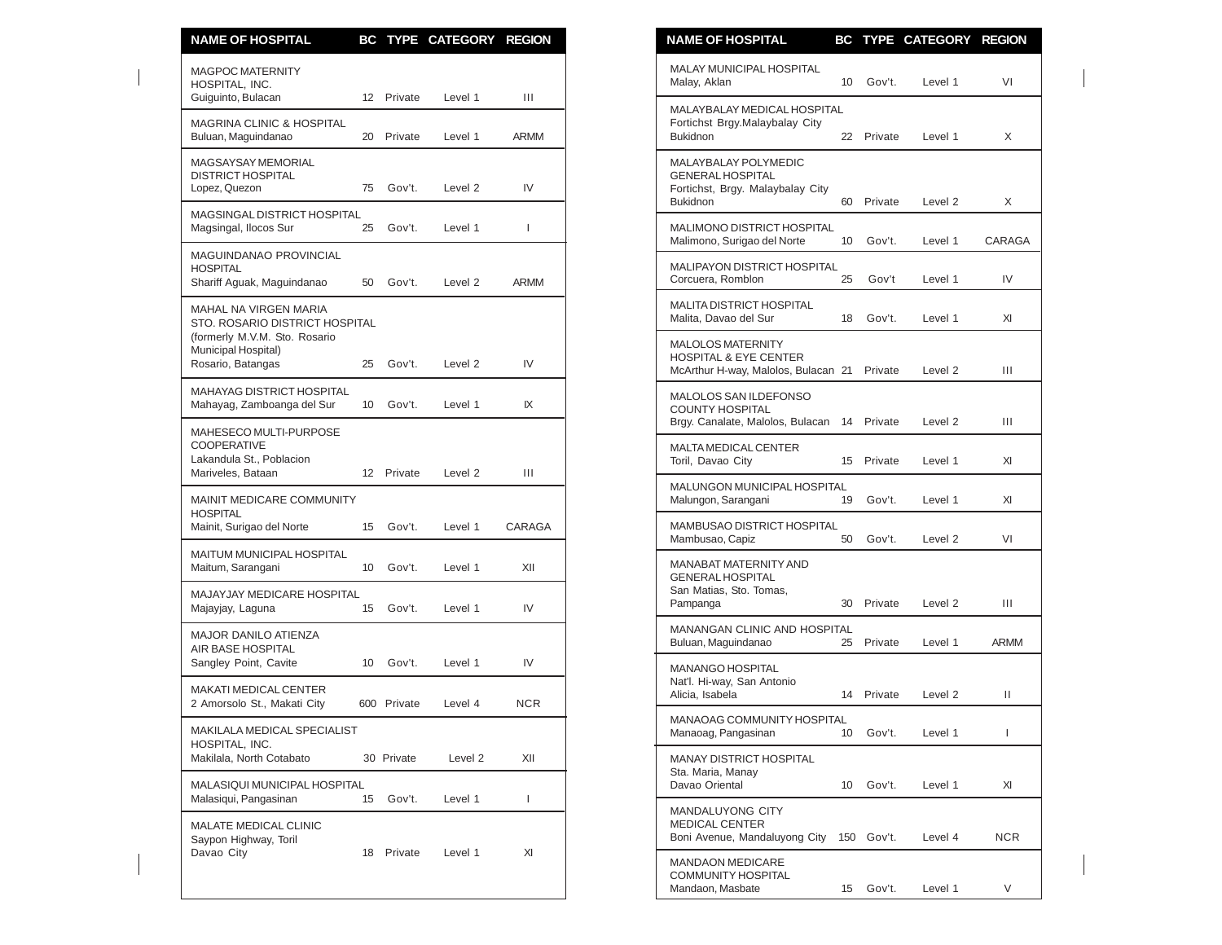| NAME OF HOSPITAL | BC | TYPE | CATEGORY | REGION |
|---|---|---|---|---|
| MAGPOC MATERNITY HOSPITAL, INC. Guiguinto, Bulacan | 12 | Private | Level 1 | III |
| MAGRINA CLINIC & HOSPITAL Buluan, Maguindanao | 20 | Private | Level 1 | ARMM |
| MAGSAYSAY MEMORIAL DISTRICT HOSPITAL Lopez, Quezon | 75 | Gov't. | Level 2 | IV |
| MAGSINGAL DISTRICT HOSPITAL Magsingal, Ilocos Sur | 25 | Gov't. | Level 1 | I |
| MAGUINDANAO PROVINCIAL HOSPITAL Shariff Aguak, Maguindanao | 50 | Gov't. | Level 2 | ARMM |
| MAHAL NA VIRGEN MARIA STO. ROSARIO DISTRICT HOSPITAL (formerly M.V.M. Sto. Rosario Municipal Hospital) Rosario, Batangas | 25 | Gov't. | Level 2 | IV |
| MAHAYAG DISTRICT HOSPITAL Mahayag, Zamboanga del Sur | 10 | Gov't. | Level 1 | IX |
| MAHESECO MULTI-PURPOSE COOPERATIVE Lakandula St., Poblacion Mariveles, Bataan | 12 | Private | Level 2 | III |
| MAINIT MEDICARE COMMUNITY HOSPITAL Mainit, Surigao del Norte | 15 | Gov't. | Level 1 | CARAGA |
| MAITUM MUNICIPAL HOSPITAL Maitum, Sarangani | 10 | Gov't. | Level 1 | XII |
| MAJAYJAY MEDICARE HOSPITAL Majayjay, Laguna | 15 | Gov't. | Level 1 | IV |
| MAJOR DANILO ATIENZA AIR BASE HOSPITAL Sangley Point, Cavite | 10 | Gov't. | Level 1 | IV |
| MAKATI MEDICAL CENTER 2 Amorsolo St., Makati City | 600 | Private | Level 4 | NCR |
| MAKILALA MEDICAL SPECIALIST HOSPITAL, INC. Makilala, North Cotabato | 30 | Private | Level 2 | XII |
| MALASIQUI MUNICIPAL HOSPITAL Malasiqui, Pangasinan | 15 | Gov't. | Level 1 | I |
| MALATE MEDICAL CLINIC Saypon Highway, Toril Davao City | 18 | Private | Level 1 | XI |
| MALAY MUNICIPAL HOSPITAL Malay, Aklan | 10 | Gov't. | Level 1 | VI |
| MALAYBALAY MEDICAL HOSPITAL Fortichst Brgy.Malaybalay City Bukidnon | 22 | Private | Level 1 | X |
| MALAYBALAY POLYMEDIC GENERAL HOSPITAL Fortichst, Brgy. Malaybalay City Bukidnon | 60 | Private | Level 2 | X |
| MALIMONO DISTRICT HOSPITAL Malimono, Surigao del Norte | 10 | Gov't. | Level 1 | CARAGA |
| MALIPAYON DISTRICT HOSPITAL Corcuera, Romblon | 25 | Gov't | Level 1 | IV |
| MALITA DISTRICT HOSPITAL Malita, Davao del Sur | 18 | Gov't. | Level 1 | XI |
| MALOLOS MATERNITY HOSPITAL & EYE CENTER McArthur H-way, Malolos, Bulacan | 21 | Private | Level 2 | III |
| MALOLOS SAN ILDEFONSO COUNTY HOSPITAL Brgy. Canalate, Malolos, Bulacan | 14 | Private | Level 2 | III |
| MALTA MEDICAL CENTER Toril, Davao City | 15 | Private | Level 1 | XI |
| MALUNGON MUNICIPAL HOSPITAL Malungon, Sarangani | 19 | Gov't. | Level 1 | XI |
| MAMBUSAO DISTRICT HOSPITAL Mambusao, Capiz | 50 | Gov't. | Level 2 | VI |
| MANABAT MATERNITY AND GENERAL HOSPITAL San Matias, Sto. Tomas, Pampanga | 30 | Private | Level 2 | III |
| MANANGAN CLINIC AND HOSPITAL Buluan, Maguindanao | 25 | Private | Level 1 | ARMM |
| MANANGO HOSPITAL Nat'l. Hi-way, San Antonio Alicia, Isabela | 14 | Private | Level 2 | II |
| MANAOAG COMMUNITY HOSPITAL Manaoag, Pangasinan | 10 | Gov't. | Level 1 | I |
| MANAY DISTRICT HOSPITAL Sta. Maria, Manay Davao Oriental | 10 | Gov't. | Level 1 | XI |
| MANDALUYONG CITY MEDICAL CENTER Boni Avenue, Mandaluyong City | 150 | Gov't. | Level 4 | NCR |
| MANDAON MEDICARE COMMUNITY HOSPITAL Mandaon, Masbate | 15 | Gov't. | Level 1 | V |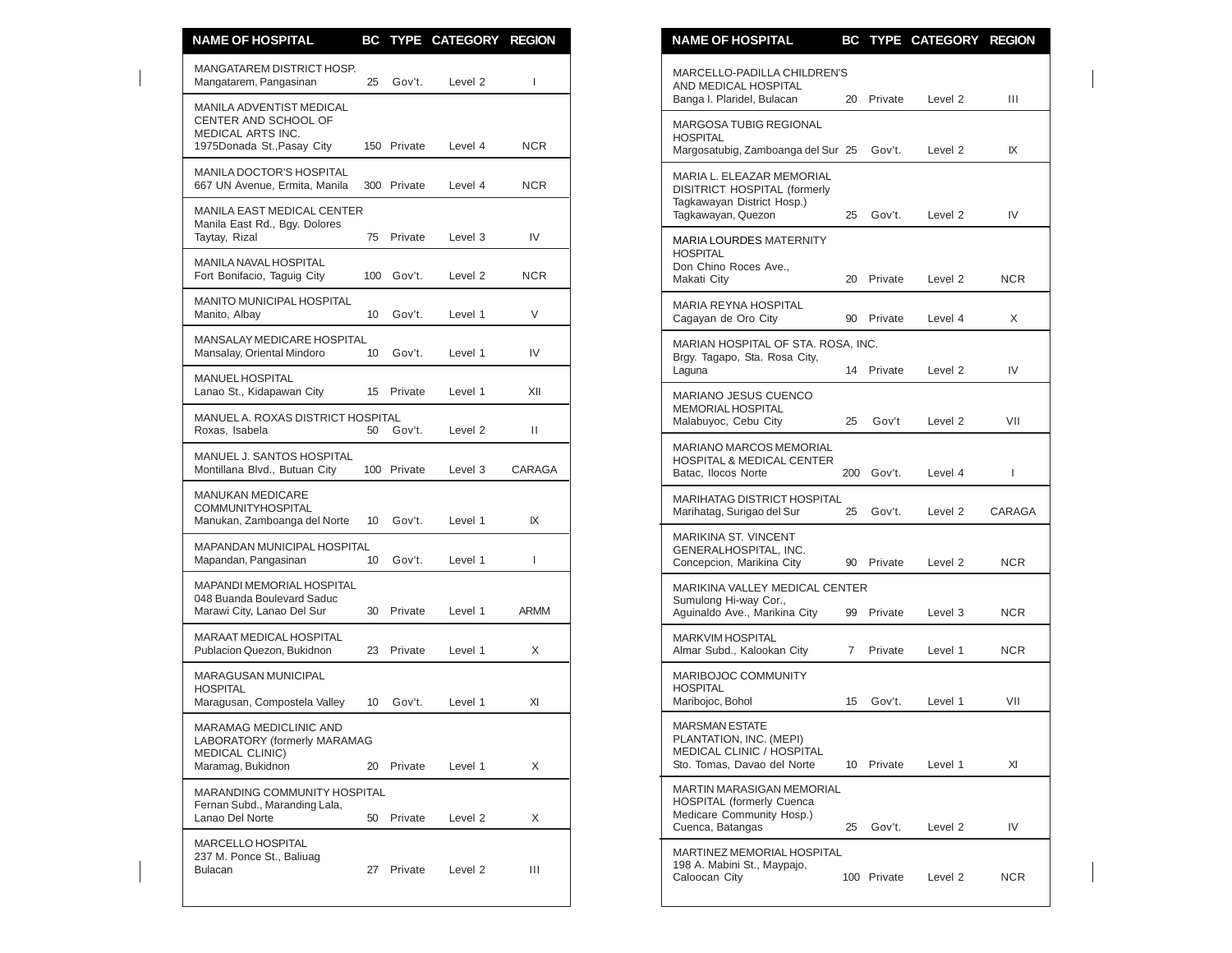| NAME OF HOSPITAL | BC | TYPE | CATEGORY | REGION |
|---|---|---|---|---|
| MANGATAREM DISTRICT HOSP. Mangatarem, Pangasinan | 25 | Gov't. | Level 2 | I |
| MANILA ADVENTIST MEDICAL CENTER AND SCHOOL OF MEDICAL ARTS INC. 1975Donada St.,Pasay City | 150 | Private | Level 4 | NCR |
| MANILA DOCTOR'S HOSPITAL 667 UN Avenue, Ermita, Manila | 300 | Private | Level 4 | NCR |
| MANILA EAST MEDICAL CENTER Manila East Rd., Bgy. Dolores Taytay, Rizal | 75 | Private | Level 3 | IV |
| MANILA NAVAL HOSPITAL Fort Bonifacio, Taguig City | 100 | Gov't. | Level 2 | NCR |
| MANITO MUNICIPAL HOSPITAL Manito, Albay | 10 | Gov't. | Level 1 | V |
| MANSALAY MEDICARE HOSPITAL Mansalay, Oriental Mindoro | 10 | Gov't. | Level 1 | IV |
| MANUEL HOSPITAL Lanao St., Kidapawan City | 15 | Private | Level 1 | XII |
| MANUEL A. ROXAS DISTRICT HOSPITAL Roxas, Isabela | 50 | Gov't. | Level 2 | II |
| MANUEL J. SANTOS HOSPITAL Montillana Blvd., Butuan City | 100 | Private | Level 3 | CARAGA |
| MANUKAN MEDICARE COMMUNITYHOSPITAL Manukan, Zamboanga del Norte | 10 | Gov't. | Level 1 | IX |
| MAPANDAN MUNICIPAL HOSPITAL Mapandan, Pangasinan | 10 | Gov't. | Level 1 | I |
| MAPANDI MEMORIAL HOSPITAL 048 Buanda Boulevard Saduc Marawi City, Lanao Del Sur | 30 | Private | Level 1 | ARMM |
| MARAAT MEDICAL HOSPITAL Publacion Quezon, Bukidnon | 23 | Private | Level 1 | X |
| MARAGUSAN MUNICIPAL HOSPITAL Maragusan, Compostela Valley | 10 | Gov't. | Level 1 | XI |
| MARAMAG MEDICLINIC AND LABORATORY (formerly MARAMAG MEDICAL CLINIC) Maramag, Bukidnon | 20 | Private | Level 1 | X |
| MARANDING COMMUNITY HOSPITAL Fernan Subd., Maranding Lala, Lanao Del Norte | 50 | Private | Level 2 | X |
| MARCELLO HOSPITAL 237 M. Ponce St., Baliuag Bulacan | 27 | Private | Level 2 | III |
| MARCELLO-PADILLA CHILDREN'S AND MEDICAL HOSPITAL Banga I. Plaridel, Bulacan | 20 | Private | Level 2 | III |
| MARGOSA TUBIG REGIONAL HOSPITAL Margosatubig, Zamboanga del Sur | 25 | Gov't. | Level 2 | IX |
| MARIA L. ELEAZAR MEMORIAL DISITRICT HOSPITAL (formerly Tagkawayan District Hosp.) Tagkawayan, Quezon | 25 | Gov't. | Level 2 | IV |
| MARIA LOURDES MATERNITY HOSPITAL Don Chino Roces Ave., Makati City | 20 | Private | Level 2 | NCR |
| MARIA REYNA HOSPITAL Cagayan de Oro City | 90 | Private | Level 4 | X |
| MARIAN HOSPITAL OF STA. ROSA, INC. Brgy. Tagapo, Sta. Rosa City, Laguna | 14 | Private | Level 2 | IV |
| MARIANO JESUS CUENCO MEMORIAL HOSPITAL Malabuyoc, Cebu City | 25 | Gov't | Level 2 | VII |
| MARIANO MARCOS MEMORIAL HOSPITAL & MEDICAL CENTER Batac, Ilocos Norte | 200 | Gov't. | Level 4 | I |
| MARIHATAG DISTRICT HOSPITAL Marihatag, Surigao del Sur | 25 | Gov't. | Level 2 | CARAGA |
| MARIKINA ST. VINCENT GENERALHOSPITAL, INC. Concepcion, Marikina City | 90 | Private | Level 2 | NCR |
| MARIKINA VALLEY MEDICAL CENTER Sumulong Hi-way Cor., Aguinaldo Ave., Marikina City | 99 | Private | Level 3 | NCR |
| MARKVIM HOSPITAL Almar Subd., Kalookan City | 7 | Private | Level 1 | NCR |
| MARIBOJOC COMMUNITY HOSPITAL Maribojoc, Bohol | 15 | Gov't. | Level 1 | VII |
| MARSMAN ESTATE PLANTATION, INC. (MEPI) MEDICAL CLINIC / HOSPITAL Sto. Tomas, Davao del Norte | 10 | Private | Level 1 | XI |
| MARTIN MARASIGAN MEMORIAL HOSPITAL (formerly Cuenca Medicare Community Hosp.) Cuenca, Batangas | 25 | Gov't. | Level 2 | IV |
| MARTINEZ MEMORIAL HOSPITAL 198 A. Mabini St., Maypajo, Caloocan City | 100 | Private | Level 2 | NCR |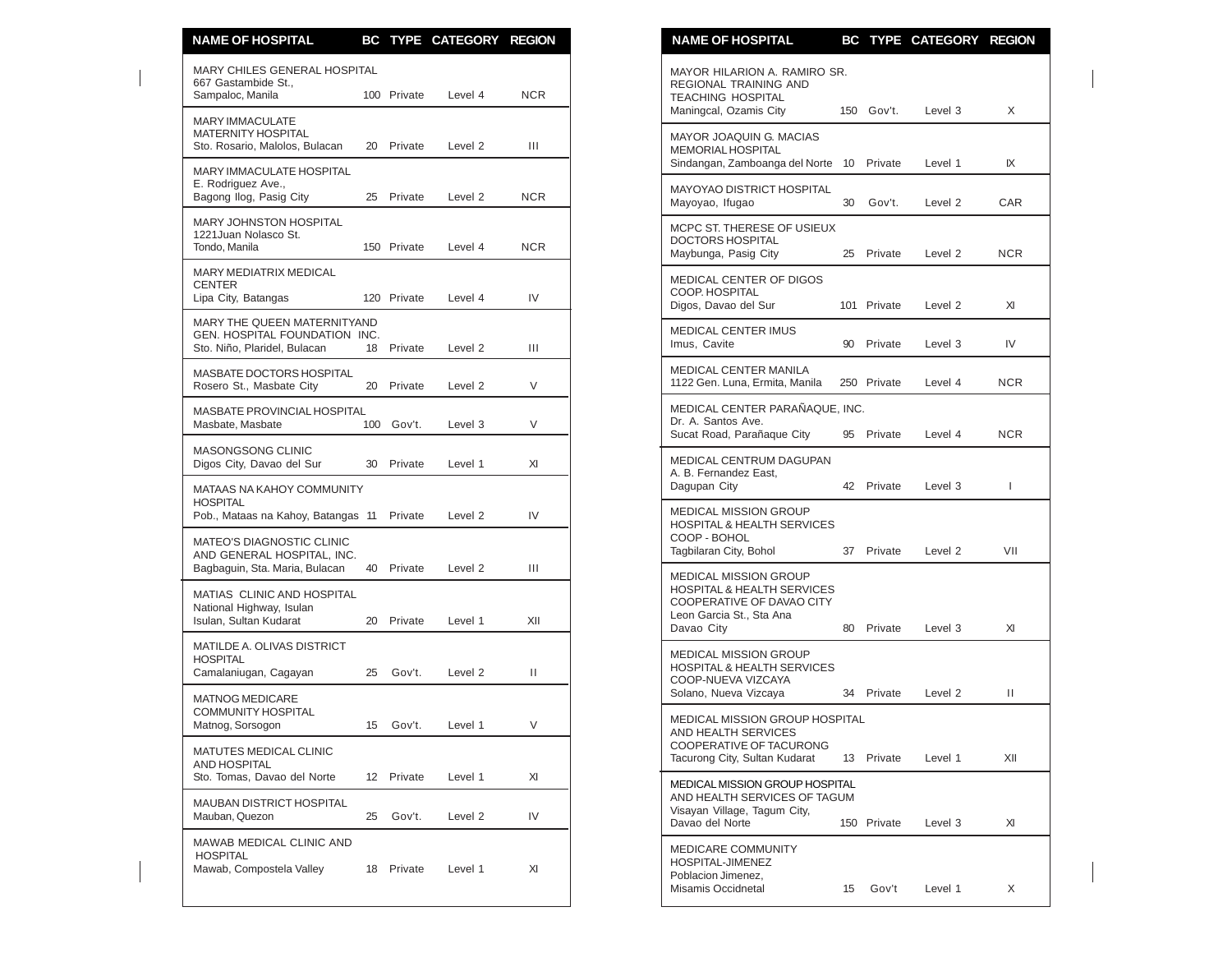| NAME OF HOSPITAL | BC | TYPE | CATEGORY | REGION |
|---|---|---|---|---|
| MARY CHILES GENERAL HOSPITAL 667 Gastambide St., Sampaloc, Manila | 100 | Private | Level 4 | NCR |
| MARY IMMACULATE MATERNITY HOSPITAL Sto. Rosario, Malolos, Bulacan | 20 | Private | Level 2 | III |
| MARY IMMACULATE HOSPITAL E. Rodriguez Ave., Bagong Ilog, Pasig City | 25 | Private | Level 2 | NCR |
| MARY JOHNSTON HOSPITAL 1221Juan Nolasco St. Tondo, Manila | 150 | Private | Level 4 | NCR |
| MARY MEDIATRIX MEDICAL CENTER Lipa City, Batangas | 120 | Private | Level 4 | IV |
| MARY THE QUEEN MATERNITYAND GEN. HOSPITAL FOUNDATION INC. Sto. Niño, Plaridel, Bulacan | 18 | Private | Level 2 | III |
| MASBATE DOCTORS HOSPITAL Rosero St., Masbate City | 20 | Private | Level 2 | V |
| MASBATE PROVINCIAL HOSPITAL Masbate, Masbate | 100 | Gov't. | Level 3 | V |
| MASONGSONG CLINIC Digos City, Davao del Sur | 30 | Private | Level 1 | XI |
| MATAAS NA KAHOY COMMUNITY HOSPITAL Pob., Mataas na Kahoy, Batangas | 11 | Private | Level 2 | IV |
| MATEO'S DIAGNOSTIC CLINIC AND GENERAL HOSPITAL, INC. Bagbaguin, Sta. Maria, Bulacan | 40 | Private | Level 2 | III |
| MATIAS CLINIC AND HOSPITAL National Highway, Isulan Isulan, Sultan Kudarat | 20 | Private | Level 1 | XII |
| MATILDE A. OLIVAS DISTRICT HOSPITAL Camalaniugan, Cagayan | 25 | Gov't. | Level 2 | II |
| MATNOG MEDICARE COMMUNITY HOSPITAL Matnog, Sorsogon | 15 | Gov't. | Level 1 | V |
| MATUTES MEDICAL CLINIC AND HOSPITAL Sto. Tomas, Davao del Norte | 12 | Private | Level 1 | XI |
| MAUBAN DISTRICT HOSPITAL Mauban, Quezon | 25 | Gov't. | Level 2 | IV |
| MAWAB MEDICAL CLINIC AND HOSPITAL Mawab, Compostela Valley | 18 | Private | Level 1 | XI |
| MAYOR HILARION A. RAMIRO SR. REGIONAL TRAINING AND TEACHING HOSPITAL Maningcal, Ozamis City | 150 | Gov't. | Level 3 | X |
| MAYOR JOAQUIN G. MACIAS MEMORIAL HOSPITAL Sindangan, Zamboanga del Norte | 10 | Private | Level 1 | IX |
| MAYOYAO DISTRICT HOSPITAL Mayoyao, Ifugao | 30 | Gov't. | Level 2 | CAR |
| MCPC ST. THERESE OF USIEUX DOCTORS HOSPITAL Maybunga, Pasig City | 25 | Private | Level 2 | NCR |
| MEDICAL CENTER OF DIGOS COOP. HOSPITAL Digos, Davao del Sur | 101 | Private | Level 2 | XI |
| MEDICAL CENTER IMUS Imus, Cavite | 90 | Private | Level 3 | IV |
| MEDICAL CENTER MANILA 1122 Gen. Luna, Ermita, Manila | 250 | Private | Level 4 | NCR |
| MEDICAL CENTER PARAÑAQUE, INC. Dr. A. Santos Ave. Sucat Road, Parañaque City | 95 | Private | Level 4 | NCR |
| MEDICAL CENTRUM DAGUPAN A. B. Fernandez East, Dagupan City | 42 | Private | Level 3 | I |
| MEDICAL MISSION GROUP HOSPITAL & HEALTH SERVICES COOP - BOHOL Tagbilaran City, Bohol | 37 | Private | Level 2 | VII |
| MEDICAL MISSION GROUP HOSPITAL & HEALTH SERVICES COOPERATIVE OF DAVAO CITY Leon Garcia St., Sta Ana Davao City | 80 | Private | Level 3 | XI |
| MEDICAL MISSION GROUP HOSPITAL & HEALTH SERVICES COOP-NUEVA VIZCAYA Solano, Nueva Vizcaya | 34 | Private | Level 2 | II |
| MEDICAL MISSION GROUP HOSPITAL AND HEALTH SERVICES COOPERATIVE OF TACURONG Tacurong City, Sultan Kudarat | 13 | Private | Level 1 | XII |
| MEDICAL MISSION GROUP HOSPITAL AND HEALTH SERVICES OF TAGUM Visayan Village, Tagum City, Davao del Norte | 150 | Private | Level 3 | XI |
| MEDICARE COMMUNITY HOSPITAL-JIMENEZ Poblacion Jimenez, Misamis Occidnetal | 15 | Gov't | Level 1 | X |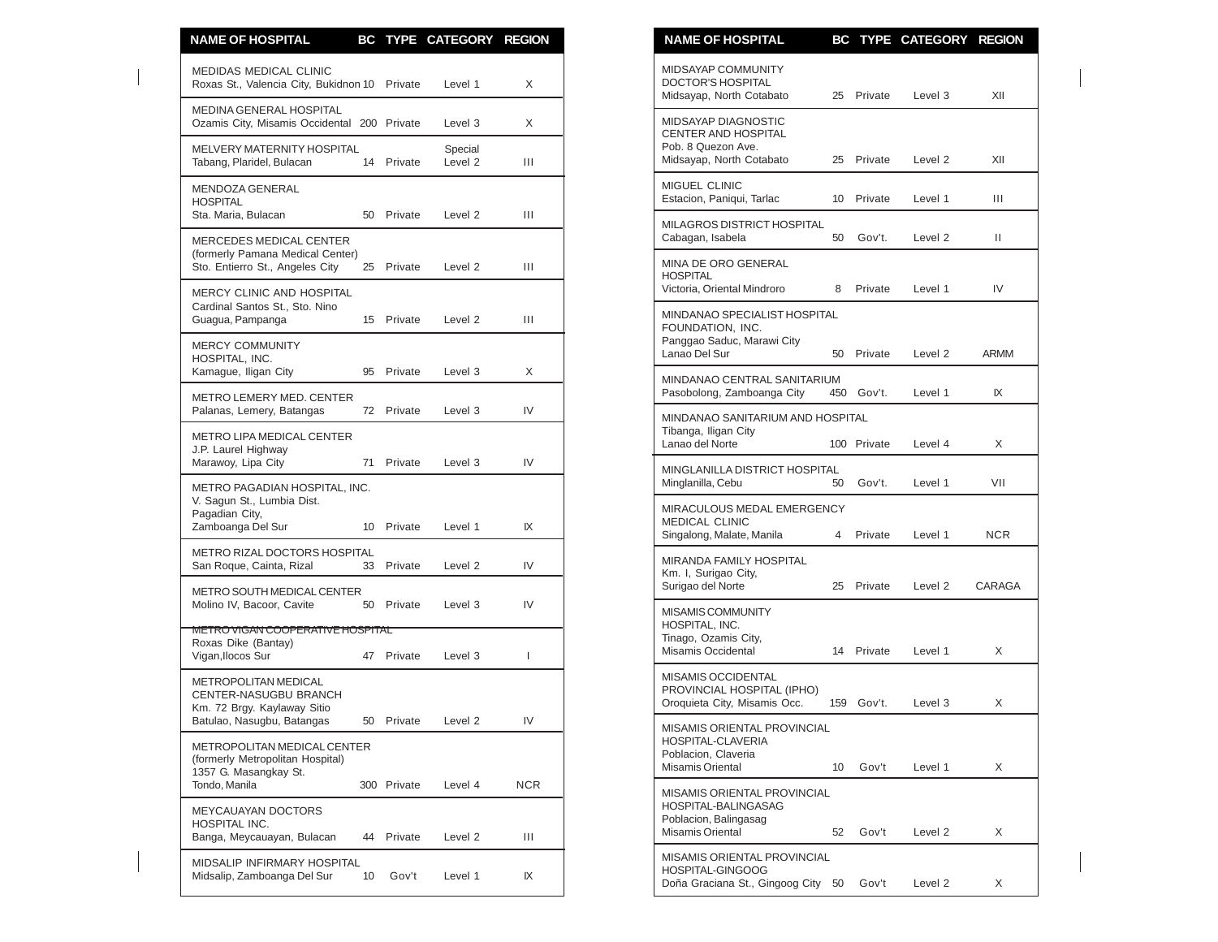| NAME OF HOSPITAL | BC | TYPE | CATEGORY | REGION |
|---|---|---|---|---|
| MEDIDAS MEDICAL CLINIC<br>Roxas St., Valencia City, Bukidnon | 10 | Private | Level 1 | X |
| MEDINA GENERAL HOSPITAL<br>Ozamis City, Misamis Occidental | 200 | Private | Level 3 | X |
| MELVERY MATERNITY HOSPITAL<br>Tabang, Plaridel, Bulacan | 14 | Private | Special Level 2 | III |
| MENDOZA GENERAL HOSPITAL<br>Sta. Maria, Bulacan | 50 | Private | Level 2 | III |
| MERCEDES MEDICAL CENTER<br>(formerly Pamana Medical Center)<br>Sto. Entierro St., Angeles City | 25 | Private | Level 2 | III |
| MERCY CLINIC AND HOSPITAL<br>Cardinal Santos St., Sto. Nino<br>Guagua, Pampanga | 15 | Private | Level 2 | III |
| MERCY COMMUNITY HOSPITAL, INC.<br>Kamague, Iligan City | 95 | Private | Level 3 | X |
| METRO LEMERY MED. CENTER<br>Palanas, Lemery, Batangas | 72 | Private | Level 3 | IV |
| METRO LIPA MEDICAL CENTER<br>J.P. Laurel Highway<br>Marawoy, Lipa City | 71 | Private | Level 3 | IV |
| METRO PAGADIAN HOSPITAL, INC.<br>V. Sagun St., Lumbia Dist.<br>Pagadian City,<br>Zamboanga Del Sur | 10 | Private | Level 1 | IX |
| METRO RIZAL DOCTORS HOSPITAL<br>San Roque, Cainta, Rizal | 33 | Private | Level 2 | IV |
| METRO SOUTH MEDICAL CENTER<br>Molino IV, Bacoor, Cavite | 50 | Private | Level 3 | IV |
| METRO VIGAN COOPERATIVE HOSPITAL<br>Roxas Dike (Bantay)<br>Vigan,Ilocos Sur | 47 | Private | Level 3 | I |
| METROPOLITAN MEDICAL CENTER-NASUGBU BRANCH<br>Km. 72 Brgy. Kaylaway Sitio<br>Batulao, Nasugbu, Batangas | 50 | Private | Level 2 | IV |
| METROPOLITAN MEDICAL CENTER<br>(formerly Metropolitan Hospital)<br>1357 G. Masangkay St.<br>Tondo, Manila | 300 | Private | Level 4 | NCR |
| MEYCAUAYAN DOCTORS HOSPITAL INC.<br>Banga, Meycauayan, Bulacan | 44 | Private | Level 2 | III |
| MIDSALIP INFIRMARY HOSPITAL<br>Midsalip, Zamboanga Del Sur | 10 | Gov't | Level 1 | IX |
| MIDSAYAP COMMUNITY DOCTOR'S HOSPITAL<br>Midsayap, North Cotabato | 25 | Private | Level 3 | XII |
| MIDSAYAP DIAGNOSTIC CENTER AND HOSPITAL<br>Pob. 8 Quezon Ave.<br>Midsayap, North Cotabato | 25 | Private | Level 2 | XII |
| MIGUEL CLINIC<br>Estacion, Paniqui, Tarlac | 10 | Private | Level 1 | III |
| MILAGROS DISTRICT HOSPITAL<br>Cabagan, Isabela | 50 | Gov't. | Level 2 | II |
| MINA DE ORO GENERAL HOSPITAL<br>Victoria, Oriental Mindroro | 8 | Private | Level 1 | IV |
| MINDANAO SPECIALIST HOSPITAL FOUNDATION, INC.<br>Panggao Saduc, Marawi City<br>Lanao Del Sur | 50 | Private | Level 2 | ARMM |
| MINDANAO CENTRAL SANITARIUM<br>Pasobolong, Zamboanga City | 450 | Gov't. | Level 1 | IX |
| MINDANAO SANITARIUM AND HOSPITAL<br>Tibanga, Iligan City<br>Lanao del Norte | 100 | Private | Level 4 | X |
| MINGLANILLA DISTRICT HOSPITAL<br>Minglanilla, Cebu | 50 | Gov't. | Level 1 | VII |
| MIRACULOUS MEDAL EMERGENCY MEDICAL CLINIC<br>Singalong, Malate, Manila | 4 | Private | Level 1 | NCR |
| MIRANDA FAMILY HOSPITAL<br>Km. I, Surigao City,<br>Surigao del Norte | 25 | Private | Level 2 | CARAGA |
| MISAMIS COMMUNITY HOSPITAL, INC.<br>Tinago, Ozamis City,<br>Misamis Occidental | 14 | Private | Level 1 | X |
| MISAMIS OCCIDENTAL PROVINCIAL HOSPITAL (IPHO)<br>Oroquieta City, Misamis Occ. | 159 | Gov't. | Level 3 | X |
| MISAMIS ORIENTAL PROVINCIAL HOSPITAL-CLAVERIA<br>Poblacion, Claveria<br>Misamis Oriental | 10 | Gov't | Level 1 | X |
| MISAMIS ORIENTAL PROVINCIAL HOSPITAL-BALINGASAG<br>Poblacion, Balingasag<br>Misamis Oriental | 52 | Gov't | Level 2 | X |
| MISAMIS ORIENTAL PROVINCIAL HOSPITAL-GINGOOG<br>Doña Graciana St., Gingoog City | 50 | Gov't | Level 2 | X |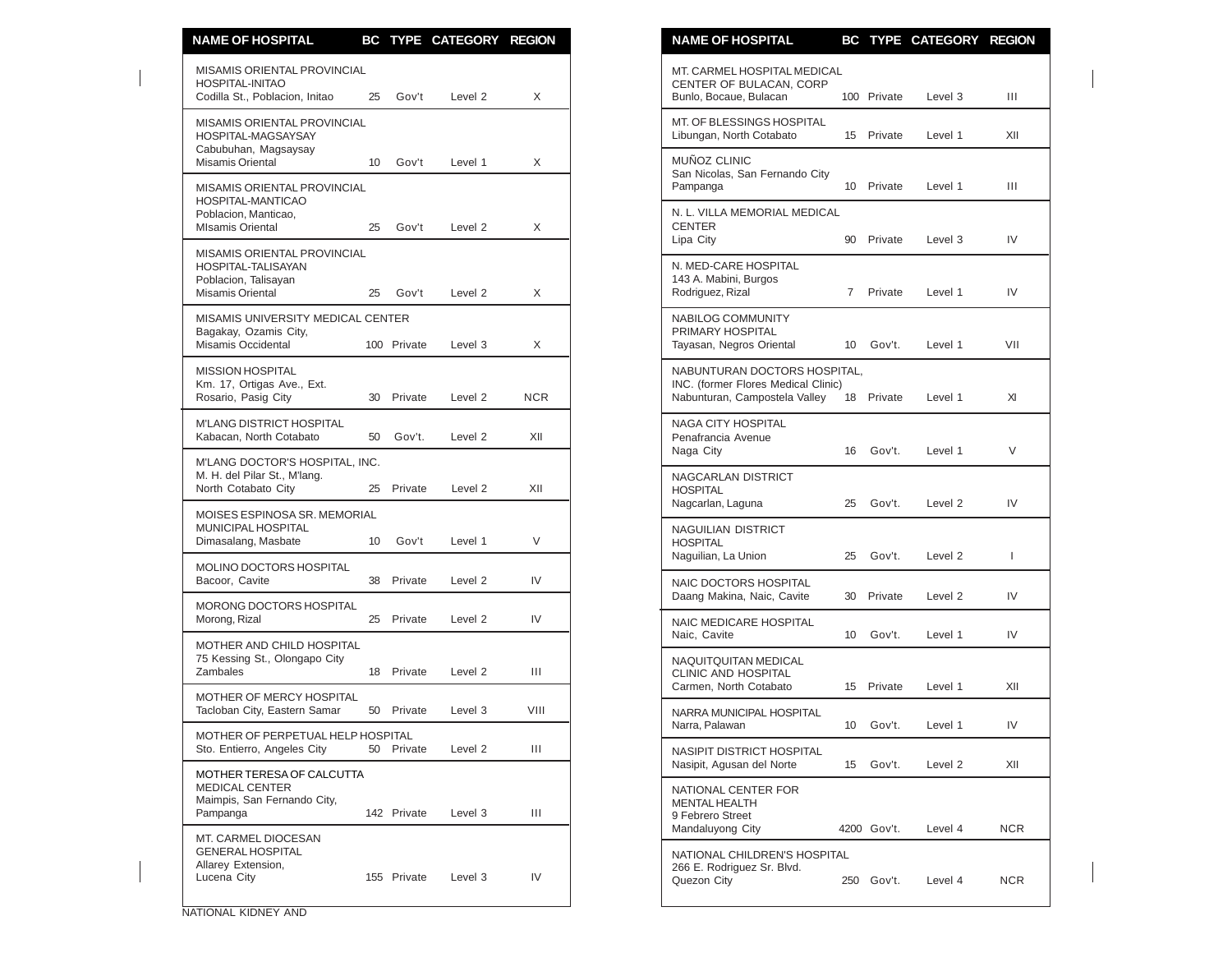| NAME OF HOSPITAL | BC | TYPE | CATEGORY | REGION |
|---|---|---|---|---|
| MISAMIS ORIENTAL PROVINCIAL HOSPITAL-INITAO Codilla St., Poblacion, Initao | 25 | Gov't | Level 2 | X |
| MISAMIS ORIENTAL PROVINCIAL HOSPITAL-MAGSAYSAY Cabubuhan, Magsaysay Misamis Oriental | 10 | Gov't | Level 1 | X |
| MISAMIS ORIENTAL PROVINCIAL HOSPITAL-MANTICAO Poblacion, Manticao, MIsamis Oriental | 25 | Gov't | Level 2 | X |
| MISAMIS ORIENTAL PROVINCIAL HOSPITAL-TALISAYAN Poblacion, Talisayan Misamis Oriental | 25 | Gov't | Level 2 | X |
| MISAMIS UNIVERSITY MEDICAL CENTER Bagakay, Ozamis City, Misamis Occidental | 100 | Private | Level 3 | X |
| MISSION HOSPITAL Km. 17, Ortigas Ave., Ext. Rosario, Pasig City | 30 | Private | Level 2 | NCR |
| M'LANG DISTRICT HOSPITAL Kabacan, North Cotabato | 50 | Gov't. | Level 2 | XII |
| M'LANG DOCTOR'S HOSPITAL, INC. M. H. del Pilar St., M'lang. North Cotabato City | 25 | Private | Level 2 | XII |
| MOISES ESPINOSA SR. MEMORIAL MUNICIPAL HOSPITAL Dimasalang, Masbate | 10 | Gov't | Level 1 | V |
| MOLINO DOCTORS HOSPITAL Bacoor, Cavite | 38 | Private | Level 2 | IV |
| MORONG DOCTORS HOSPITAL Morong, Rizal | 25 | Private | Level 2 | IV |
| MOTHER AND CHILD HOSPITAL 75 Kessing St., Olongapo City Zambales | 18 | Private | Level 2 | III |
| MOTHER OF MERCY HOSPITAL Tacloban City, Eastern Samar | 50 | Private | Level 3 | VIII |
| MOTHER OF PERPETUAL HELP HOSPITAL Sto. Entierro, Angeles City | 50 | Private | Level 2 | III |
| MOTHER TERESA OF CALCUTTA MEDICAL CENTER Maimpis, San Fernando City, Pampanga | 142 | Private | Level 3 | III |
| MT. CARMEL DIOCESAN GENERAL HOSPITAL Allarey Extension, Lucena City | 155 | Private | Level 3 | IV |
| MT. CARMEL HOSPITAL MEDICAL CENTER OF BULACAN, CORP Bunlo, Bocaue, Bulacan | 100 | Private | Level 3 | III |
| MT. OF BLESSINGS HOSPITAL Libungan, North Cotabato | 15 | Private | Level 1 | XII |
| MUÑOZ CLINIC San Nicolas, San Fernando City Pampanga | 10 | Private | Level 1 | III |
| N. L. VILLA MEMORIAL MEDICAL CENTER Lipa City | 90 | Private | Level 3 | IV |
| N. MED-CARE HOSPITAL 143 A. Mabini, Burgos Rodriguez, Rizal | 7 | Private | Level 1 | IV |
| NABILOG COMMUNITY PRIMARY HOSPITAL Tayasan, Negros Oriental | 10 | Gov't. | Level 1 | VII |
| NABUNTURAN DOCTORS HOSPITAL, INC. (former Flores Medical Clinic) Nabunturan, Campostela Valley | 18 | Private | Level 1 | XI |
| NAGA CITY HOSPITAL Penafrancia Avenue Naga City | 16 | Gov't. | Level 1 | V |
| NAGCARLAN DISTRICT HOSPITAL Nagcarlan, Laguna | 25 | Gov't. | Level 2 | IV |
| NAGUILIAN DISTRICT HOSPITAL Naguilian, La Union | 25 | Gov't. | Level 2 | I |
| NAIC DOCTORS HOSPITAL Daang Makina, Naic, Cavite | 30 | Private | Level 2 | IV |
| NAIC MEDICARE HOSPITAL Naic, Cavite | 10 | Gov't. | Level 1 | IV |
| NAQUITQUITAN MEDICAL CLINIC AND HOSPITAL Carmen, North Cotabato | 15 | Private | Level 1 | XII |
| NARRA MUNICIPAL HOSPITAL Narra, Palawan | 10 | Gov't. | Level 1 | IV |
| NASIPIT DISTRICT HOSPITAL Nasipit, Agusan del Norte | 15 | Gov't. | Level 2 | XII |
| NATIONAL CENTER FOR MENTAL HEALTH 9 Febrero Street Mandaluyong City | 4200 | Gov't. | Level 4 | NCR |
| NATIONAL CHILDREN'S HOSPITAL 266 E. Rodriguez Sr. Blvd. Quezon City | 250 | Gov't. | Level 4 | NCR |

NATIONAL KIDNEY AND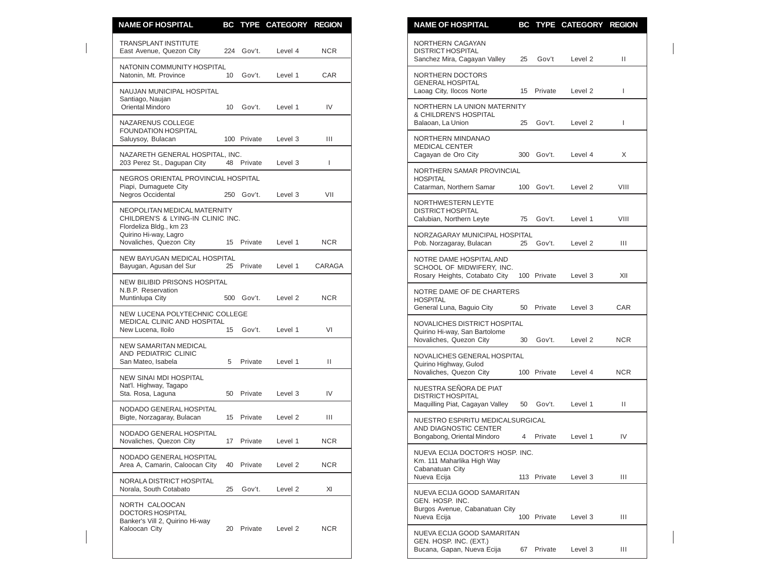| NAME OF HOSPITAL | BC | TYPE | CATEGORY | REGION |
|---|---|---|---|---|
| TRANSPLANT INSTITUTE East Avenue, Quezon City | 224 | Gov't. | Level 4 | NCR |
| NATONIN COMMUNITY HOSPITAL Natonin, Mt. Province | 10 | Gov't. | Level 1 | CAR |
| NAUJAN MUNICIPAL HOSPITAL Santiago, Naujan Oriental Mindoro | 10 | Gov't. | Level 1 | IV |
| NAZARENUS COLLEGE FOUNDATION HOSPITAL Saluysoy, Bulacan | 100 | Private | Level 3 | III |
| NAZARETH GENERAL HOSPITAL, INC. 203 Perez St., Dagupan City | 48 | Private | Level 3 | I |
| NEGROS ORIENTAL PROVINCIAL HOSPITAL Piapi, Dumaguete City Negros Occidental | 250 | Gov't. | Level 3 | VII |
| NEOPOLITAN MEDICAL MATERNITY CHILDREN'S & LYING-IN CLINIC INC. Flordeliza Bldg., km 23 Quirino Hi-way, Lagro Novaliches, Quezon City | 15 | Private | Level 1 | NCR |
| NEW BAYUGAN MEDICAL HOSPITAL Bayugan, Agusan del Sur | 25 | Private | Level 1 | CARAGA |
| NEW BILIBID PRISONS HOSPITAL N.B.P. Reservation Muntinlupa City | 500 | Gov't. | Level 2 | NCR |
| NEW LUCENA POLYTECHNIC COLLEGE MEDICAL CLINIC AND HOSPITAL New Lucena, Iloilo | 15 | Gov't. | Level 1 | VI |
| NEW SAMARITAN MEDICAL AND PEDIATRIC CLINIC San Mateo, Isabela | 5 | Private | Level 1 | II |
| NEW SINAI MDI HOSPITAL Nat'l. Highway, Tagapo Sta. Rosa, Laguna | 50 | Private | Level 3 | IV |
| NODADO GENERAL HOSPITAL Bigte, Norzagaray, Bulacan | 15 | Private | Level 2 | III |
| NODADO GENERAL HOSPITAL Novaliches, Quezon City | 17 | Private | Level 1 | NCR |
| NODADO GENERAL HOSPITAL Area A, Camarin, Caloocan City | 40 | Private | Level 2 | NCR |
| NORALA DISTRICT HOSPITAL Norala, South Cotabato | 25 | Gov't. | Level 2 | XI |
| NORTH CALOOCAN DOCTORS HOSPITAL Banker's Vill 2, Quirino Hi-way Kaloocan City | 20 | Private | Level 2 | NCR |
| NORTHERN CAGAYAN DISTRICT HOSPITAL Sanchez Mira, Cagayan Valley | 25 | Gov't | Level 2 | II |
| NORTHERN DOCTORS GENERAL HOSPITAL Laoag City, Ilocos Norte | 15 | Private | Level 2 | I |
| NORTHERN LA UNION MATERNITY & CHILDREN'S HOSPITAL Balaoan, La Union | 25 | Gov't. | Level 2 | I |
| NORTHERN MINDANAO MEDICAL CENTER Cagayan de Oro City | 300 | Gov't. | Level 4 | X |
| NORTHERN SAMAR PROVINCIAL HOSPITAL Catarman, Northern Samar | 100 | Gov't. | Level 2 | VIII |
| NORTHWESTERN LEYTE DISTRICT HOSPITAL Calubian, Northern Leyte | 75 | Gov't. | Level 1 | VIII |
| NORZAGARAY MUNICIPAL HOSPITAL Pob. Norzagaray, Bulacan | 25 | Gov't. | Level 2 | III |
| NOTRE DAME HOSPITAL AND SCHOOL OF MIDWIFERY, INC. Rosary Heights, Cotabato City | 100 | Private | Level 3 | XII |
| NOTRE DAME OF DE CHARTERS HOSPITAL General Luna, Baguio City | 50 | Private | Level 3 | CAR |
| NOVALICHES DISTRICT HOSPITAL Quirino Hi-way, San Bartolome Novaliches, Quezon City | 30 | Gov't. | Level 2 | NCR |
| NOVALICHES GENERAL HOSPITAL Quirino Highway, Gulod Novaliches, Quezon City | 100 | Private | Level 4 | NCR |
| NUESTRA SEÑORA DE PIAT DISTRICT HOSPITAL Maquilling Piat, Cagayan Valley | 50 | Gov't. | Level 1 | II |
| NUESTRO ESPIRITU MEDICALSURGICAL AND DIAGNOSTIC CENTER Bongabong, Oriental Mindoro | 4 | Private | Level 1 | IV |
| NUEVA ECIJA DOCTOR'S HOSP. INC. Km. 111 Maharlika High Way Cabanatuan City Nueva Ecija | 113 | Private | Level 3 | III |
| NUEVA ECIJA GOOD SAMARITAN GEN. HOSP. INC. Burgos Avenue, Cabanatuan City Nueva Ecija | 100 | Private | Level 3 | III |
| NUEVA ECIJA GOOD SAMARITAN GEN. HOSP. INC. (EXT.) Bucana, Gapan, Nueva Ecija | 67 | Private | Level 3 | III |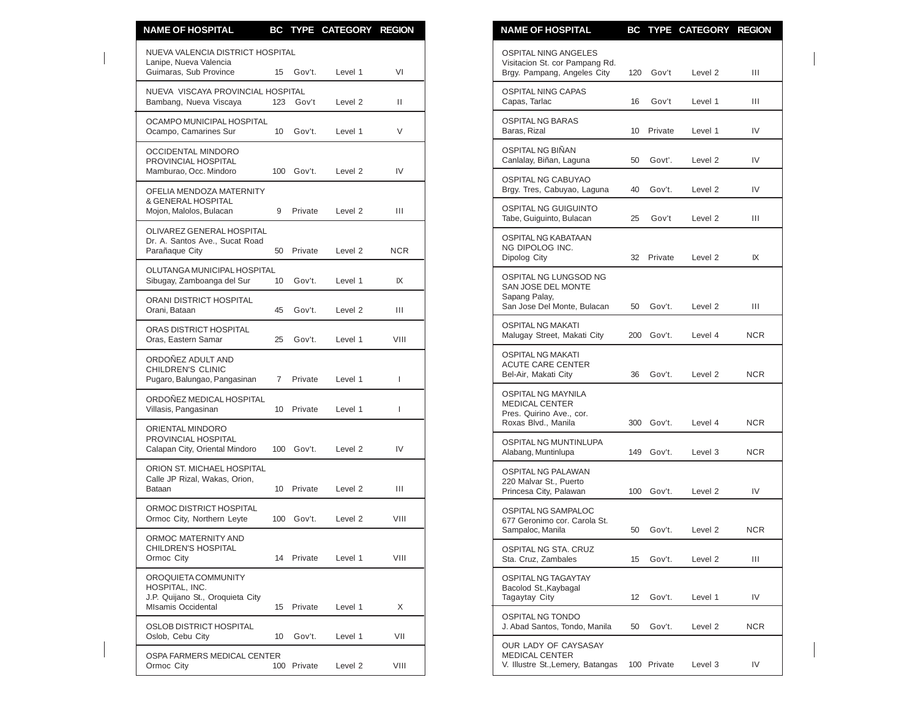| NAME OF HOSPITAL | BC | TYPE | CATEGORY | REGION |
|---|---|---|---|---|
| NUEVA VALENCIA DISTRICT HOSPITAL Lanipe, Nueva Valencia Guimaras, Sub Province | 15 | Gov't. | Level 1 | VI |
| NUEVA VISCAYA PROVINCIAL HOSPITAL Bambang, Nueva Viscaya | 123 | Gov't | Level 2 | II |
| OCAMPO MUNICIPAL HOSPITAL Ocampo, Camarines Sur | 10 | Gov't. | Level 1 | V |
| OCCIDENTAL MINDORO PROVINCIAL HOSPITAL Mamburao, Occ. Mindoro | 100 | Gov't. | Level 2 | IV |
| OFELIA MENDOZA MATERNITY & GENERAL HOSPITAL Mojon, Malolos, Bulacan | 9 | Private | Level 2 | III |
| OLIVAREZ GENERAL HOSPITAL Dr. A. Santos Ave., Sucat Road Parañaque City | 50 | Private | Level 2 | NCR |
| OLUTANGA MUNICIPAL HOSPITAL Sibugay, Zamboanga del Sur | 10 | Gov't. | Level 1 | IX |
| ORANI DISTRICT HOSPITAL Orani, Bataan | 45 | Gov't. | Level 2 | III |
| ORAS DISTRICT HOSPITAL Oras, Eastern Samar | 25 | Gov't. | Level 1 | VIII |
| ORDOÑEZ ADULT AND CHILDREN'S CLINIC Pugaro, Balungao, Pangasinan | 7 | Private | Level 1 | I |
| ORDOÑEZ MEDICAL HOSPITAL Villasis, Pangasinan | 10 | Private | Level 1 | I |
| ORIENTAL MINDORO PROVINCIAL HOSPITAL Calapan City, Oriental Mindoro | 100 | Gov't. | Level 2 | IV |
| ORION ST. MICHAEL HOSPITAL Calle JP Rizal, Wakas, Orion, Bataan | 10 | Private | Level 2 | III |
| ORMOC DISTRICT HOSPITAL Ormoc City, Northern Leyte | 100 | Gov't. | Level 2 | VIII |
| ORMOC MATERNITY AND CHILDREN'S HOSPITAL Ormoc City | 14 | Private | Level 1 | VIII |
| OROQUIETA COMMUNITY HOSPITAL, INC. J.P. Quijano St., Oroquieta City MIsamis Occidental | 15 | Private | Level 1 | X |
| OSLOB DISTRICT HOSPITAL Oslob, Cebu City | 10 | Gov't. | Level 1 | VII |
| OSPA FARMERS MEDICAL CENTER Ormoc City | 100 | Private | Level 2 | VIII |
| OSPITAL NING ANGELES Visitacion St. cor Pampang Rd. Brgy. Pampang, Angeles City | 120 | Gov't | Level 2 | III |
| OSPITAL NING CAPAS Capas, Tarlac | 16 | Gov't | Level 1 | III |
| OSPITAL NG BARAS Baras, Rizal | 10 | Private | Level 1 | IV |
| OSPITAL NG BIÑAN Canlalay, Biñan, Laguna | 50 | Govt'. | Level 2 | IV |
| OSPITAL NG CABUYAO Brgy. Tres, Cabuyao, Laguna | 40 | Gov't. | Level 2 | IV |
| OSPITAL NG GUIGUINTO Tabe, Guiguinto, Bulacan | 25 | Gov't | Level 2 | III |
| OSPITAL NG KABATAAN NG DIPOLOG INC. Dipolog City | 32 | Private | Level 2 | IX |
| OSPITAL NG LUNGSOD NG SAN JOSE DEL MONTE Sapang Palay, San Jose Del Monte, Bulacan | 50 | Gov't. | Level 2 | III |
| OSPITAL NG MAKATI Malugay Street, Makati City | 200 | Gov't. | Level 4 | NCR |
| OSPITAL NG MAKATI ACUTE CARE CENTER Bel-Air, Makati City | 36 | Gov't. | Level 2 | NCR |
| OSPITAL NG MAYNILA MEDICAL CENTER Pres. Quirino Ave., cor. Roxas Blvd., Manila | 300 | Gov't. | Level 4 | NCR |
| OSPITAL NG MUNTINLUPA Alabang, Muntinlupa | 149 | Gov't. | Level 3 | NCR |
| OSPITAL NG PALAWAN 220 Malvar St., Puerto Princesa City, Palawan | 100 | Gov't. | Level 2 | IV |
| OSPITAL NG SAMPALOC 677 Geronimo cor. Carola St. Sampaloc, Manila | 50 | Gov't. | Level 2 | NCR |
| OSPITAL NG STA. CRUZ Sta. Cruz, Zambales | 15 | Gov't. | Level 2 | III |
| OSPITAL NG TAGAYTAY Bacolod St.,Kaybagal Tagaytay City | 12 | Gov't. | Level 1 | IV |
| OSPITAL NG TONDO J. Abad Santos, Tondo, Manila | 50 | Gov't. | Level 2 | NCR |
| OUR LADY OF CAYSASAY MEDICAL CENTER V. Illustre St.,Lemery, Batangas | 100 | Private | Level 3 | IV |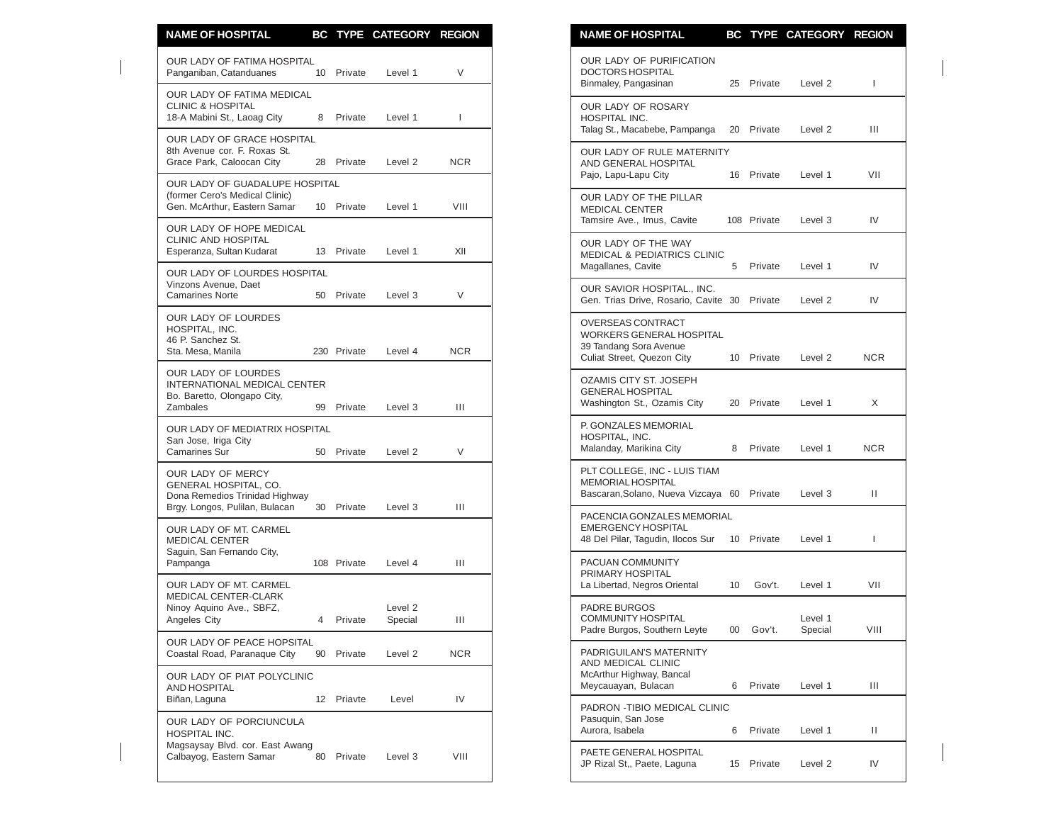| NAME OF HOSPITAL | BC | TYPE | CATEGORY | REGION |
|---|---|---|---|---|
| OUR LADY OF FATIMA HOSPITAL Panganiban, Catanduanes | 10 | Private | Level 1 | V |
| OUR LADY OF FATIMA MEDICAL CLINIC & HOSPITAL 18-A Mabini St., Laoag City | 8 | Private | Level 1 | I |
| OUR LADY OF GRACE HOSPITAL 8th Avenue cor. F. Roxas St. Grace Park, Caloocan City | 28 | Private | Level 2 | NCR |
| OUR LADY OF GUADALUPE HOSPITAL (former Cero's Medical Clinic) Gen. McArthur, Eastern Samar | 10 | Private | Level 1 | VIII |
| OUR LADY OF HOPE MEDICAL CLINIC AND HOSPITAL Esperanza, Sultan Kudarat | 13 | Private | Level 1 | XII |
| OUR LADY OF LOURDES HOSPITAL Vinzons Avenue, Daet Camarines Norte | 50 | Private | Level 3 | V |
| OUR LADY OF LOURDES HOSPITAL, INC. 46 P. Sanchez St. Sta. Mesa, Manila | 230 | Private | Level 4 | NCR |
| OUR LADY OF LOURDES INTERNATIONAL MEDICAL CENTER Bo. Baretto, Olongapo City, Zambales | 99 | Private | Level 3 | III |
| OUR LADY OF MEDIATRIX HOSPITAL San Jose, Iriga City Camarines Sur | 50 | Private | Level 2 | V |
| OUR LADY OF MERCY GENERAL HOSPITAL, CO. Dona Remedios Trinidad Highway Brgy. Longos, Pulilan, Bulacan | 30 | Private | Level 3 | III |
| OUR LADY OF MT. CARMEL MEDICAL CENTER Saguin, San Fernando City, Pampanga | 108 | Private | Level 4 | III |
| OUR LADY OF MT. CARMEL MEDICAL CENTER-CLARK Ninoy Aquino Ave., SBFZ, Angeles City | 4 | Private | Level 2 Special | III |
| OUR LADY OF PEACE HOPSITAL Coastal Road, Paranaque City | 90 | Private | Level 2 | NCR |
| OUR LADY OF PIAT POLYCLINIC AND HOSPITAL Biñan, Laguna | 12 | Priavte | Level | IV |
| OUR LADY OF PORCIUNCULA HOSPITAL INC. Magsaysay Blvd. cor. East Awang Calbayog, Eastern Samar | 80 | Private | Level 3 | VIII |
| OUR LADY OF PURIFICATION DOCTORS HOSPITAL Binmaley, Pangasinan | 25 | Private | Level 2 | I |
| OUR LADY OF ROSARY HOSPITAL INC. Talag St., Macabebe, Pampanga | 20 | Private | Level 2 | III |
| OUR LADY OF RULE MATERNITY AND GENERAL HOSPITAL Pajo, Lapu-Lapu City | 16 | Private | Level 1 | VII |
| OUR LADY OF THE PILLAR MEDICAL CENTER Tamsire Ave., Imus, Cavite | 108 | Private | Level 3 | IV |
| OUR LADY OF THE WAY MEDICAL & PEDIATRICS CLINIC Magallanes, Cavite | 5 | Private | Level 1 | IV |
| OUR SAVIOR HOSPITAL., INC. Gen. Trias Drive, Rosario, Cavite | 30 | Private | Level 2 | IV |
| OVERSEAS CONTRACT WORKERS GENERAL HOSPITAL 39 Tandang Sora Avenue Culiat Street, Quezon City | 10 | Private | Level 2 | NCR |
| OZAMIS CITY ST. JOSEPH GENERAL HOSPITAL Washington St., Ozamis City | 20 | Private | Level 1 | X |
| P. GONZALES MEMORIAL HOSPITAL, INC. Malanday, Marikina City | 8 | Private | Level 1 | NCR |
| PLT COLLEGE, INC - LUIS TIAM MEMORIAL HOSPITAL Bascaran,Solano, Nueva Vizcaya | 60 | Private | Level 3 | II |
| PACENCIA GONZALES MEMORIAL EMERGENCY HOSPITAL 48 Del Pilar, Tagudin, Ilocos Sur | 10 | Private | Level 1 | I |
| PACUAN COMMUNITY PRIMARY HOSPITAL La Libertad, Negros Oriental | 10 | Gov't. | Level 1 | VII |
| PADRE BURGOS COMMUNITY HOSPITAL Padre Burgos, Southern Leyte | 00 | Gov't. | Level 1 Special | VIII |
| PADRIGUILAN'S MATERNITY AND MEDICAL CLINIC McArthur Highway, Bancal Meycauayan, Bulacan | 6 | Private | Level 1 | III |
| PADRON -TIBIO MEDICAL CLINIC Pasuquin, San Jose Aurora, Isabela | 6 | Private | Level 1 | II |
| PAETE GENERAL HOSPITAL JP Rizal St,, Paete, Laguna | 15 | Private | Level 2 | IV |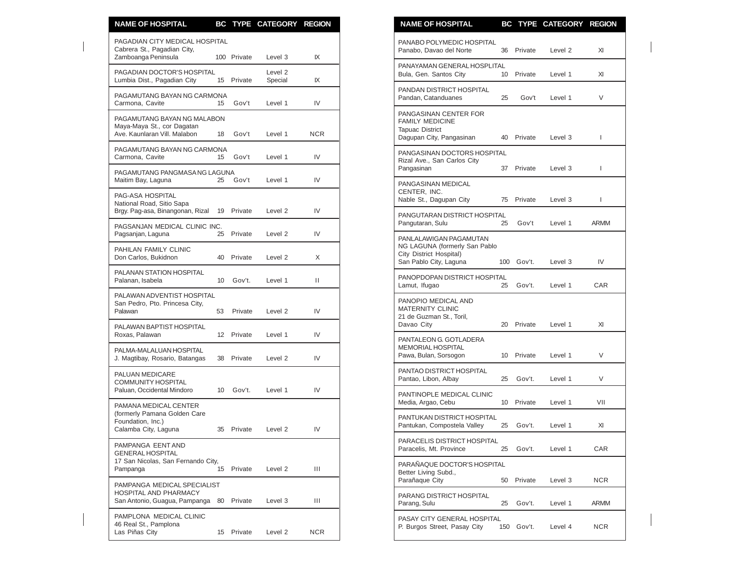| NAME OF HOSPITAL | BC | TYPE | CATEGORY | REGION |
|---|---|---|---|---|
| PAGADIAN CITY MEDICAL HOSPITAL Cabrera St., Pagadian City, Zamboanga Peninsula | 100 | Private | Level 3 | IX |
| PAGADIAN DOCTOR'S HOSPITAL Lumbia Dist., Pagadian City | 15 | Private | Level 2 Special | IX |
| PAGAMUTANG BAYAN NG CARMONA Carmona, Cavite | 15 | Gov't | Level 1 | IV |
| PAGAMUTANG BAYAN NG MALABON Maya-Maya St., cor Dagatan Ave. Kaunlaran Vill. Malabon | 18 | Gov't | Level 1 | NCR |
| PAGAMUTANG BAYAN NG CARMONA Carmona, Cavite | 15 | Gov't | Level 1 | IV |
| PAGAMUTANG PANGMASA NG LAGUNA Maitim Bay, Laguna | 25 | Gov't | Level 1 | IV |
| PAG-ASA HOSPITAL National Road, Sitio Sapa Brgy. Pag-asa, Binangonan, Rizal | 19 | Private | Level 2 | IV |
| PAGSANJAN MEDICAL CLINIC INC. Pagsanjan, Laguna | 25 | Private | Level 2 | IV |
| PAHILAN FAMILY CLINIC Don Carlos, Bukidnon | 40 | Private | Level 2 | X |
| PALANAN STATION HOSPITAL Palanan, Isabela | 10 | Gov't. | Level 1 | II |
| PALAWAN ADVENTIST HOSPITAL San Pedro, Pto. Princesa City, Palawan | 53 | Private | Level 2 | IV |
| PALAWAN BAPTIST HOSPITAL Roxas, Palawan | 12 | Private | Level 1 | IV |
| PALMA-MALALUAN HOSPITAL J. Magtibay, Rosario, Batangas | 38 | Private | Level 2 | IV |
| PALUAN MEDICARE COMMUNITY HOSPITAL Paluan, Occidental Mindoro | 10 | Gov't. | Level 1 | IV |
| PAMANA MEDICAL CENTER (formerly Pamana Golden Care Foundation, Inc.) Calamba City, Laguna | 35 | Private | Level 2 | IV |
| PAMPANGA EENT AND GENERAL HOSPITAL 17 San Nicolas, San Fernando City, Pampanga | 15 | Private | Level 2 | III |
| PAMPANGA MEDICAL SPECIALIST HOSPITAL AND PHARMACY San Antonio, Guagua, Pampanga | 80 | Private | Level 3 | III |
| PAMPLONA MEDICAL CLINIC 46 Real St., Pamplona Las Piñas City | 15 | Private | Level 2 | NCR |
| PANABO POLYMEDIC HOSPITAL Panabo, Davao del Norte | 36 | Private | Level 2 | XI |
| PANAYAMAN GENERAL HOSPLITAL Bula, Gen. Santos City | 10 | Private | Level 1 | XI |
| PANDAN DISTRICT HOSPITAL Pandan, Catanduanes | 25 | Gov't | Level 1 | V |
| PANGASINAN CENTER FOR FAMILY MEDICINE Tapuac District Dagupan City, Pangasinan | 40 | Private | Level 3 | I |
| PANGASINAN DOCTORS HOSPITAL Rizal Ave., San Carlos City Pangasinan | 37 | Private | Level 3 | I |
| PANGASINAN MEDICAL CENTER, INC. Nable St., Dagupan City | 75 | Private | Level 3 | I |
| PANGUTARAN DISTRICT HOSPITAL Pangutaran, Sulu | 25 | Gov't | Level 1 | ARMM |
| PANLALAWIGAN PAGAMUTAN NG LAGUNA (formerly San Pablo City District Hospital) San Pablo City, Laguna | 100 | Gov't. | Level 3 | IV |
| PANOPDOPAN DISTRICT HOSPITAL Lamut, Ifugao | 25 | Gov't. | Level 1 | CAR |
| PANOPIO MEDICAL AND MATERNITY CLINIC 21 de Guzman St., Toril, Davao City | 20 | Private | Level 1 | XI |
| PANTALEON G. GOTLADERA MEMORIAL HOSPITAL Pawa, Bulan, Sorsogon | 10 | Private | Level 1 | V |
| PANTAO DISTRICT HOSPITAL Pantao, Libon, Albay | 25 | Gov't. | Level 1 | V |
| PANTINOPLE MEDICAL CLINIC Media, Argao, Cebu | 10 | Private | Level 1 | VII |
| PANTUKAN DISTRICT HOSPITAL Pantukan, Compostela Valley | 25 | Gov't. | Level 1 | XI |
| PARACELIS DISTRICT HOSPITAL Paracelis, Mt. Province | 25 | Gov't. | Level 1 | CAR |
| PARAÑAQUE DOCTOR'S HOSPITAL Better Living Subd., Parañaque City | 50 | Private | Level 3 | NCR |
| PARANG DISTRICT HOSPITAL Parang, Sulu | 25 | Gov't. | Level 1 | ARMM |
| PASAY CITY GENERAL HOSPITAL P. Burgos Street, Pasay City | 150 | Gov't. | Level 4 | NCR |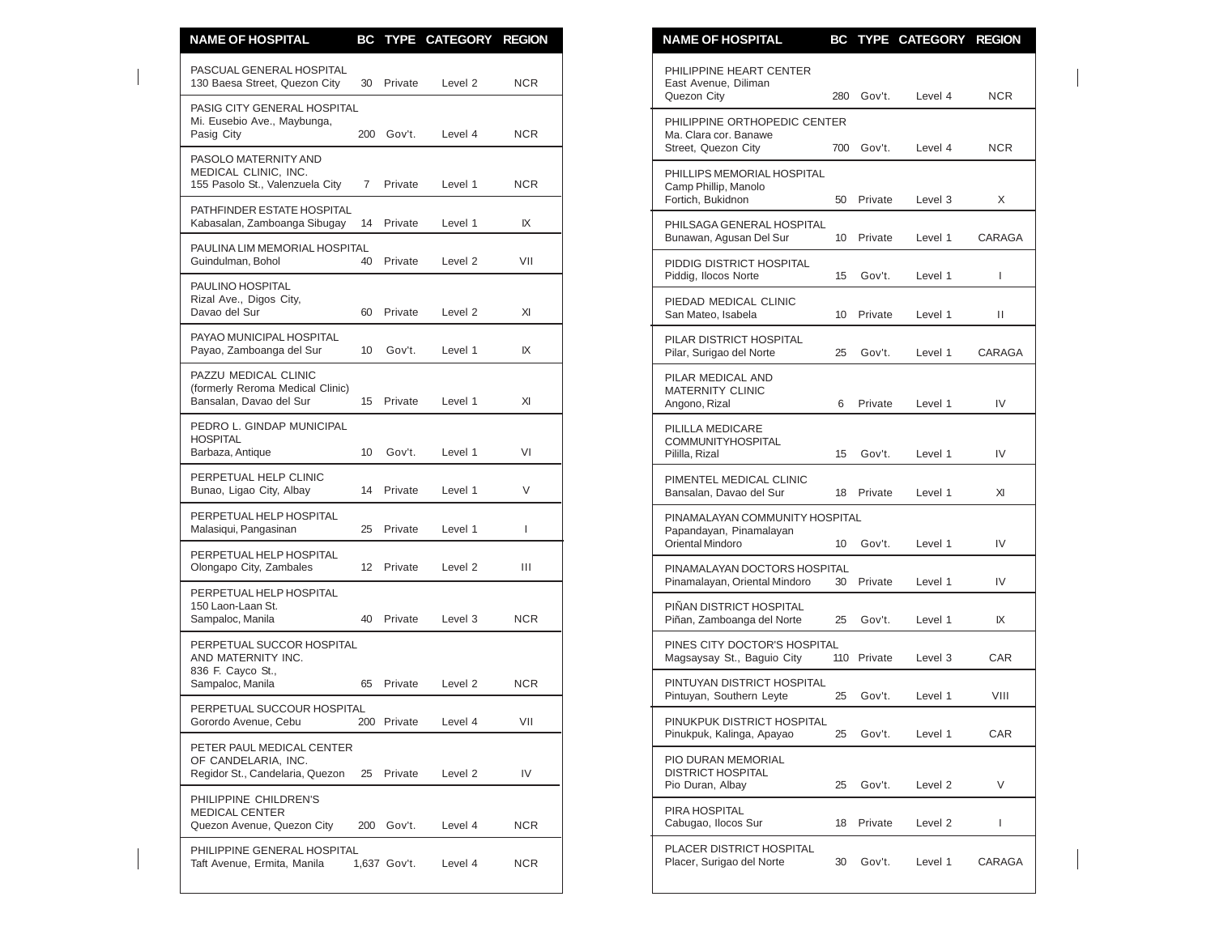| NAME OF HOSPITAL | BC | TYPE | CATEGORY | REGION |
|---|---|---|---|---|
| PASCUAL GENERAL HOSPITAL 130 Baesa Street, Quezon City | 30 | Private | Level 2 | NCR |
| PASIG CITY GENERAL HOSPITAL Mi. Eusebio Ave., Maybunga, Pasig City | 200 | Gov't. | Level 4 | NCR |
| PASOLO MATERNITY AND MEDICAL CLINIC, INC. 155 Pasolo St., Valenzuela City | 7 | Private | Level 1 | NCR |
| PATHFINDER ESTATE HOSPITAL Kabasalan, Zamboanga Sibugay | 14 | Private | Level 1 | IX |
| PAULINA LIM MEMORIAL HOSPITAL Guindulman, Bohol | 40 | Private | Level 2 | VII |
| PAULINO HOSPITAL Rizal Ave., Digos City, Davao del Sur | 60 | Private | Level 2 | XI |
| PAYAO MUNICIPAL HOSPITAL Payao, Zamboanga del Sur | 10 | Gov't. | Level 1 | IX |
| PAZZU MEDICAL CLINIC (formerly Reroma Medical Clinic) Bansalan, Davao del Sur | 15 | Private | Level 1 | XI |
| PEDRO L. GINDAP MUNICIPAL HOSPITAL Barbaza, Antique | 10 | Gov't. | Level 1 | VI |
| PERPETUAL HELP CLINIC Bunao, Ligao City, Albay | 14 | Private | Level 1 | V |
| PERPETUAL HELP HOSPITAL Malasiqui, Pangasinan | 25 | Private | Level 1 | I |
| PERPETUAL HELP HOSPITAL Olongapo City, Zambales | 12 | Private | Level 2 | III |
| PERPETUAL HELP HOSPITAL 150 Laon-Laan St. Sampaloc, Manila | 40 | Private | Level 3 | NCR |
| PERPETUAL SUCCOR HOSPITAL AND MATERNITY INC. 836 F. Cayco St., Sampaloc, Manila | 65 | Private | Level 2 | NCR |
| PERPETUAL SUCCOUR HOSPITAL Gorordo Avenue, Cebu | 200 | Private | Level 4 | VII |
| PETER PAUL MEDICAL CENTER OF CANDELARIA, INC. Regidor St., Candelaria, Quezon | 25 | Private | Level 2 | IV |
| PHILIPPINE CHILDREN'S MEDICAL CENTER Quezon Avenue, Quezon City | 200 | Gov't. | Level 4 | NCR |
| PHILIPPINE GENERAL HOSPITAL Taft Avenue, Ermita, Manila | 1,637 | Gov't. | Level 4 | NCR |
| PHILIPPINE HEART CENTER East Avenue, Diliman Quezon City | 280 | Gov't. | Level 4 | NCR |
| PHILIPPINE ORTHOPEDIC CENTER Ma. Clara cor. Banawe Street, Quezon City | 700 | Gov't. | Level 4 | NCR |
| PHILLIPS MEMORIAL HOSPITAL Camp Phillip, Manolo Fortich, Bukidnon | 50 | Private | Level 3 | X |
| PHILSAGA GENERAL HOSPITAL Bunawan, Agusan Del Sur | 10 | Private | Level 1 | CARAGA |
| PIDDIG DISTRICT HOSPITAL Piddig, Ilocos Norte | 15 | Gov't. | Level 1 | I |
| PIEDAD MEDICAL CLINIC San Mateo, Isabela | 10 | Private | Level 1 | II |
| PILAR DISTRICT HOSPITAL Pilar, Surigao del Norte | 25 | Gov't. | Level 1 | CARAGA |
| PILAR MEDICAL AND MATERNITY CLINIC Angono, Rizal | 6 | Private | Level 1 | IV |
| PILILLA MEDICARE COMMUNITYHOSPITAL Pililla, Rizal | 15 | Gov't. | Level 1 | IV |
| PIMENTEL MEDICAL CLINIC Bansalan, Davao del Sur | 18 | Private | Level 1 | XI |
| PINAMALAYAN COMMUNITY HOSPITAL Papandayan, Pinamalayan Oriental Mindoro | 10 | Gov't. | Level 1 | IV |
| PINAMALAYAN DOCTORS HOSPITAL Pinamalayan, Oriental Mindoro | 30 | Private | Level 1 | IV |
| PIÑAN DISTRICT HOSPITAL Piñan, Zamboanga del Norte | 25 | Gov't. | Level 1 | IX |
| PINES CITY DOCTOR'S HOSPITAL Magsaysay St., Baguio City | 110 | Private | Level 3 | CAR |
| PINTUYAN DISTRICT HOSPITAL Pintuyan, Southern Leyte | 25 | Gov't. | Level 1 | VIII |
| PINUKPUK DISTRICT HOSPITAL Pinukpuk, Kalinga, Apayao | 25 | Gov't. | Level 1 | CAR |
| PIO DURAN MEMORIAL DISTRICT HOSPITAL Pio Duran, Albay | 25 | Gov't. | Level 2 | V |
| PIRA HOSPITAL Cabugao, Ilocos Sur | 18 | Private | Level 2 | I |
| PLACER DISTRICT HOSPITAL Placer, Surigao del Norte | 30 | Gov't. | Level 1 | CARAGA |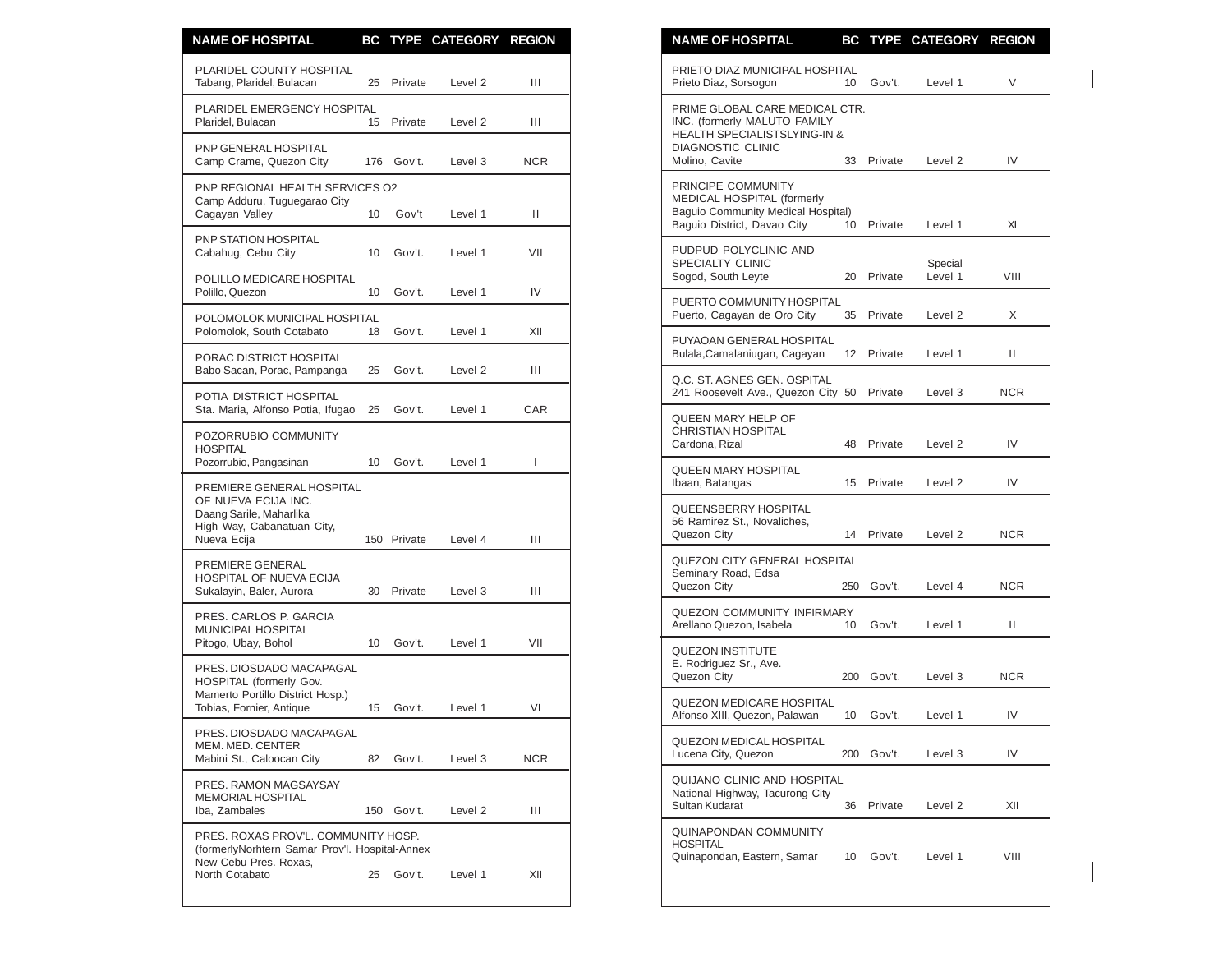| NAME OF HOSPITAL | BC | TYPE | CATEGORY | REGION |
|---|---|---|---|---|
| PLARIDEL COUNTY HOSPITAL Tabang, Plaridel, Bulacan | 25 | Private | Level 2 | III |
| PLARIDEL EMERGENCY HOSPITAL Plaridel, Bulacan | 15 | Private | Level 2 | III |
| PNP GENERAL HOSPITAL Camp Crame, Quezon City | 176 | Gov't. | Level 3 | NCR |
| PNP REGIONAL HEALTH SERVICES O2 Camp Adduru, Tuguegarao City Cagayan Valley | 10 | Gov't | Level 1 | II |
| PNP STATION HOSPITAL Cabahug, Cebu City | 10 | Gov't. | Level 1 | VII |
| POLILLO MEDICARE HOSPITAL Polillo, Quezon | 10 | Gov't. | Level 1 | IV |
| POLOMOLOK MUNICIPAL HOSPITAL Polomolok, South Cotabato | 18 | Gov't. | Level 1 | XII |
| PORAC DISTRICT HOSPITAL Babo Sacan, Porac, Pampanga | 25 | Gov't. | Level 2 | III |
| POTIA DISTRICT HOSPITAL Sta. Maria, Alfonso Potia, Ifugao | 25 | Gov't. | Level 1 | CAR |
| POZORRUBIO COMMUNITY HOSPITAL Pozorrubio, Pangasinan | 10 | Gov't. | Level 1 | I |
| PREMIERE GENERAL HOSPITAL OF NUEVA ECIJA INC. Daang Sarile, Maharlika High Way, Cabanatuan City, Nueva Ecija | 150 | Private | Level 4 | III |
| PREMIERE GENERAL HOSPITAL OF NUEVA ECIJA Sukalayin, Baler, Aurora | 30 | Private | Level 3 | III |
| PRES. CARLOS P. GARCIA MUNICIPAL HOSPITAL Pitogo, Ubay, Bohol | 10 | Gov't. | Level 1 | VII |
| PRES. DIOSDADO MACAPAGAL HOSPITAL (formerly Gov. Mamerto Portillo District Hosp.) Tobias, Fornier, Antique | 15 | Gov't. | Level 1 | VI |
| PRES. DIOSDADO MACAPAGAL MEM. MED. CENTER Mabini St., Caloocan City | 82 | Gov't. | Level 3 | NCR |
| PRES. RAMON MAGSAYSAY MEMORIAL HOSPITAL Iba, Zambales | 150 | Gov't. | Level 2 | III |
| PRES. ROXAS PROV'L. COMMUNITY HOSP. (formerlyNorhtern Samar Prov'l. Hospital-Annex New Cebu Pres. Roxas, North Cotabato | 25 | Gov't. | Level 1 | XII |
| PRIETO DIAZ MUNICIPAL HOSPITAL Prieto Diaz, Sorsogon | 10 | Gov't. | Level 1 | V |
| PRIME GLOBAL CARE MEDICAL CTR. INC. (formerly MALUTO FAMILY HEALTH SPECIALISTSLYING-IN & DIAGNOSTIC CLINIC Molino, Cavite | 33 | Private | Level 2 | IV |
| PRINCIPE COMMUNITY MEDICAL HOSPITAL (formerly Baguio Community Medical Hospital) Baguio District, Davao City | 10 | Private | Level 1 | XI |
| PUDPUD POLYCLINIC AND SPECIALTY CLINIC Sogod, South Leyte | 20 | Private | Special Level 1 | VIII |
| PUERTO COMMUNITY HOSPITAL Puerto, Cagayan de Oro City | 35 | Private | Level 2 | X |
| PUYAOAN GENERAL HOSPITAL Bulala,Camalaniugan, Cagayan | 12 | Private | Level 1 | II |
| Q.C. ST. AGNES GEN. OSPITAL 241 Roosevelt Ave., Quezon City | 50 | Private | Level 3 | NCR |
| QUEEN MARY HELP OF CHRISTIAN HOSPITAL Cardona, Rizal | 48 | Private | Level 2 | IV |
| QUEEN MARY HOSPITAL Ibaan, Batangas | 15 | Private | Level 2 | IV |
| QUEENSBERRY HOSPITAL 56 Ramirez St., Novaliches, Quezon City | 14 | Private | Level 2 | NCR |
| QUEZON CITY GENERAL HOSPITAL Seminary Road, Edsa Quezon City | 250 | Gov't. | Level 4 | NCR |
| QUEZON COMMUNITY INFIRMARY Arellano Quezon, Isabela | 10 | Gov't. | Level 1 | II |
| QUEZON INSTITUTE E. Rodriguez Sr., Ave. Quezon City | 200 | Gov't. | Level 3 | NCR |
| QUEZON MEDICARE HOSPITAL Alfonso XIII, Quezon, Palawan | 10 | Gov't. | Level 1 | IV |
| QUEZON MEDICAL HOSPITAL Lucena City, Quezon | 200 | Gov't. | Level 3 | IV |
| QUIJANO CLINIC AND HOSPITAL National Highway, Tacurong City Sultan Kudarat | 36 | Private | Level 2 | XII |
| QUINAPONDAN COMMUNITY HOSPITAL Quinapondan, Eastern, Samar | 10 | Gov't. | Level 1 | VIII |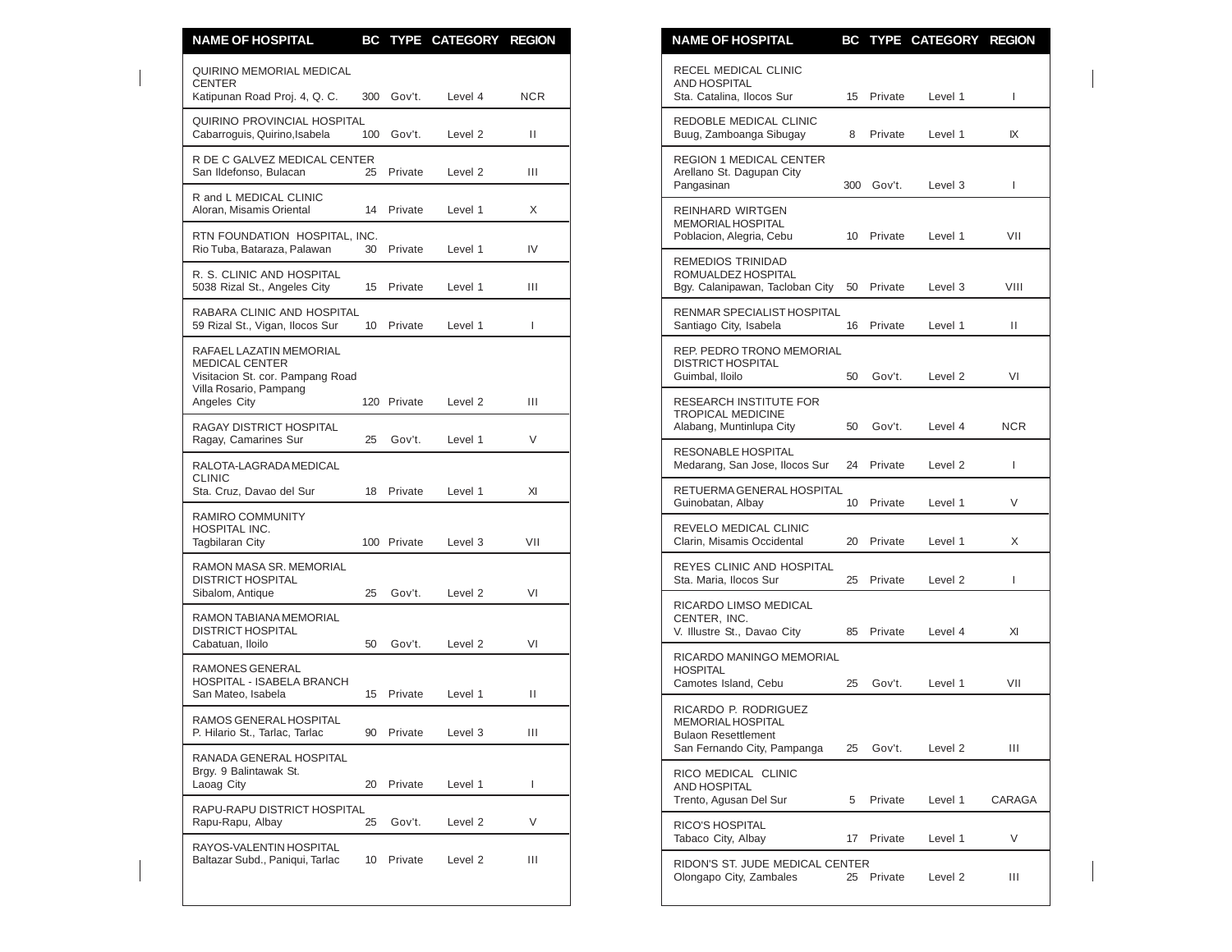| NAME OF HOSPITAL | BC | TYPE | CATEGORY | REGION |
|---|---|---|---|---|
| QUIRINO MEMORIAL MEDICAL CENTER Katipunan Road Proj. 4, Q. C. | 300 | Gov't. | Level 4 | NCR |
| QUIRINO PROVINCIAL HOSPITAL Cabarroguis, Quirino,Isabela | 100 | Gov't. | Level 2 | II |
| R DE C GALVEZ MEDICAL CENTER San Ildefonso, Bulacan | 25 | Private | Level 2 | III |
| R and L MEDICAL CLINIC Aloran, Misamis Oriental | 14 | Private | Level 1 | X |
| RTN FOUNDATION HOSPITAL, INC. Rio Tuba, Bataraza, Palawan | 30 | Private | Level 1 | IV |
| R. S. CLINIC AND HOSPITAL 5038 Rizal St., Angeles City | 15 | Private | Level 1 | III |
| RABARA CLINIC AND HOSPITAL 59 Rizal St., Vigan, Ilocos Sur | 10 | Private | Level 1 | I |
| RAFAEL LAZATIN MEMORIAL MEDICAL CENTER Visitacion St. cor. Pampang Road Villa Rosario, Pampang Angeles City | 120 | Private | Level 2 | III |
| RAGAY DISTRICT HOSPITAL Ragay, Camarines Sur | 25 | Gov't. | Level 1 | V |
| RALOTA-LAGRADA MEDICAL CLINIC Sta. Cruz, Davao del Sur | 18 | Private | Level 1 | XI |
| RAMIRO COMMUNITY HOSPITAL INC. Tagbilaran City | 100 | Private | Level 3 | VII |
| RAMON MASA SR. MEMORIAL DISTRICT HOSPITAL Sibalom, Antique | 25 | Gov't. | Level 2 | VI |
| RAMON TABIANA MEMORIAL DISTRICT HOSPITAL Cabatuan, Iloilo | 50 | Gov't. | Level 2 | VI |
| RAMONES GENERAL HOSPITAL - ISABELA BRANCH San Mateo, Isabela | 15 | Private | Level 1 | II |
| RAMOS GENERAL HOSPITAL P. Hilario St., Tarlac, Tarlac | 90 | Private | Level 3 | III |
| RANADA GENERAL HOSPITAL Brgy. 9 Balintawak St. Laoag City | 20 | Private | Level 1 | I |
| RAPU-RAPU DISTRICT HOSPITAL Rapu-Rapu, Albay | 25 | Gov't. | Level 2 | V |
| RAYOS-VALENTIN HOSPITAL Baltazar Subd., Paniqui, Tarlac | 10 | Private | Level 2 | III |
| RECEL MEDICAL CLINIC AND HOSPITAL Sta. Catalina, Ilocos Sur | 15 | Private | Level 1 | I |
| REDOBLE MEDICAL CLINIC Buug, Zamboanga Sibugay | 8 | Private | Level 1 | IX |
| REGION 1 MEDICAL CENTER Arellano St. Dagupan City Pangasinan | 300 | Gov't. | Level 3 | I |
| REINHARD WIRTGEN MEMORIAL HOSPITAL Poblacion, Alegria, Cebu | 10 | Private | Level 1 | VII |
| REMEDIOS TRINIDAD ROMUALDEZ HOSPITAL Bgy. Calanipawan, Tacloban City | 50 | Private | Level 3 | VIII |
| RENMAR SPECIALIST HOSPITAL Santiago City, Isabela | 16 | Private | Level 1 | II |
| REP. PEDRO TRONO MEMORIAL DISTRICT HOSPITAL Guimbal, Iloilo | 50 | Gov't. | Level 2 | VI |
| RESEARCH INSTITUTE FOR TROPICAL MEDICINE Alabang, Muntinlupa City | 50 | Gov't. | Level 4 | NCR |
| RESONABLE HOSPITAL Medarang, San Jose, Ilocos Sur | 24 | Private | Level 2 | I |
| RETUERMA GENERAL HOSPITAL Guinobatan, Albay | 10 | Private | Level 1 | V |
| REVELO MEDICAL CLINIC Clarin, Misamis Occidental | 20 | Private | Level 1 | X |
| REYES CLINIC AND HOSPITAL Sta. Maria, Ilocos Sur | 25 | Private | Level 2 | I |
| RICARDO LIMSO MEDICAL CENTER, INC. V. Illustre St., Davao City | 85 | Private | Level 4 | XI |
| RICARDO MANINGO MEMORIAL HOSPITAL Camotes Island, Cebu | 25 | Gov't. | Level 1 | VII |
| RICARDO P. RODRIGUEZ MEMORIAL HOSPITAL Bulaon Resettlement San Fernando City, Pampanga | 25 | Gov't. | Level 2 | III |
| RICO MEDICAL CLINIC AND HOSPITAL Trento, Agusan Del Sur | 5 | Private | Level 1 | CARAGA |
| RICO'S HOSPITAL Tabaco City, Albay | 17 | Private | Level 1 | V |
| RIDON'S ST. JUDE MEDICAL CENTER Olongapo City, Zambales | 25 | Private | Level 2 | III |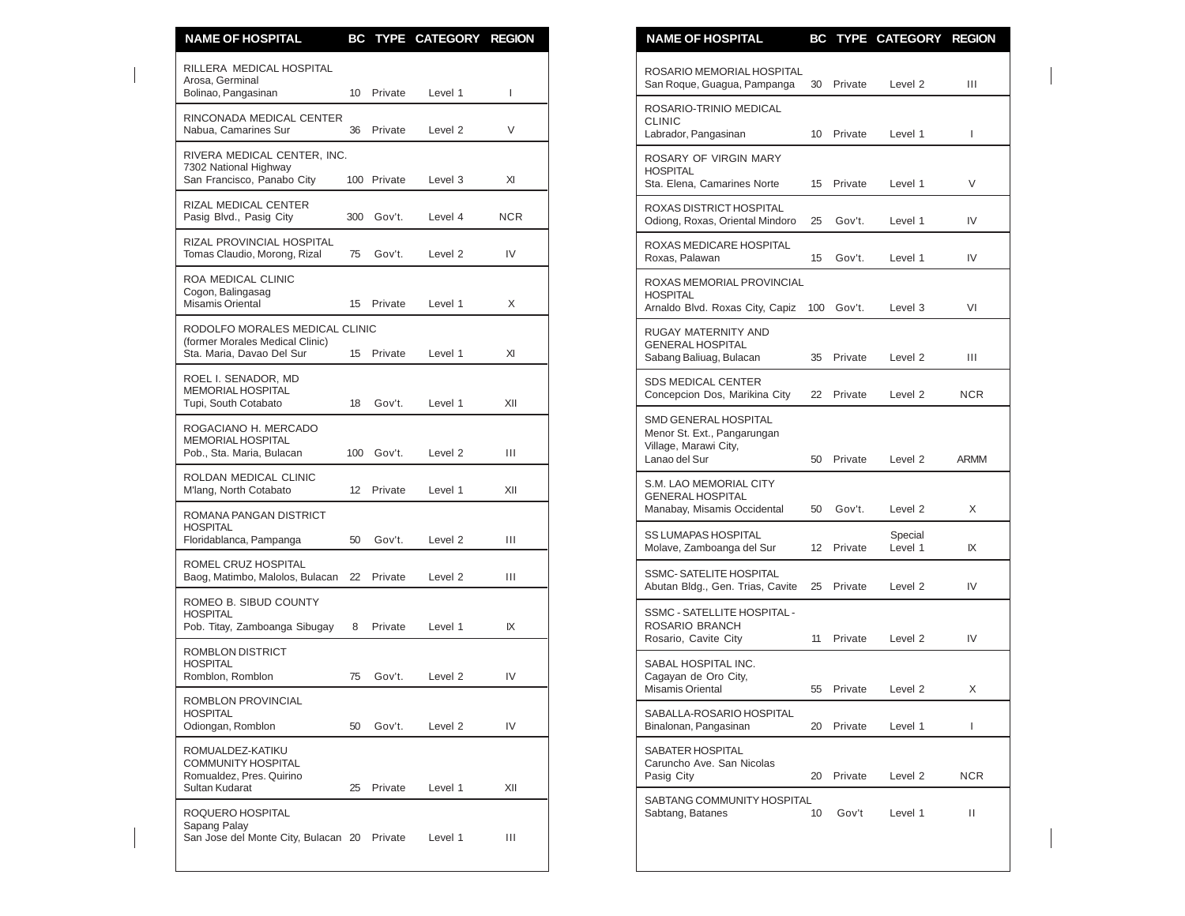| NAME OF HOSPITAL | BC | TYPE | CATEGORY | REGION |
|---|---|---|---|---|
| RILLERA MEDICAL HOSPITAL Arosa, Germinal Bolinao, Pangasinan | 10 | Private | Level 1 | I |
| RINCONADA MEDICAL CENTER Nabua, Camarines Sur | 36 | Private | Level 2 | V |
| RIVERA MEDICAL CENTER, INC. 7302 National Highway San Francisco, Panabo City | 100 | Private | Level 3 | XI |
| RIZAL MEDICAL CENTER Pasig Blvd., Pasig City | 300 | Gov't. | Level 4 | NCR |
| RIZAL PROVINCIAL HOSPITAL Tomas Claudio, Morong, Rizal | 75 | Gov't. | Level 2 | IV |
| ROA MEDICAL CLINIC Cogon, Balingasag Misamis Oriental | 15 | Private | Level 1 | X |
| RODOLFO MORALES MEDICAL CLINIC (former Morales Medical Clinic) Sta. Maria, Davao Del Sur | 15 | Private | Level 1 | XI |
| ROEL I. SENADOR, MD MEMORIAL HOSPITAL Tupi, South Cotabato | 18 | Gov't. | Level 1 | XII |
| ROGACIANO H. MERCADO MEMORIAL HOSPITAL Pob., Sta. Maria, Bulacan | 100 | Gov't. | Level 2 | III |
| ROLDAN MEDICAL CLINIC M'lang, North Cotabato | 12 | Private | Level 1 | XII |
| ROMANA PANGAN DISTRICT HOSPITAL Floridablanca, Pampanga | 50 | Gov't. | Level 2 | III |
| ROMEL CRUZ HOSPITAL Baog, Matimbo, Malolos, Bulacan | 22 | Private | Level 2 | III |
| ROMEO B. SIBUD COUNTY HOSPITAL Pob. Titay, Zamboanga Sibugay | 8 | Private | Level 1 | IX |
| ROMBLON DISTRICT HOSPITAL Romblon, Romblon | 75 | Gov't. | Level 2 | IV |
| ROMBLON PROVINCIAL HOSPITAL Odiongan, Romblon | 50 | Gov't. | Level 2 | IV |
| ROMUALDEZ-KATIKU COMMUNITY HOSPITAL Romualdez, Pres. Quirino Sultan Kudarat | 25 | Private | Level 1 | XII |
| ROQUERO HOSPITAL Sapang Palay San Jose del Monte City, Bulacan | 20 | Private | Level 1 | III |
| ROSARIO MEMORIAL HOSPITAL San Roque, Guagua, Pampanga | 30 | Private | Level 2 | III |
| ROSARIO-TRINIO MEDICAL CLINIC Labrador, Pangasinan | 10 | Private | Level 1 | I |
| ROSARY OF VIRGIN MARY HOSPITAL Sta. Elena, Camarines Norte | 15 | Private | Level 1 | V |
| ROXAS DISTRICT HOSPITAL Odiong, Roxas, Oriental Mindoro | 25 | Gov't. | Level 1 | IV |
| ROXAS MEDICARE HOSPITAL Roxas, Palawan | 15 | Gov't. | Level 1 | IV |
| ROXAS MEMORIAL PROVINCIAL HOSPITAL Arnaldo Blvd. Roxas City, Capiz | 100 | Gov't. | Level 3 | VI |
| RUGAY MATERNITY AND GENERAL HOSPITAL Sabang Baliuag, Bulacan | 35 | Private | Level 2 | III |
| SDS MEDICAL CENTER Concepcion Dos, Marikina City | 22 | Private | Level 2 | NCR |
| SMD GENERAL HOSPITAL Menor St. Ext., Pangarungan Village, Marawi City, Lanao del Sur | 50 | Private | Level 2 | ARMM |
| S.M. LAO MEMORIAL CITY GENERAL HOSPITAL Manabay, Misamis Occidental | 50 | Gov't. | Level 2 | X |
| SS LUMAPAS HOSPITAL Molave, Zamboanga del Sur | 12 | Private | Special Level 1 | IX |
| SSMC- SATELITE HOSPITAL Abutan Bldg., Gen. Trias, Cavite | 25 | Private | Level 2 | IV |
| SSMC - SATELLITE HOSPITAL - ROSARIO BRANCH Rosario, Cavite City | 11 | Private | Level 2 | IV |
| SABAL HOSPITAL INC. Cagayan de Oro City, Misamis Oriental | 55 | Private | Level 2 | X |
| SABALLA-ROSARIO HOSPITAL Binalonan, Pangasinan | 20 | Private | Level 1 | I |
| SABATER HOSPITAL Caruncho Ave. San Nicolas Pasig City | 20 | Private | Level 2 | NCR |
| SABTANG COMMUNITY HOSPITAL Sabtang, Batanes | 10 | Gov't | Level 1 | II |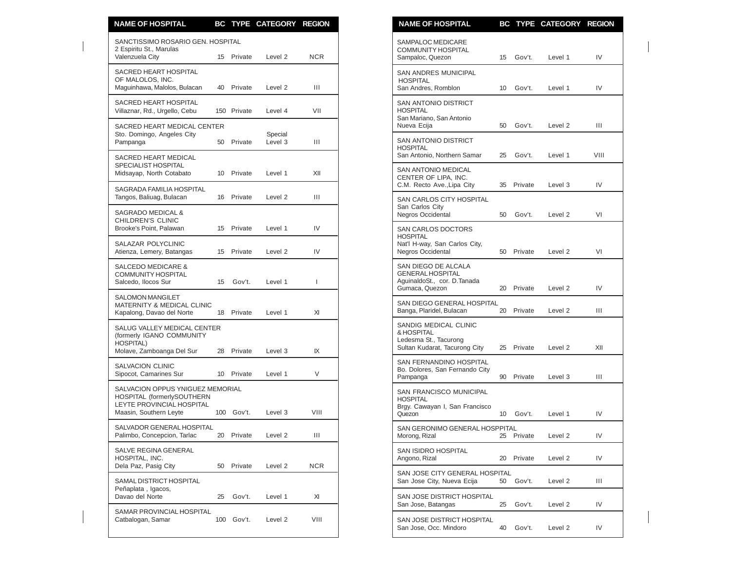| NAME OF HOSPITAL | BC | TYPE | CATEGORY | REGION |
|---|---|---|---|---|
| SANCTISSIMO ROSARIO GEN. HOSPITAL 2 Espiritu St., Marulas Valenzuela City | 15 | Private | Level 2 | NCR |
| SACRED HEART HOSPITAL OF MALOLOS, INC. Maguinhawa, Malolos, Bulacan | 40 | Private | Level 2 | III |
| SACRED HEART HOSPITAL Villaznar, Rd., Urgello, Cebu | 150 | Private | Level 4 | VII |
| SACRED HEART MEDICAL CENTER Sto. Domingo, Angeles City Pampanga | 50 | Private | Special Level 3 | III |
| SACRED HEART MEDICAL SPECIALIST HOSPITAL Midsayap, North Cotabato | 10 | Private | Level 1 | XII |
| SAGRADA FAMILIA HOSPITAL Tangos, Baliuag, Bulacan | 16 | Private | Level 2 | III |
| SAGRADO MEDICAL & CHILDREN'S CLINIC Brooke's Point, Palawan | 15 | Private | Level 1 | IV |
| SALAZAR POLYCLINIC Atienza, Lemery, Batangas | 15 | Private | Level 2 | IV |
| SALCEDO MEDICARE & COMMUNITY HOSPITAL Salcedo, Ilocos Sur | 15 | Gov't. | Level 1 | I |
| SALOMON MANGILET MATERNITY & MEDICAL CLINIC Kapalong, Davao del Norte | 18 | Private | Level 1 | XI |
| SALUG VALLEY MEDICAL CENTER (formerly IGANO COMMUNITY HOSPITAL) Molave, Zamboanga Del Sur | 28 | Private | Level 3 | IX |
| SALVACION CLINIC Sipocot, Camarines Sur | 10 | Private | Level 1 | V |
| SALVACION OPPUS YNIGUEZ MEMORIAL HOSPITAL (formerlySOUTHERN LEYTE PROVINCIAL HOSPITAL Maasin, Southern Leyte | 100 | Gov't. | Level 3 | VIII |
| SALVADOR GENERAL HOSPITAL Palimbo, Concepcion, Tarlac | 20 | Private | Level 2 | III |
| SALVE REGINA GENERAL HOSPITAL, INC. Dela Paz, Pasig City | 50 | Private | Level 2 | NCR |
| SAMAL DISTRICT HOSPITAL Peñaplata , Igacos, Davao del Norte | 25 | Gov't. | Level 1 | XI |
| SAMAR PROVINCIAL HOSPITAL Catbalogan, Samar | 100 | Gov't. | Level 2 | VIII |
| SAMPALOC MEDICARE COMMUNITY HOSPITAL Sampaloc, Quezon | 15 | Gov't. | Level 1 | IV |
| SAN ANDRES MUNICIPAL HOSPITAL San Andres, Romblon | 10 | Gov't. | Level 1 | IV |
| SAN ANTONIO DISTRICT HOSPITAL San Mariano, San Antonio Nueva Ecija | 50 | Gov't. | Level 2 | III |
| SAN ANTONIO DISTRICT HOSPITAL San Antonio, Northern Samar | 25 | Gov't. | Level 1 | VIII |
| SAN ANTONIO MEDICAL CENTER OF LIPA, INC. C.M. Recto Ave.,Lipa City | 35 | Private | Level 3 | IV |
| SAN CARLOS CITY HOSPITAL San Carlos City Negros Occidental | 50 | Gov't. | Level 2 | VI |
| SAN CARLOS DOCTORS HOSPITAL Nat'l H-way, San Carlos City, Negros Occidental | 50 | Private | Level 2 | VI |
| SAN DIEGO DE ALCALA GENERAL HOSPITAL AguinaldoSt., cor. D.Tanada Gumaca, Quezon | 20 | Private | Level 2 | IV |
| SAN DIEGO GENERAL HOSPITAL Banga, Plaridel, Bulacan | 20 | Private | Level 2 | III |
| SANDIG MEDICAL CLINIC & HOSPITAL Ledesma St., Tacurong Sultan Kudarat, Tacurong City | 25 | Private | Level 2 | XII |
| SAN FERNANDINO HOSPITAL Bo. Dolores, San Fernando City Pampanga | 90 | Private | Level 3 | III |
| SAN FRANCISCO MUNICIPAL HOSPITAL Brgy. Cawayan I, San Francisco Quezon | 10 | Gov't. | Level 1 | IV |
| SAN GERONIMO GENERAL HOSPPITAL Morong, Rizal | 25 | Private | Level 2 | IV |
| SAN ISIDRO HOSPITAL Angono, Rizal | 20 | Private | Level 2 | IV |
| SAN JOSE CITY GENERAL HOSPITAL San Jose City, Nueva Ecija | 50 | Gov't. | Level 2 | III |
| SAN JOSE DISTRICT HOSPITAL San Jose, Batangas | 25 | Gov't. | Level 2 | IV |
| SAN JOSE DISTRICT HOSPITAL San Jose, Occ. Mindoro | 40 | Gov't. | Level 2 | IV |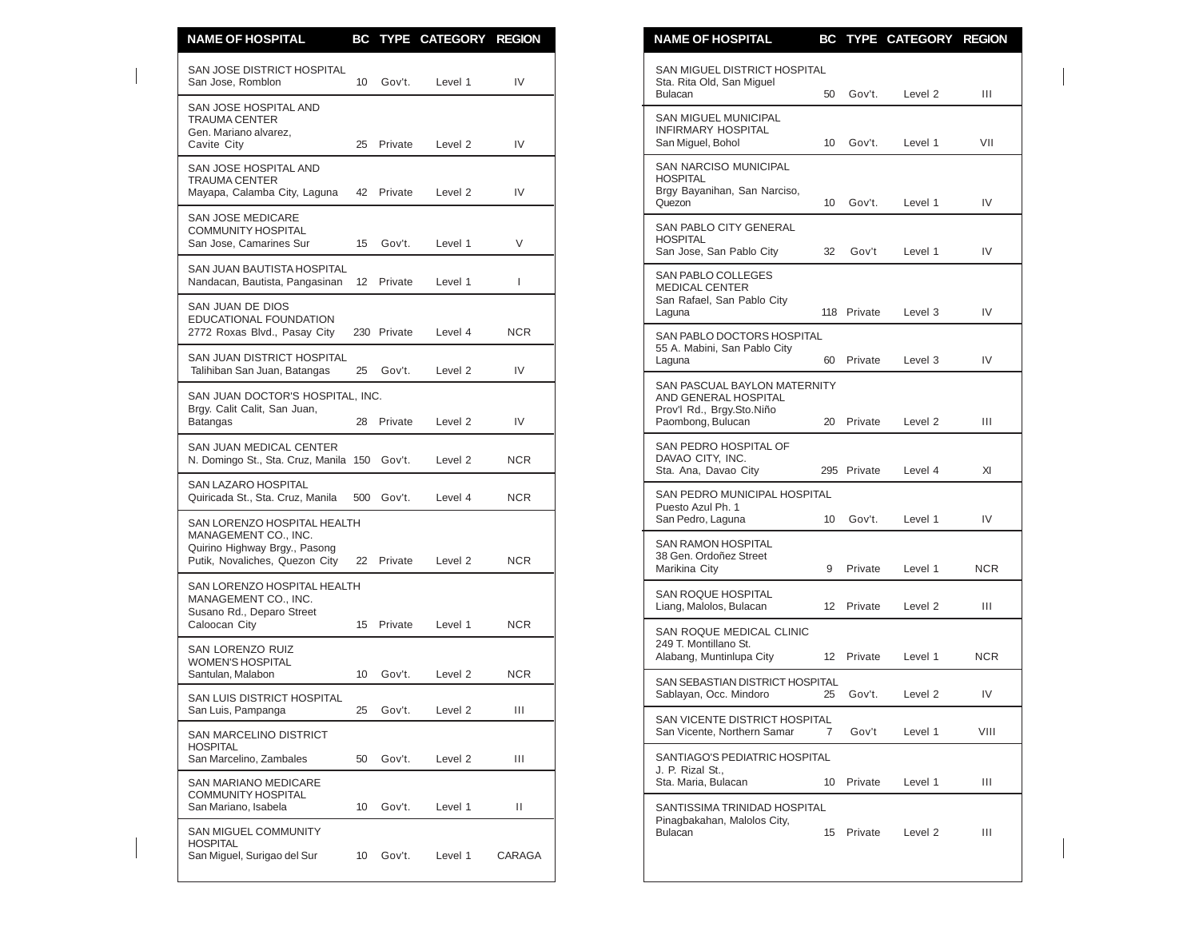| NAME OF HOSPITAL | BC | TYPE | CATEGORY | REGION |
|---|---|---|---|---|
| SAN JOSE DISTRICT HOSPITAL San Jose, Romblon | 10 | Gov't. | Level 1 | IV |
| SAN JOSE HOSPITAL AND TRAUMA CENTER Gen. Mariano alvarez, Cavite City | 25 | Private | Level 2 | IV |
| SAN JOSE HOSPITAL AND TRAUMA CENTER Mayapa, Calamba City, Laguna | 42 | Private | Level 2 | IV |
| SAN JOSE MEDICARE COMMUNITY HOSPITAL San Jose, Camarines Sur | 15 | Gov't. | Level 1 | V |
| SAN JUAN BAUTISTA HOSPITAL Nandacan, Bautista, Pangasinan | 12 | Private | Level 1 | I |
| SAN JUAN DE DIOS EDUCATIONAL FOUNDATION 2772 Roxas Blvd., Pasay City | 230 | Private | Level 4 | NCR |
| SAN JUAN DISTRICT HOSPITAL Talihiban San Juan, Batangas | 25 | Gov't. | Level 2 | IV |
| SAN JUAN DOCTOR'S HOSPITAL, INC. Brgy. Calit Calit, San Juan, Batangas | 28 | Private | Level 2 | IV |
| SAN JUAN MEDICAL CENTER N. Domingo St., Sta. Cruz, Manila | 150 | Gov't. | Level 2 | NCR |
| SAN LAZARO HOSPITAL Quiricada St., Sta. Cruz, Manila | 500 | Gov't. | Level 4 | NCR |
| SAN LORENZO HOSPITAL HEALTH MANAGEMENT CO., INC. Quirino Highway Brgy., Pasong Putik, Novaliches, Quezon City | 22 | Private | Level 2 | NCR |
| SAN LORENZO HOSPITAL HEALTH MANAGEMENT CO., INC. Susano Rd., Deparo Street Caloocan City | 15 | Private | Level 1 | NCR |
| SAN LORENZO RUIZ WOMEN'S HOSPITAL Santulan, Malabon | 10 | Gov't. | Level 2 | NCR |
| SAN LUIS DISTRICT HOSPITAL San Luis, Pampanga | 25 | Gov't. | Level 2 | III |
| SAN MARCELINO DISTRICT HOSPITAL San Marcelino, Zambales | 50 | Gov't. | Level 2 | III |
| SAN MARIANO MEDICARE COMMUNITY HOSPITAL San Mariano, Isabela | 10 | Gov't. | Level 1 | II |
| SAN MIGUEL COMMUNITY HOSPITAL San Miguel, Surigao del Sur | 10 | Gov't. | Level 1 | CARAGA |
| SAN MIGUEL DISTRICT HOSPITAL Sta. Rita Old, San Miguel Bulacan | 50 | Gov't. | Level 2 | III |
| SAN MIGUEL MUNICIPAL INFIRMARY HOSPITAL San Miguel, Bohol | 10 | Gov't. | Level 1 | VII |
| SAN NARCISO MUNICIPAL HOSPITAL Brgy Bayanihan, San Narciso, Quezon | 10 | Gov't. | Level 1 | IV |
| SAN PABLO CITY GENERAL HOSPITAL San Jose, San Pablo City | 32 | Gov't | Level 1 | IV |
| SAN PABLO COLLEGES MEDICAL CENTER San Rafael, San Pablo City Laguna | 118 | Private | Level 3 | IV |
| SAN PABLO DOCTORS HOSPITAL 55 A. Mabini, San Pablo City Laguna | 60 | Private | Level 3 | IV |
| SAN PASCUAL BAYLON MATERNITY AND GENERAL HOSPITAL Prov'l Rd., Brgy.Sto.Niño Paombong, Bulucan | 20 | Private | Level 2 | III |
| SAN PEDRO HOSPITAL OF DAVAO CITY, INC. Sta. Ana, Davao City | 295 | Private | Level 4 | XI |
| SAN PEDRO MUNICIPAL HOSPITAL Puesto Azul Ph. 1 San Pedro, Laguna | 10 | Gov't. | Level 1 | IV |
| SAN RAMON HOSPITAL 38 Gen. Ordoñez Street Marikina City | 9 | Private | Level 1 | NCR |
| SAN ROQUE HOSPITAL Liang, Malolos, Bulacan | 12 | Private | Level 2 | III |
| SAN ROQUE MEDICAL CLINIC 249 T. Montillano St. Alabang, Muntinlupa City | 12 | Private | Level 1 | NCR |
| SAN SEBASTIAN DISTRICT HOSPITAL Sablayan, Occ. Mindoro | 25 | Gov't. | Level 2 | IV |
| SAN VICENTE DISTRICT HOSPITAL San Vicente, Northern Samar | 7 | Gov't | Level 1 | VIII |
| SANTIAGO'S PEDIATRIC HOSPITAL J. P. Rizal St., Sta. Maria, Bulacan | 10 | Private | Level 1 | III |
| SANTISSIMA TRINIDAD HOSPITAL Pinagbakahan, Malolos City, Bulacan | 15 | Private | Level 2 | III |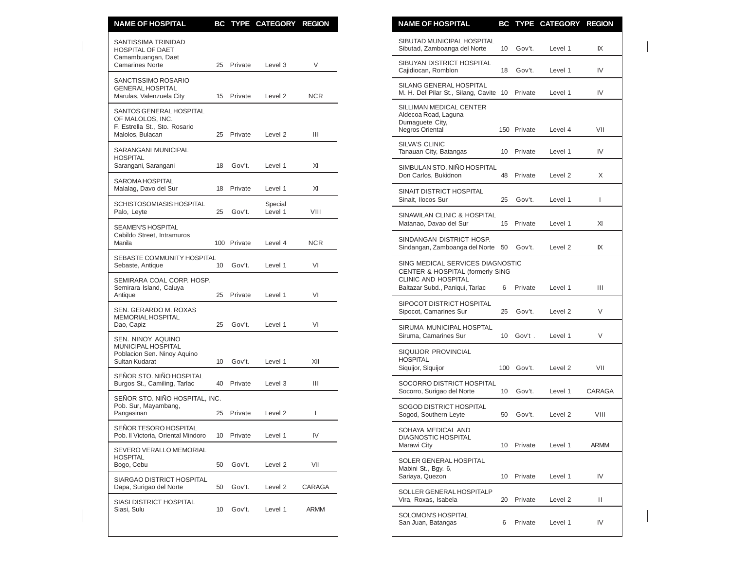| NAME OF HOSPITAL | BC | TYPE | CATEGORY | REGION |
|---|---|---|---|---|
| SANTISSIMA TRINIDAD HOSPITAL OF DAET Camambuangan, Daet Camarines Norte | 25 | Private | Level 3 | V |
| SANCTISSIMO ROSARIO GENERAL HOSPITAL Marulas, Valenzuela City | 15 | Private | Level 2 | NCR |
| SANTOS GENERAL HOSPITAL OF MALOLOS, INC. F. Estrella St., Sto. Rosario Malolos, Bulacan | 25 | Private | Level 2 | III |
| SARANGANI MUNICIPAL HOSPITAL Sarangani, Sarangani | 18 | Gov't. | Level 1 | XI |
| SAROMA HOSPITAL Malalag, Davo del Sur | 18 | Private | Level 1 | XI |
| SCHISTOSOMIASIS HOSPITAL Palo, Leyte | 25 | Gov't. | Special Level 1 | VIII |
| SEAMEN'S HOSPITAL Cabildo Street, Intramuros Manila | 100 | Private | Level 4 | NCR |
| SEBASTE COMMUNITY HOSPITAL Sebaste, Antique | 10 | Gov't. | Level 1 | VI |
| SEMIRARA COAL CORP. HOSP. Semirara Island, Caluya Antique | 25 | Private | Level 1 | VI |
| SEN. GERARDO M. ROXAS MEMORIAL HOSPITAL Dao, Capiz | 25 | Gov't. | Level 1 | VI |
| SEN. NINOY AQUINO MUNICIPAL HOSPITAL Poblacion Sen. Ninoy Aquino Sultan Kudarat | 10 | Gov't. | Level 1 | XII |
| SEÑOR STO. NIÑO HOSPITAL Burgos St., Camiling, Tarlac | 40 | Private | Level 3 | III |
| SEÑOR STO. NIÑO HOSPITAL, INC. Pob. Sur, Mayambang, Pangasinan | 25 | Private | Level 2 | I |
| SEÑOR TESORO HOSPITAL Pob. II Victoria, Oriental Mindoro | 10 | Private | Level 1 | IV |
| SEVERO VERALLO MEMORIAL HOSPITAL Bogo, Cebu | 50 | Gov't. | Level 2 | VII |
| SIARGAO DISTRICT HOSPITAL Dapa, Surigao del Norte | 50 | Gov't. | Level 2 | CARAGA |
| SIASI DISTRICT HOSPITAL Siasi, Sulu | 10 | Gov't. | Level 1 | ARMM |
| SIBUTAD MUNICIPAL HOSPITAL Sibutad, Zamboanga del Norte | 10 | Gov't. | Level 1 | IX |
| SIBUYAN DISTRICT HOSPITAL Cajidiocan, Romblon | 18 | Gov't. | Level 1 | IV |
| SILANG GENERAL HOSPITAL M. H. Del Pilar St., Silang, Cavite | 10 | Private | Level 1 | IV |
| SILLIMAN MEDICAL CENTER Aldecoa Road, Laguna Dumaguete City, Negros Oriental | 150 | Private | Level 4 | VII |
| SILVA'S CLINIC Tanauan City, Batangas | 10 | Private | Level 1 | IV |
| SIMBULAN STO. NIÑO HOSPITAL Don Carlos, Bukidnon | 48 | Private | Level 2 | X |
| SINAIT DISTRICT HOSPITAL Sinait, Ilocos Sur | 25 | Gov't. | Level 1 | I |
| SINAWILAN CLINIC & HOSPITAL Matanao, Davao del Sur | 15 | Private | Level 1 | XI |
| SINDANGAN DISTRICT HOSP. Sindangan, Zamboanga del Norte | 50 | Gov't. | Level 2 | IX |
| SING MEDICAL SERVICES DIAGNOSTIC CENTER & HOSPITAL (formerly SING CLINIC AND HOSPITAL Baltazar Subd., Paniqui, Tarlac | 6 | Private | Level 1 | III |
| SIPOCOT DISTRICT HOSPITAL Sipocot, Camarines Sur | 25 | Gov't. | Level 2 | V |
| SIRUMA MUNICIPAL HOSPTAL Siruma, Camarines Sur | 10 | Gov't . | Level 1 | V |
| SIQUIJOR PROVINCIAL HOSPITAL Siquijor, Siquijor | 100 | Gov't. | Level 2 | VII |
| SOCORRO DISTRICT HOSPITAL Socorro, Surigao del Norte | 10 | Gov't. | Level 1 | CARAGA |
| SOGOD DISTRICT HOSPITAL Sogod, Southern Leyte | 50 | Gov't. | Level 2 | VIII |
| SOHAYA MEDICAL AND DIAGNOSTIC HOSPITAL Marawi City | 10 | Private | Level 1 | ARMM |
| SOLER GENERAL HOSPITAL Mabini St., Bgy. 6, Sariaya, Quezon | 10 | Private | Level 1 | IV |
| SOLLER GENERAL HOSPITALP Vira, Roxas, Isabela | 20 | Private | Level 2 | II |
| SOLOMON'S HOSPITAL San Juan, Batangas | 6 | Private | Level 1 | IV |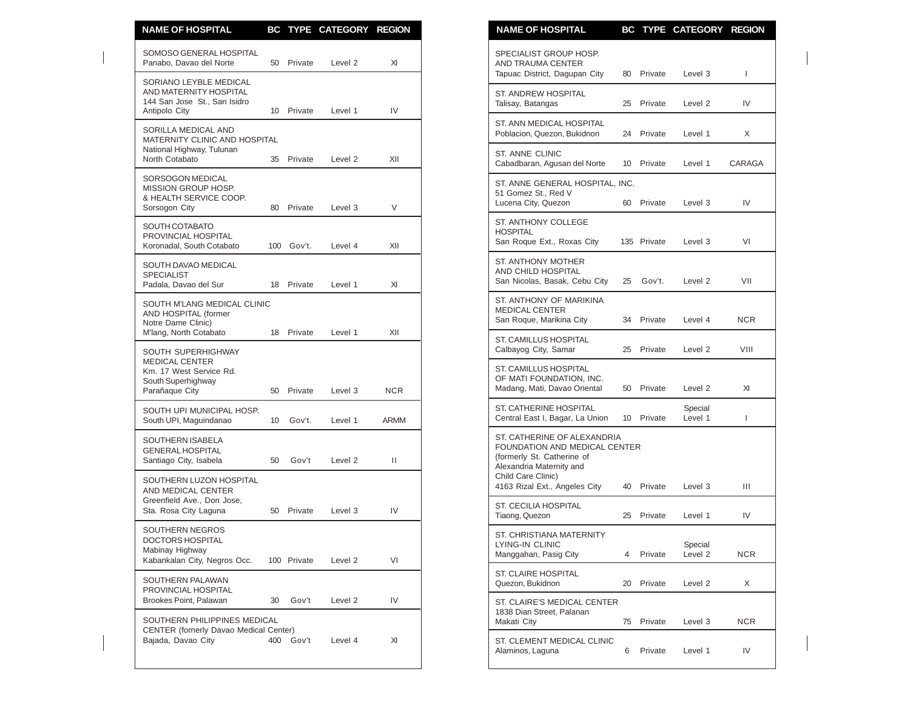| NAME OF HOSPITAL | BC | TYPE | CATEGORY | REGION |
|---|---|---|---|---|
| SOMOSO GENERAL HOSPITAL Panabo, Davao del Norte | 50 | Private | Level 2 | XI |
| SORIANO LEYBLE MEDICAL AND MATERNITY HOSPITAL 144 San Jose St., San Isidro Antipolo City | 10 | Private | Level 1 | IV |
| SORILLA MEDICAL AND MATERNITY CLINIC AND HOSPITAL National Highway, Tulunan North Cotabato | 35 | Private | Level 2 | XII |
| SORSOGON MEDICAL MISSION GROUP HOSP. & HEALTH SERVICE COOP. Sorsogon City | 80 | Private | Level 3 | V |
| SOUTH COTABATO PROVINCIAL HOSPITAL Koronadal, South Cotabato | 100 | Gov't. | Level 4 | XII |
| SOUTH DAVAO MEDICAL SPECIALIST Padala, Davao del Sur | 18 | Private | Level 1 | XI |
| SOUTH M'LANG MEDICAL CLINIC AND HOSPITAL (former Notre Dame Clinic) M'lang, North Cotabato | 18 | Private | Level 1 | XII |
| SOUTH SUPERHIGHWAY MEDICAL CENTER Km. 17 West Service Rd. South Superhighway Parañaque City | 50 | Private | Level 3 | NCR |
| SOUTH UPI MUNICIPAL HOSP. South UPI, Maguindanao | 10 | Gov't. | Level 1 | ARMM |
| SOUTHERN ISABELA GENERAL HOSPITAL Santiago City, Isabela | 50 | Gov't | Level 2 | II |
| SOUTHERN LUZON HOSPITAL AND MEDICAL CENTER Greenfield Ave., Don Jose, Sta. Rosa City Laguna | 50 | Private | Level 3 | IV |
| SOUTHERN NEGROS DOCTORS HOSPITAL Mabinay Highway Kabankalan City, Negros Occ. | 100 | Private | Level 2 | VI |
| SOUTHERN PALAWAN PROVINCIAL HOSPITAL Brookes Point, Palawan | 30 | Gov't | Level 2 | IV |
| SOUTHERN PHILIPPINES MEDICAL CENTER (fornerly Davao Medical Center) Bajada, Davao City | 400 | Gov't | Level 4 | XI |
| SPECIALIST GROUP HOSP. AND TRAUMA CENTER Tapuac District, Dagupan City | 80 | Private | Level 3 | I |
| ST. ANDREW HOSPITAL Talisay, Batangas | 25 | Private | Level 2 | IV |
| ST. ANN MEDICAL HOSPITAL Poblacion, Quezon, Bukidnon | 24 | Private | Level 1 | X |
| ST. ANNE CLINIC Cabadbaran, Agusan del Norte | 10 | Private | Level 1 | CARAGA |
| ST. ANNE GENERAL HOSPITAL, INC. 51 Gomez St., Red V Lucena City, Quezon | 60 | Private | Level 3 | IV |
| ST. ANTHONY COLLEGE HOSPITAL San Roque Ext., Roxas City | 135 | Private | Level 3 | VI |
| ST. ANTHONY MOTHER AND CHILD HOSPITAL San Nicolas, Basak, Cebu City | 25 | Gov't. | Level 2 | VII |
| ST. ANTHONY OF MARIKINA MEDICAL CENTER San Roque, Marikina City | 34 | Private | Level 4 | NCR |
| ST. CAMILLUS HOSPITAL Calbayog City, Samar | 25 | Private | Level 2 | VIII |
| ST. CAMILLUS HOSPITAL OF MATI FOUNDATION, INC. Madang, Mati, Davao Oriental | 50 | Private | Level 2 | XI |
| ST. CATHERINE HOSPITAL Central East I, Bagar, La Union | 10 | Private | Special Level 1 | I |
| ST. CATHERINE OF ALEXANDRIA FOUNDATION AND MEDICAL CENTER (formerly St. Catherine of Alexandria Maternity and Child Care Clinic) 4163 Rizal Ext., Angeles City | 40 | Private | Level 3 | III |
| ST. CECILIA HOSPITAL Tiaong, Quezon | 25 | Private | Level 1 | IV |
| ST. CHRISTIANA MATERNITY LYING-IN CLINIC Manggahan, Pasig City | 4 | Private | Special Level 2 | NCR |
| ST. CLAIRE HOSPITAL Quezon, Bukidnon | 20 | Private | Level 2 | X |
| ST. CLAIRE'S MEDICAL CENTER 1838 Dian Street, Palanan Makati City | 75 | Private | Level 3 | NCR |
| ST. CLEMENT MEDICAL CLINIC Alaminos, Laguna | 6 | Private | Level 1 | IV |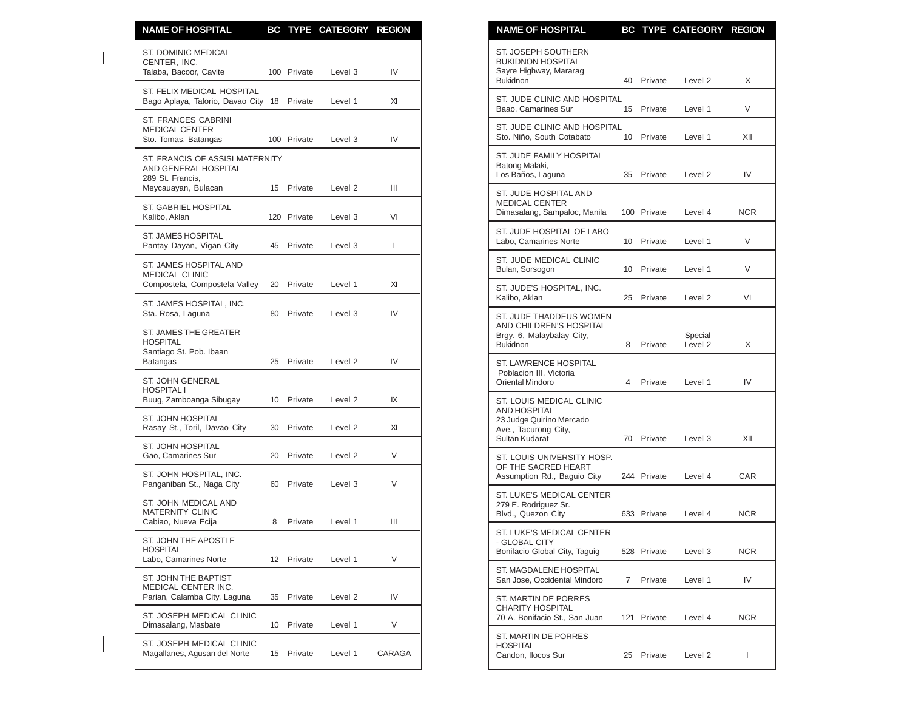| NAME OF HOSPITAL | BC | TYPE | CATEGORY | REGION |
|---|---|---|---|---|
| ST. DOMINIC MEDICAL CENTER, INC. Talaba, Bacoor, Cavite | 100 | Private | Level 3 | IV |
| ST. FELIX MEDICAL HOSPITAL Bago Aplaya, Talorio, Davao City | 18 | Private | Level 1 | XI |
| ST. FRANCES CABRINI MEDICAL CENTER Sto. Tomas, Batangas | 100 | Private | Level 3 | IV |
| ST. FRANCIS OF ASSISI MATERNITY AND GENERAL HOSPITAL 289 St. Francis, Meycauayan, Bulacan | 15 | Private | Level 2 | III |
| ST. GABRIEL HOSPITAL Kalibo, Aklan | 120 | Private | Level 3 | VI |
| ST. JAMES HOSPITAL Pantay Dayan, Vigan City | 45 | Private | Level 3 | I |
| ST. JAMES HOSPITAL AND MEDICAL CLINIC Compostela, Compostela Valley | 20 | Private | Level 1 | XI |
| ST. JAMES HOSPITAL, INC. Sta. Rosa, Laguna | 80 | Private | Level 3 | IV |
| ST. JAMES THE GREATER HOSPITAL Santiago St. Pob. Ibaan Batangas | 25 | Private | Level 2 | IV |
| ST. JOHN GENERAL HOSPITAL I Buug, Zamboanga Sibugay | 10 | Private | Level 2 | IX |
| ST. JOHN HOSPITAL Rasay St., Toril, Davao City | 30 | Private | Level 2 | XI |
| ST. JOHN HOSPITAL Gao, Camarines Sur | 20 | Private | Level 2 | V |
| ST. JOHN HOSPITAL, INC. Panganiban St., Naga City | 60 | Private | Level 3 | V |
| ST. JOHN MEDICAL AND MATERNITY CLINIC Cabiao, Nueva Ecija | 8 | Private | Level 1 | III |
| ST. JOHN THE APOSTLE HOSPITAL Labo, Camarines Norte | 12 | Private | Level 1 | V |
| ST. JOHN THE BAPTIST MEDICAL CENTER INC. Parian, Calamba City, Laguna | 35 | Private | Level 2 | IV |
| ST. JOSEPH MEDICAL CLINIC Dimasalang, Masbate | 10 | Private | Level 1 | V |
| ST. JOSEPH MEDICAL CLINIC Magallanes, Agusan del Norte | 15 | Private | Level 1 | CARAGA |
| ST. JOSEPH SOUTHERN BUKIDNON HOSPITAL Sayre Highway, Mararag Bukidnon | 40 | Private | Level 2 | X |
| ST. JUDE CLINIC AND HOSPITAL Baao, Camarines Sur | 15 | Private | Level 1 | V |
| ST. JUDE CLINIC AND HOSPITAL Sto. Niño, South Cotabato | 10 | Private | Level 1 | XII |
| ST. JUDE FAMILY HOSPITAL Batong Malaki, Los Baños, Laguna | 35 | Private | Level 2 | IV |
| ST. JUDE HOSPITAL AND MEDICAL CENTER Dimasalang, Sampaloc, Manila | 100 | Private | Level 4 | NCR |
| ST. JUDE HOSPITAL OF LABO Labo, Camarines Norte | 10 | Private | Level 1 | V |
| ST. JUDE MEDICAL CLINIC Bulan, Sorsogon | 10 | Private | Level 1 | V |
| ST. JUDE'S HOSPITAL, INC. Kalibo, Aklan | 25 | Private | Level 2 | VI |
| ST. JUDE THADDEUS WOMEN AND CHILDREN'S HOSPITAL Brgy. 6, Malaybalay City, Bukidnon | 8 | Private | Special Level 2 | X |
| ST. LAWRENCE HOSPITAL Poblacion III, Victoria Oriental Mindoro | 4 | Private | Level 1 | IV |
| ST. LOUIS MEDICAL CLINIC AND HOSPITAL 23 Judge Quirino Mercado Ave., Tacurong City, Sultan Kudarat | 70 | Private | Level 3 | XII |
| ST. LOUIS UNIVERSITY HOSP. OF THE SACRED HEART Assumption Rd., Baguio City | 244 | Private | Level 4 | CAR |
| ST. LUKE'S MEDICAL CENTER 279 E. Rodriguez Sr. Blvd., Quezon City | 633 | Private | Level 4 | NCR |
| ST. LUKE'S MEDICAL CENTER - GLOBAL CITY Bonifacio Global City, Taguig | 528 | Private | Level 3 | NCR |
| ST. MAGDALENE HOSPITAL San Jose, Occidental Mindoro | 7 | Private | Level 1 | IV |
| ST. MARTIN DE PORRES CHARITY HOSPITAL 70 A. Bonifacio St., San Juan | 121 | Private | Level 4 | NCR |
| ST. MARTIN DE PORRES HOSPITAL Candon, Ilocos Sur | 25 | Private | Level 2 | I |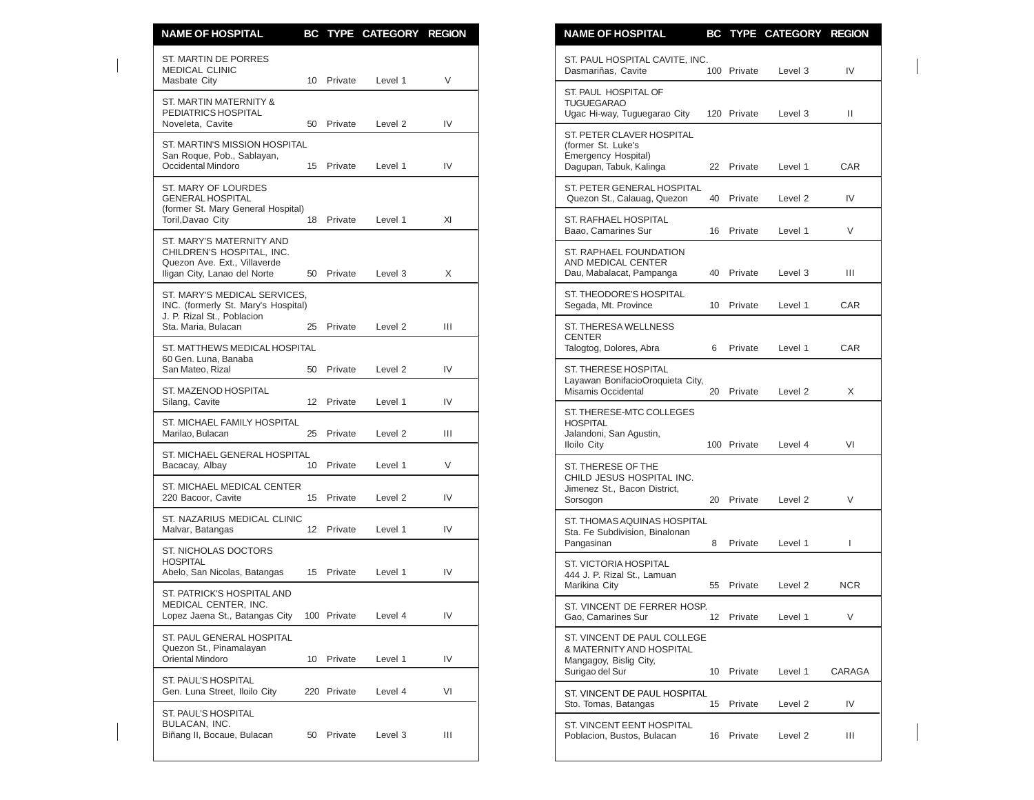| NAME OF HOSPITAL | BC | TYPE | CATEGORY | REGION |
|---|---|---|---|---|
| ST. MARTIN DE PORRES MEDICAL CLINIC Masbate City | 10 | Private | Level 1 | V |
| ST. MARTIN MATERNITY & PEDIATRICS HOSPITAL Noveleta, Cavite | 50 | Private | Level 2 | IV |
| ST. MARTIN'S MISSION HOSPITAL San Roque, Pob., Sablayan, Occidental Mindoro | 15 | Private | Level 1 | IV |
| ST. MARY OF LOURDES GENERAL HOSPITAL (former St. Mary General Hospital) Toril,Davao City | 18 | Private | Level 1 | XI |
| ST. MARY'S MATERNITY AND CHILDREN'S HOSPITAL, INC. Quezon Ave. Ext., Villaverde Iligan City, Lanao del Norte | 50 | Private | Level 3 | X |
| ST. MARY'S MEDICAL SERVICES, INC. (formerly St. Mary's Hospital) J. P. Rizal St., Poblacion Sta. Maria, Bulacan | 25 | Private | Level 2 | III |
| ST. MATTHEWS MEDICAL HOSPITAL 60 Gen. Luna, Banaba San Mateo, Rizal | 50 | Private | Level 2 | IV |
| ST. MAZENOD HOSPITAL Silang, Cavite | 12 | Private | Level 1 | IV |
| ST. MICHAEL FAMILY HOSPITAL Marilao, Bulacan | 25 | Private | Level 2 | III |
| ST. MICHAEL GENERAL HOSPITAL Bacacay, Albay | 10 | Private | Level 1 | V |
| ST. MICHAEL MEDICAL CENTER 220 Bacoor, Cavite | 15 | Private | Level 2 | IV |
| ST. NAZARIUS MEDICAL CLINIC Malvar, Batangas | 12 | Private | Level 1 | IV |
| ST. NICHOLAS DOCTORS HOSPITAL Abelo, San Nicolas, Batangas | 15 | Private | Level 1 | IV |
| ST. PATRICK'S HOSPITAL AND MEDICAL CENTER, INC. Lopez Jaena St., Batangas City | 100 | Private | Level 4 | IV |
| ST. PAUL GENERAL HOSPITAL Quezon St., Pinamalayan Oriental Mindoro | 10 | Private | Level 1 | IV |
| ST. PAUL'S HOSPITAL Gen. Luna Street, Iloilo City | 220 | Private | Level 4 | VI |
| ST. PAUL'S HOSPITAL BULACAN, INC. Biñang II, Bocaue, Bulacan | 50 | Private | Level 3 | III |
| ST. PAUL HOSPITAL CAVITE, INC. Dasmariñas, Cavite | 100 | Private | Level 3 | IV |
| ST. PAUL HOSPITAL OF TUGUEGARAO Ugac Hi-way, Tuguegarao City | 120 | Private | Level 3 | II |
| ST. PETER CLAVER HOSPITAL (former St. Luke's Emergency Hospital) Dagupan, Tabuk, Kalinga | 22 | Private | Level 1 | CAR |
| ST. PETER GENERAL HOSPITAL Quezon St., Calauag, Quezon | 40 | Private | Level 2 | IV |
| ST. RAFHAEL HOSPITAL Baao, Camarines Sur | 16 | Private | Level 1 | V |
| ST. RAPHAEL FOUNDATION AND MEDICAL CENTER Dau, Mabalacat, Pampanga | 40 | Private | Level 3 | III |
| ST. THEODORE'S HOSPITAL Segada, Mt. Province | 10 | Private | Level 1 | CAR |
| ST. THERESA WELLNESS CENTER Talogtog, Dolores, Abra | 6 | Private | Level 1 | CAR |
| ST. THERESE HOSPITAL Layawan BonifacioOroquieta City, Misamis Occidental | 20 | Private | Level 2 | X |
| ST. THERESE-MTC COLLEGES HOSPITAL Jalandoni, San Agustin, Iloilo City | 100 | Private | Level 4 | VI |
| ST. THERESE OF THE CHILD JESUS HOSPITAL INC. Jimenez St., Bacon District, Sorsogon | 20 | Private | Level 2 | V |
| ST. THOMAS AQUINAS HOSPITAL Sta. Fe Subdivision, Binalonan Pangasinan | 8 | Private | Level 1 | I |
| ST. VICTORIA HOSPITAL 444 J. P. Rizal St., Lamuan Marikina City | 55 | Private | Level 2 | NCR |
| ST. VINCENT DE FERRER HOSP. Gao, Camarines Sur | 12 | Private | Level 1 | V |
| ST. VINCENT DE PAUL COLLEGE & MATERNITY AND HOSPITAL Mangagoy, Bislig City, Surigao del Sur | 10 | Private | Level 1 | CARAGA |
| ST. VINCENT DE PAUL HOSPITAL Sto. Tomas, Batangas | 15 | Private | Level 2 | IV |
| ST. VINCENT EENT HOSPITAL Poblacion, Bustos, Bulacan | 16 | Private | Level 2 | III |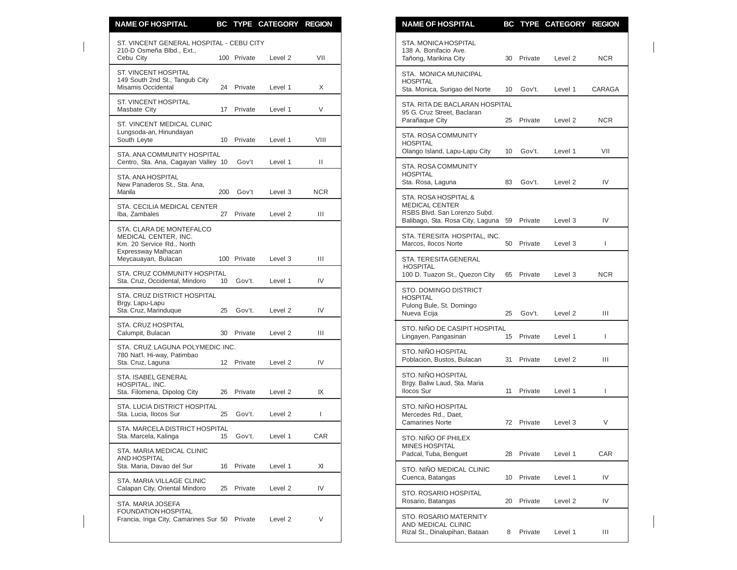| NAME OF HOSPITAL | BC | TYPE | CATEGORY | REGION |
|---|---|---|---|---|
| ST. VINCENT GENERAL HOSPITAL - CEBU CITY 210-D Osmeña Blbd., Ext., Cebu City | 100 | Private | Level 2 | VII |
| ST. VINCENT HOSPITAL 149 South 2nd St., Tangub City Misamis Occidental | 24 | Private | Level 1 | X |
| ST. VINCENT HOSPITAL Masbate City | 17 | Private | Level 1 | V |
| ST. VINCENT MEDICAL CLINIC Lungsoda-an, Hinundayan South Leyte | 10 | Private | Level 1 | VIII |
| STA. ANA COMMUNITY HOSPITAL Centro, Sta. Ana, Cagayan Valley | 10 | Gov't | Level 1 | II |
| STA. ANA HOSPITAL New Panaderos St., Sta. Ana, Manila | 200 | Gov't | Level 3 | NCR |
| STA. CECILIA MEDICAL CENTER Iba, Zambales | 27 | Private | Level 2 | III |
| STA. CLARA DE MONTEFALCO MEDICAL CENTER, INC. Km. 20 Service Rd., North Expressway Malhacan Meycauayan, Bulacan | 100 | Private | Level 3 | III |
| STA. CRUZ COMMUNITY HOSPITAL Sta. Cruz, Occidental, Mindoro | 10 | Gov't. | Level 1 | IV |
| STA. CRUZ DISTRICT HOSPITAL Brgy. Lapu-Lapu Sta. Cruz, Marinduque | 25 | Gov't. | Level 2 | IV |
| STA. CRUZ HOSPITAL Calumpit, Bulacan | 30 | Private | Level 2 | III |
| STA. CRUZ LAGUNA POLYMEDIC INC. 780 Nat'l. Hi-way, Patimbao Sta. Cruz, Laguna | 12 | Private | Level 2 | IV |
| STA. ISABEL GENERAL HOSPITAL, INC. Sta. Filomena, Dipolog City | 26 | Private | Level 2 | IX |
| STA. LUCIA DISTRICT HOSPITAL Sta. Lucia, Ilocos Sur | 25 | Gov't. | Level 2 | I |
| STA. MARCELA DISTRICT HOSPITAL Sta. Marcela, Kalinga | 15 | Gov't. | Level 1 | CAR |
| STA. MARIA MEDICAL CLINIC AND HOSPITAL Sta. Maria, Davao del Sur | 16 | Private | Level 1 | XI |
| STA. MARIA VILLAGE CLINIC Calapan City, Oriental Mindoro | 25 | Private | Level 2 | IV |
| STA. MARIA JOSEFA FOUNDATION HOSPITAL Francia, Iriga City, Camarines Sur | 50 | Private | Level 2 | V |
| STA. MONICA HOSPITAL 138 A. Bonifacio Ave. Tañong, Marikina City | 30 | Private | Level 2 | NCR |
| STA. MONICA MUNICIPAL HOSPITAL Sta. Monica, Surigao del Norte | 10 | Gov't. | Level 1 | CARAGA |
| STA. RITA DE BACLARAN HOSPITAL 95 G. Cruz Street, Baclaran Parañaque City | 25 | Private | Level 2 | NCR |
| STA. ROSA COMMUNITY HOSPITAL Olango Island, Lapu-Lapu City | 10 | Gov't. | Level 1 | VII |
| STA. ROSA COMMUNITY HOSPITAL Sta. Rosa, Laguna | 83 | Gov't. | Level 2 | IV |
| STA. ROSA HOSPITAL & MEDICAL CENTER RSBS Blvd. San Lorenzo Subd. Balibago, Sta. Rosa City, Laguna | 59 | Private | Level 3 | IV |
| STA. TERESITA HOSPITAL, INC. Marcos, Ilocos Norte | 50 | Private | Level 3 | I |
| STA. TERESITA GENERAL HOSPITAL 100 D. Tuazon St., Quezon City | 65 | Private | Level 3 | NCR |
| STO. DOMINGO DISTRICT HOSPITAL Pulong Bule, St. Domingo Nueva Ecija | 25 | Gov't. | Level 2 | III |
| STO. NIÑO DE CASIPIT HOSPITAL Lingayen, Pangasinan | 15 | Private | Level 1 | I |
| STO. NIÑO HOSPITAL Poblacion, Bustos, Bulacan | 31 | Private | Level 2 | III |
| STO. NIÑO HOSPITAL Brgy. Baliw Laud, Sta. Maria Ilocos Sur | 11 | Private | Level 1 | I |
| STO. NIÑO HOSPITAL Mercedes Rd., Daet, Camarines Norte | 72 | Private | Level 3 | V |
| STO. NIÑO OF PHILEX MINES HOSPITAL Padcal, Tuba, Benguet | 28 | Private | Level 1 | CAR |
| STO. NIÑO MEDICAL CLINIC Cuenca, Batangas | 10 | Private | Level 1 | IV |
| STO. ROSARIO HOSPITAL Rosario, Batangas | 20 | Private | Level 2 | IV |
| STO. ROSARIO MATERNITY AND MEDICAL CLINIC Rizal St., Dinalupihan, Bataan | 8 | Private | Level 1 | III |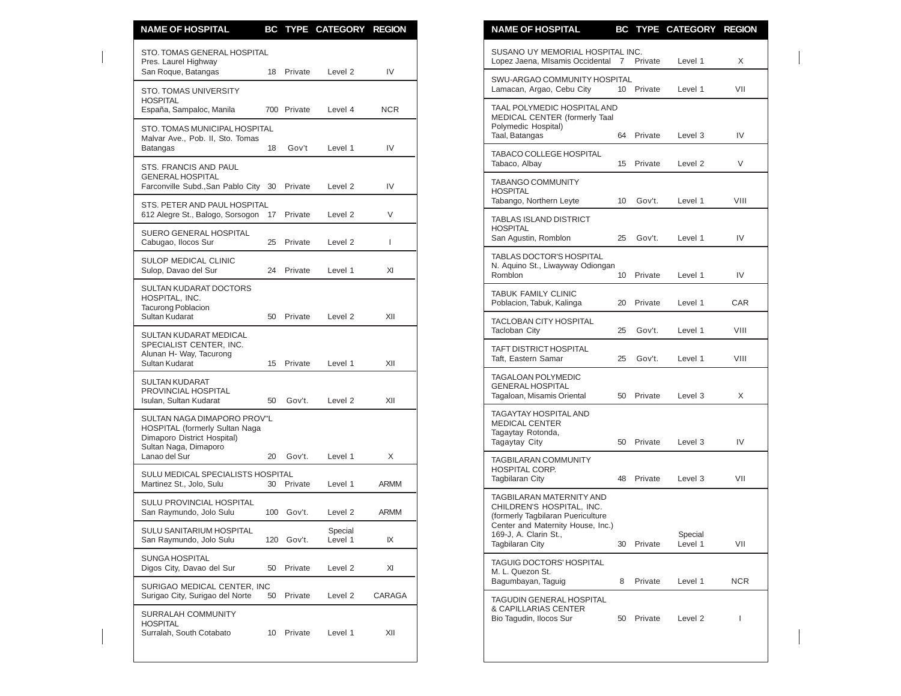| NAME OF HOSPITAL | BC | TYPE | CATEGORY | REGION |
|---|---|---|---|---|
| STO. TOMAS GENERAL HOSPITAL Pres. Laurel Highway San Roque, Batangas | 18 | Private | Level 2 | IV |
| STO. TOMAS UNIVERSITY HOSPITAL España, Sampaloc, Manila | 700 | Private | Level 4 | NCR |
| STO. TOMAS MUNICIPAL HOSPITAL Malvar Ave., Pob. II, Sto. Tomas Batangas | 18 | Gov't | Level 1 | IV |
| STS. FRANCIS AND PAUL GENERAL HOSPITAL Farconville Subd.,San Pablo City | 30 | Private | Level 2 | IV |
| STS. PETER AND PAUL HOSPITAL 612 Alegre St., Balogo, Sorsogon | 17 | Private | Level 2 | V |
| SUERO GENERAL HOSPITAL Cabugao, Ilocos Sur | 25 | Private | Level 2 | I |
| SULOP MEDICAL CLINIC Sulop, Davao del Sur | 24 | Private | Level 1 | XI |
| SULTAN KUDARAT DOCTORS HOSPITAL, INC. Tacurong Poblacion Sultan Kudarat | 50 | Private | Level 2 | XII |
| SULTAN KUDARAT MEDICAL SPECIALIST CENTER, INC. Alunan H- Way, Tacurong Sultan Kudarat | 15 | Private | Level 1 | XII |
| SULTAN KUDARAT PROVINCIAL HOSPITAL Isulan, Sultan Kudarat | 50 | Gov't. | Level 2 | XII |
| SULTAN NAGA DIMAPORO PROV"L HOSPITAL (formerly Sultan Naga Dimaporo District Hospital) Sultan Naga, Dimaporo Lanao del Sur | 20 | Gov't. | Level 1 | X |
| SULU MEDICAL SPECIALISTS HOSPITAL Martinez St., Jolo, Sulu | 30 | Private | Level 1 | ARMM |
| SULU PROVINCIAL HOSPITAL San Raymundo, Jolo Sulu | 100 | Gov't. | Level 2 | ARMM |
| SULU SANITARIUM HOSPITAL San Raymundo, Jolo Sulu | 120 | Gov't. | Special Level 1 | IX |
| SUNGA HOSPITAL Digos City, Davao del Sur | 50 | Private | Level 2 | XI |
| SURIGAO MEDICAL CENTER, INC Surigao City, Surigao del Norte | 50 | Private | Level 2 | CARAGA |
| SURRALAH COMMUNITY HOSPITAL Surralah, South Cotabato | 10 | Private | Level 1 | XII |
| SUSANO UY MEMORIAL HOSPITAL INC. Lopez Jaena, MIsamis Occidental | 7 | Private | Level 1 | X |
| SWU-ARGAO COMMUNITY HOSPITAL Lamacan, Argao, Cebu City | 10 | Private | Level 1 | VII |
| TAAL POLYMEDIC HOSPITAL AND MEDICAL CENTER (formerly Taal Polymedic Hospital) Taal, Batangas | 64 | Private | Level 3 | IV |
| TABACO COLLEGE HOSPITAL Tabaco, Albay | 15 | Private | Level 2 | V |
| TABANGO COMMUNITY HOSPITAL Tabango, Northern Leyte | 10 | Gov't. | Level 1 | VIII |
| TABLAS ISLAND DISTRICT HOSPITAL San Agustin, Romblon | 25 | Gov't. | Level 1 | IV |
| TABLAS DOCTOR'S HOSPITAL N. Aquino St., Liwayway Odiongan Romblon | 10 | Private | Level 1 | IV |
| TABUK FAMILY CLINIC Poblacion, Tabuk, Kalinga | 20 | Private | Level 1 | CAR |
| TACLOBAN CITY HOSPITAL Tacloban City | 25 | Gov't. | Level 1 | VIII |
| TAFT DISTRICT HOSPITAL Taft, Eastern Samar | 25 | Gov't. | Level 1 | VIII |
| TAGALOAN POLYMEDIC GENERAL HOSPITAL Tagaloan, Misamis Oriental | 50 | Private | Level 3 | X |
| TAGAYTAY HOSPITAL AND MEDICAL CENTER Tagaytay Rotonda, Tagaytay City | 50 | Private | Level 3 | IV |
| TAGBILARAN COMMUNITY HOSPITAL CORP. Tagbilaran City | 48 | Private | Level 3 | VII |
| TAGBILARAN MATERNITY AND CHILDREN'S HOSPITAL, INC. (formerly Tagbilaran Puericulture Center and Maternity House, Inc.) 169-J, A. Clarin St., Tagbilaran City | 30 | Private | Special Level 1 | VII |
| TAGUIG DOCTORS' HOSPITAL M. L. Quezon St. Bagumbayan, Taguig | 8 | Private | Level 1 | NCR |
| TAGUDIN GENERAL HOSPITAL & CAPILLARIAS CENTER Bio Tagudin, Ilocos Sur | 50 | Private | Level 2 | I |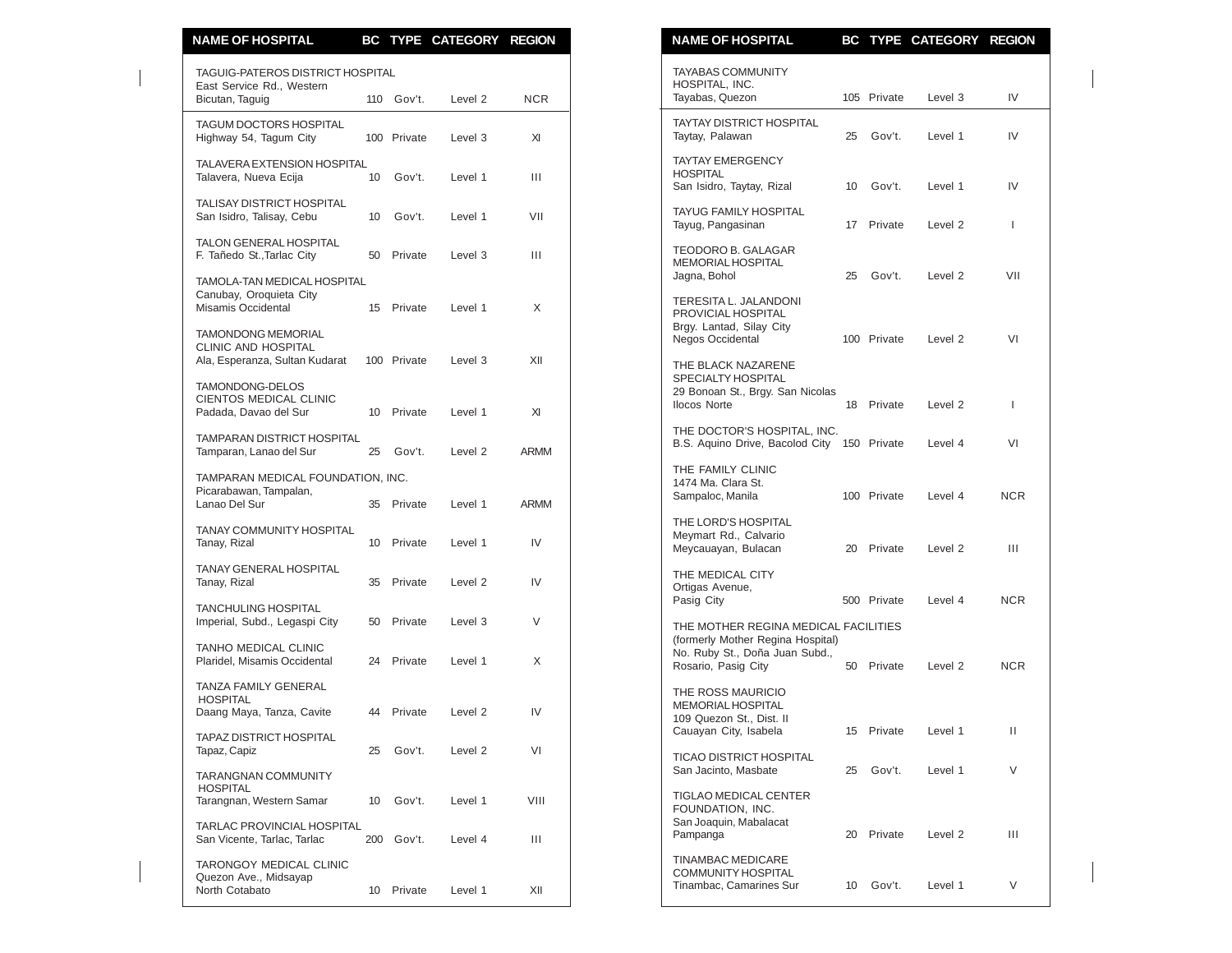| NAME OF HOSPITAL | BC | TYPE | CATEGORY | REGION |
|---|---|---|---|---|
| TAGUIG-PATEROS DISTRICT HOSPITAL East Service Rd., Western Bicutan, Taguig | 110 | Gov't. | Level 2 | NCR |
| TAGUM DOCTORS HOSPITAL Highway 54, Tagum City | 100 | Private | Level 3 | XI |
| TALAVERA EXTENSION HOSPITAL Talavera, Nueva Ecija | 10 | Gov't. | Level 1 | III |
| TALISAY DISTRICT HOSPITAL San Isidro, Talisay, Cebu | 10 | Gov't. | Level 1 | VII |
| TALON GENERAL HOSPITAL F. Tañedo St.,Tarlac City | 50 | Private | Level 3 | III |
| TAMOLA-TAN MEDICAL HOSPITAL Canubay, Oroquieta City Misamis Occidental | 15 | Private | Level 1 | X |
| TAMONDONG MEMORIAL CLINIC AND HOSPITAL Ala, Esperanza, Sultan Kudarat | 100 | Private | Level 3 | XII |
| TAMONDONG-DELOS CIENTOS MEDICAL CLINIC Padada, Davao del Sur | 10 | Private | Level 1 | XI |
| TAMPARAN DISTRICT HOSPITAL Tamparan, Lanao del Sur | 25 | Gov't. | Level 2 | ARMM |
| TAMPARAN MEDICAL FOUNDATION, INC. Picarabawan, Tampalan, Lanao Del Sur | 35 | Private | Level 1 | ARMM |
| TANAY COMMUNITY HOSPITAL Tanay, Rizal | 10 | Private | Level 1 | IV |
| TANAY GENERAL HOSPITAL Tanay, Rizal | 35 | Private | Level 2 | IV |
| TANCHULING HOSPITAL Imperial, Subd., Legaspi City | 50 | Private | Level 3 | V |
| TANHO MEDICAL CLINIC Plaridel, Misamis Occidental | 24 | Private | Level 1 | X |
| TANZA FAMILY GENERAL HOSPITAL Daang Maya, Tanza, Cavite | 44 | Private | Level 2 | IV |
| TAPAZ DISTRICT HOSPITAL Tapaz, Capiz | 25 | Gov't. | Level 2 | VI |
| TARANGNAN COMMUNITY HOSPITAL Tarangnan, Western Samar | 10 | Gov't. | Level 1 | VIII |
| TARLAC PROVINCIAL HOSPITAL San Vicente, Tarlac, Tarlac | 200 | Gov't. | Level 4 | III |
| TARONGOY MEDICAL CLINIC Quezon Ave., Midsayap North Cotabato | 10 | Private | Level 1 | XII |
| TAYABAS COMMUNITY HOSPITAL, INC. Tayabas, Quezon | 105 | Private | Level 3 | IV |
| TAYTAY DISTRICT HOSPITAL Taytay, Palawan | 25 | Gov't. | Level 1 | IV |
| TAYTAY EMERGENCY HOSPITAL San Isidro, Taytay, Rizal | 10 | Gov't. | Level 1 | IV |
| TAYUG FAMILY HOSPITAL Tayug, Pangasinan | 17 | Private | Level 2 | I |
| TEODORO B. GALAGAR MEMORIAL HOSPITAL Jagna, Bohol | 25 | Gov't. | Level 2 | VII |
| TERESITA L. JALANDONI PROVICIAL HOSPITAL Brgy. Lantad, Silay City Negos Occidental | 100 | Private | Level 2 | VI |
| THE BLACK NAZARENE SPECIALTY HOSPITAL 29 Bonoan St., Brgy. San Nicolas Ilocos Norte | 18 | Private | Level 2 | I |
| THE DOCTOR'S HOSPITAL, INC. B.S. Aquino Drive, Bacolod City | 150 | Private | Level 4 | VI |
| THE FAMILY CLINIC 1474 Ma. Clara St. Sampaloc, Manila | 100 | Private | Level 4 | NCR |
| THE LORD'S HOSPITAL Meymart Rd., Calvario Meycauayan, Bulacan | 20 | Private | Level 2 | III |
| THE MEDICAL CITY Ortigas Avenue, Pasig City | 500 | Private | Level 4 | NCR |
| THE MOTHER REGINA MEDICAL FACILITIES (formerly Mother Regina Hospital) No. Ruby St., Doña Juan Subd., Rosario, Pasig City | 50 | Private | Level 2 | NCR |
| THE ROSS MAURICIO MEMORIAL HOSPITAL 109 Quezon St., Dist. II Cauayan City, Isabela | 15 | Private | Level 1 | II |
| TICAO DISTRICT HOSPITAL San Jacinto, Masbate | 25 | Gov't. | Level 1 | V |
| TIGLAO MEDICAL CENTER FOUNDATION, INC. San Joaquin, Mabalacat Pampanga | 20 | Private | Level 2 | III |
| TINAMBAC MEDICARE COMMUNITY HOSPITAL Tinambac, Camarines Sur | 10 | Gov't. | Level 1 | V |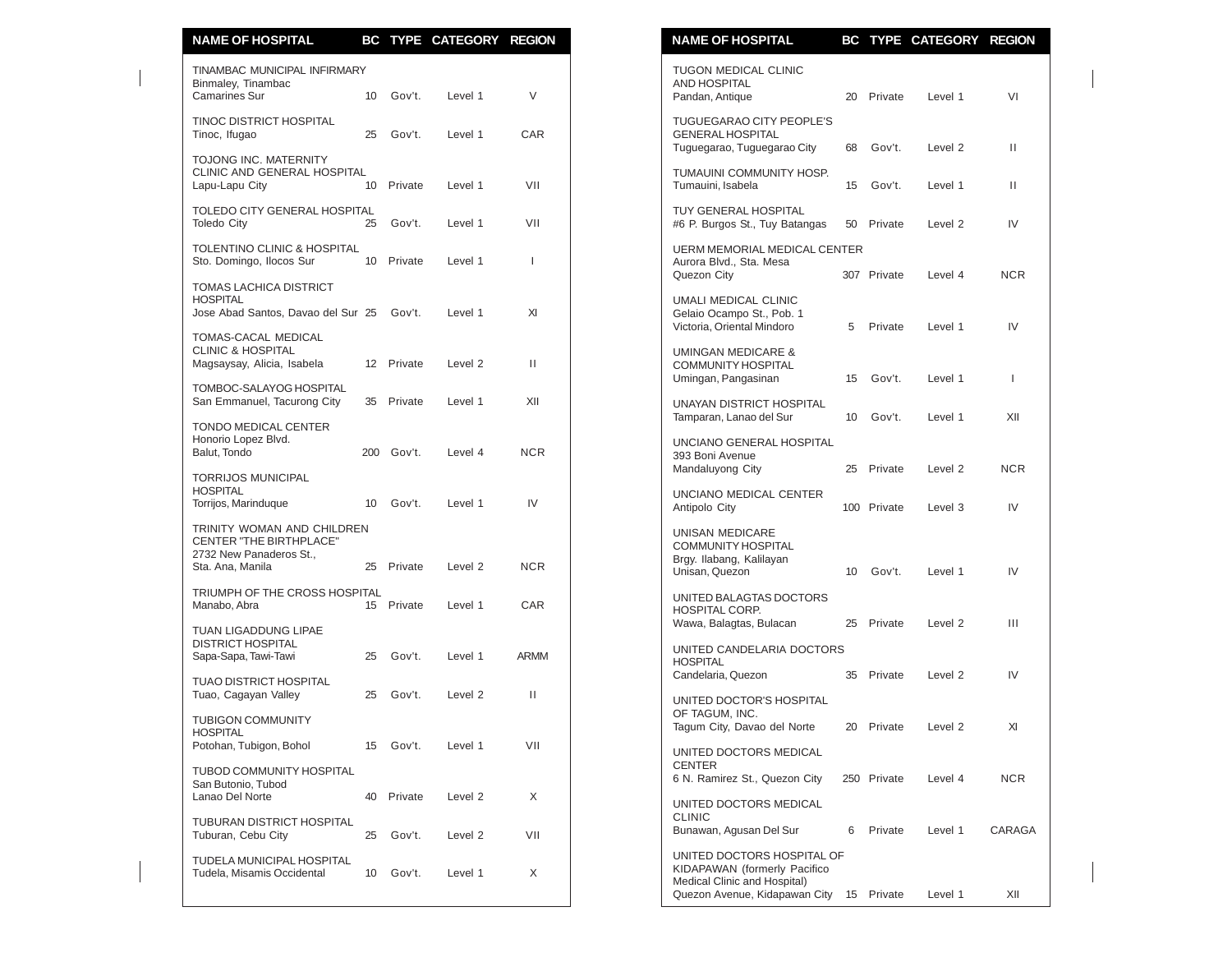| NAME OF HOSPITAL | BC | TYPE | CATEGORY | REGION |
|---|---|---|---|---|
| TINAMBAC MUNICIPAL INFIRMARY Binmaley, Tinambac Camarines Sur | 10 | Gov't. | Level 1 | V |
| TINOC DISTRICT HOSPITAL Tinoc, Ifugao | 25 | Gov't. | Level 1 | CAR |
| TOJONG INC. MATERNITY CLINIC AND GENERAL HOSPITAL Lapu-Lapu City | 10 | Private | Level 1 | VII |
| TOLEDO CITY GENERAL HOSPITAL Toledo City | 25 | Gov't. | Level 1 | VII |
| TOLENTINO CLINIC & HOSPITAL Sto. Domingo, Ilocos Sur | 10 | Private | Level 1 | I |
| TOMAS LACHICA DISTRICT HOSPITAL Jose Abad Santos, Davao del Sur | 25 | Gov't. | Level 1 | XI |
| TOMAS-CACAL MEDICAL CLINIC & HOSPITAL Magsaysay, Alicia, Isabela | 12 | Private | Level 2 | II |
| TOMBOC-SALAYOG HOSPITAL San Emmanuel, Tacurong City | 35 | Private | Level 1 | XII |
| TONDO MEDICAL CENTER Honorio Lopez Blvd. Balut, Tondo | 200 | Gov't. | Level 4 | NCR |
| TORRIJOS MUNICIPAL HOSPITAL Torrijos, Marinduque | 10 | Gov't. | Level 1 | IV |
| TRINITY WOMAN AND CHILDREN CENTER "THE BIRTHPLACE" 2732 New Panaderos St., Sta. Ana, Manila | 25 | Private | Level 2 | NCR |
| TRIUMPH OF THE CROSS HOSPITAL Manabo, Abra | 15 | Private | Level 1 | CAR |
| TUAN LIGADDUNG LIPAE DISTRICT HOSPITAL Sapa-Sapa, Tawi-Tawi | 25 | Gov't. | Level 1 | ARMM |
| TUAO DISTRICT HOSPITAL Tuao, Cagayan Valley | 25 | Gov't. | Level 2 | II |
| TUBIGON COMMUNITY HOSPITAL Potohan, Tubigon, Bohol | 15 | Gov't. | Level 1 | VII |
| TUBOD COMMUNITY HOSPITAL San Butonio, Tubod Lanao Del Norte | 40 | Private | Level 2 | X |
| TUBURAN DISTRICT HOSPITAL Tuburan, Cebu City | 25 | Gov't. | Level 2 | VII |
| TUDELA MUNICIPAL HOSPITAL Tudela, Misamis Occidental | 10 | Gov't. | Level 1 | X |
| TUGON MEDICAL CLINIC AND HOSPITAL Pandan, Antique | 20 | Private | Level 1 | VI |
| TUGUEGARAO CITY PEOPLE'S GENERAL HOSPITAL Tuguegarao, Tuguegarao City | 68 | Gov't. | Level 2 | II |
| TUMAUINI COMMUNITY HOSP. Tumauini, Isabela | 15 | Gov't. | Level 1 | II |
| TUY GENERAL HOSPITAL #6 P. Burgos St., Tuy Batangas | 50 | Private | Level 2 | IV |
| UERM MEMORIAL MEDICAL CENTER Aurora Blvd., Sta. Mesa Quezon City | 307 | Private | Level 4 | NCR |
| UMALI MEDICAL CLINIC Gelaio Ocampo St., Pob. 1 Victoria, Oriental Mindoro | 5 | Private | Level 1 | IV |
| UMINGAN MEDICARE & COMMUNITY HOSPITAL Umingan, Pangasinan | 15 | Gov't. | Level 1 | I |
| UNAYAN DISTRICT HOSPITAL Tamparan, Lanao del Sur | 10 | Gov't. | Level 1 | XII |
| UNCIANO GENERAL HOSPITAL 393 Boni Avenue Mandaluyong City | 25 | Private | Level 2 | NCR |
| UNCIANO MEDICAL CENTER Antipolo City | 100 | Private | Level 3 | IV |
| UNISAN MEDICARE COMMUNITY HOSPITAL Brgy. Ilabang, Kalilayan Unisan, Quezon | 10 | Gov't. | Level 1 | IV |
| UNITED BALAGTAS DOCTORS HOSPITAL CORP. Wawa, Balagtas, Bulacan | 25 | Private | Level 2 | III |
| UNITED CANDELARIA DOCTORS HOSPITAL Candelaria, Quezon | 35 | Private | Level 2 | IV |
| UNITED DOCTOR'S HOSPITAL OF TAGUM, INC. Tagum City, Davao del Norte | 20 | Private | Level 2 | XI |
| UNITED DOCTORS MEDICAL CENTER 6 N. Ramirez St., Quezon City | 250 | Private | Level 4 | NCR |
| UNITED DOCTORS MEDICAL CLINIC Bunawan, Agusan Del Sur | 6 | Private | Level 1 | CARAGA |
| UNITED DOCTORS HOSPITAL OF KIDAPAWAN (formerly Pacifico Medical Clinic and Hospital) Quezon Avenue, Kidapawan City | 15 | Private | Level 1 | XII |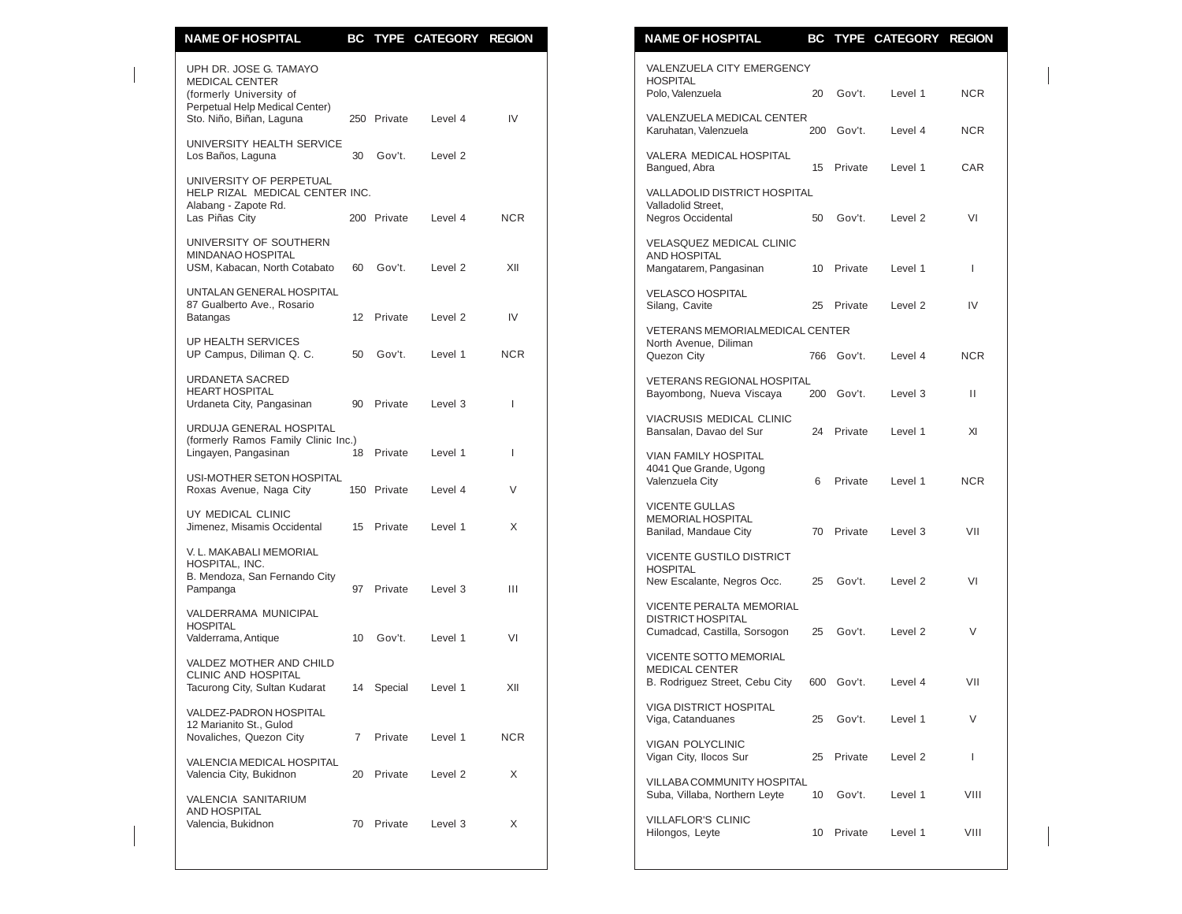| NAME OF HOSPITAL | BC | TYPE | CATEGORY | REGION |
|---|---|---|---|---|
| UPH DR. JOSE G. TAMAYO MEDICAL CENTER (formerly University of Perpetual Help Medical Center) Sto. Niño, Biñan, Laguna | 250 | Private | Level 4 | IV |
| UNIVERSITY HEALTH SERVICE Los Baños, Laguna | 30 | Gov't. | Level 2 | |
| UNIVERSITY OF PERPETUAL HELP RIZAL MEDICAL CENTER INC. Alabang - Zapote Rd. Las Piñas City | 200 | Private | Level 4 | NCR |
| UNIVERSITY OF SOUTHERN MINDANAO HOSPITAL USM, Kabacan, North Cotabato | 60 | Gov't. | Level 2 | XII |
| UNTALAN GENERAL HOSPITAL 87 Gualberto Ave., Rosario Batangas | 12 | Private | Level 2 | IV |
| UP HEALTH SERVICES UP Campus, Diliman Q. C. | 50 | Gov't. | Level 1 | NCR |
| URDANETA SACRED HEART HOSPITAL Urdaneta City, Pangasinan | 90 | Private | Level 3 | I |
| URDUJA GENERAL HOSPITAL (formerly Ramos Family Clinic Inc.) Lingayen, Pangasinan | 18 | Private | Level 1 | I |
| USI-MOTHER SETON HOSPITAL Roxas Avenue, Naga City | 150 | Private | Level 4 | V |
| UY MEDICAL CLINIC Jimenez, Misamis Occidental | 15 | Private | Level 1 | X |
| V. L. MAKABALI MEMORIAL HOSPITAL, INC. B. Mendoza, San Fernando City Pampanga | 97 | Private | Level 3 | III |
| VALDERRAMA MUNICIPAL HOSPITAL Valderrama, Antique | 10 | Gov't. | Level 1 | VI |
| VALDEZ MOTHER AND CHILD CLINIC AND HOSPITAL Tacurong City, Sultan Kudarat | 14 | Special | Level 1 | XII |
| VALDEZ-PADRON HOSPITAL 12 Marianito St., Gulod Novaliches, Quezon City | 7 | Private | Level 1 | NCR |
| VALENCIA MEDICAL HOSPITAL Valencia City, Bukidnon | 20 | Private | Level 2 | X |
| VALENCIA SANITARIUM AND HOSPITAL Valencia, Bukidnon | 70 | Private | Level 3 | X |
| VALENZUELA CITY EMERGENCY HOSPITAL Polo, Valenzuela | 20 | Gov't. | Level 1 | NCR |
| VALENZUELA MEDICAL CENTER Karuhatan, Valenzuela | 200 | Gov't. | Level 4 | NCR |
| VALERA MEDICAL HOSPITAL Bangued, Abra | 15 | Private | Level 1 | CAR |
| VALLADOLID DISTRICT HOSPITAL Valladolid Street, Negros Occidental | 50 | Gov't. | Level 2 | VI |
| VELASQUEZ MEDICAL CLINIC AND HOSPITAL Mangatarem, Pangasinan | 10 | Private | Level 1 | I |
| VELASCO HOSPITAL Silang, Cavite | 25 | Private | Level 2 | IV |
| VETERANS MEMORIALMEDICAL CENTER North Avenue, Diliman Quezon City | 766 | Gov't. | Level 4 | NCR |
| VETERANS REGIONAL HOSPITAL Bayombong, Nueva Viscaya | 200 | Gov't. | Level 3 | II |
| VIACRUSIS MEDICAL CLINIC Bansalan, Davao del Sur | 24 | Private | Level 1 | XI |
| VIAN FAMILY HOSPITAL 4041 Que Grande, Ugong Valenzuela City | 6 | Private | Level 1 | NCR |
| VICENTE GULLAS MEMORIAL HOSPITAL Banilad, Mandaue City | 70 | Private | Level 3 | VII |
| VICENTE GUSTILO DISTRICT HOSPITAL New Escalante, Negros Occ. | 25 | Gov't. | Level 2 | VI |
| VICENTE PERALTA MEMORIAL DISTRICT HOSPITAL Cumadcad, Castilla, Sorsogon | 25 | Gov't. | Level 2 | V |
| VICENTE SOTTO MEMORIAL MEDICAL CENTER B. Rodriguez Street, Cebu City | 600 | Gov't. | Level 4 | VII |
| VIGA DISTRICT HOSPITAL Viga, Catanduanes | 25 | Gov't. | Level 1 | V |
| VIGAN POLYCLINIC Vigan City, Ilocos Sur | 25 | Private | Level 2 | I |
| VILLABA COMMUNITY HOSPITAL Suba, Villaba, Northern Leyte | 10 | Gov't. | Level 1 | VIII |
| VILLAFLOR'S CLINIC Hilongos, Leyte | 10 | Private | Level 1 | VIII |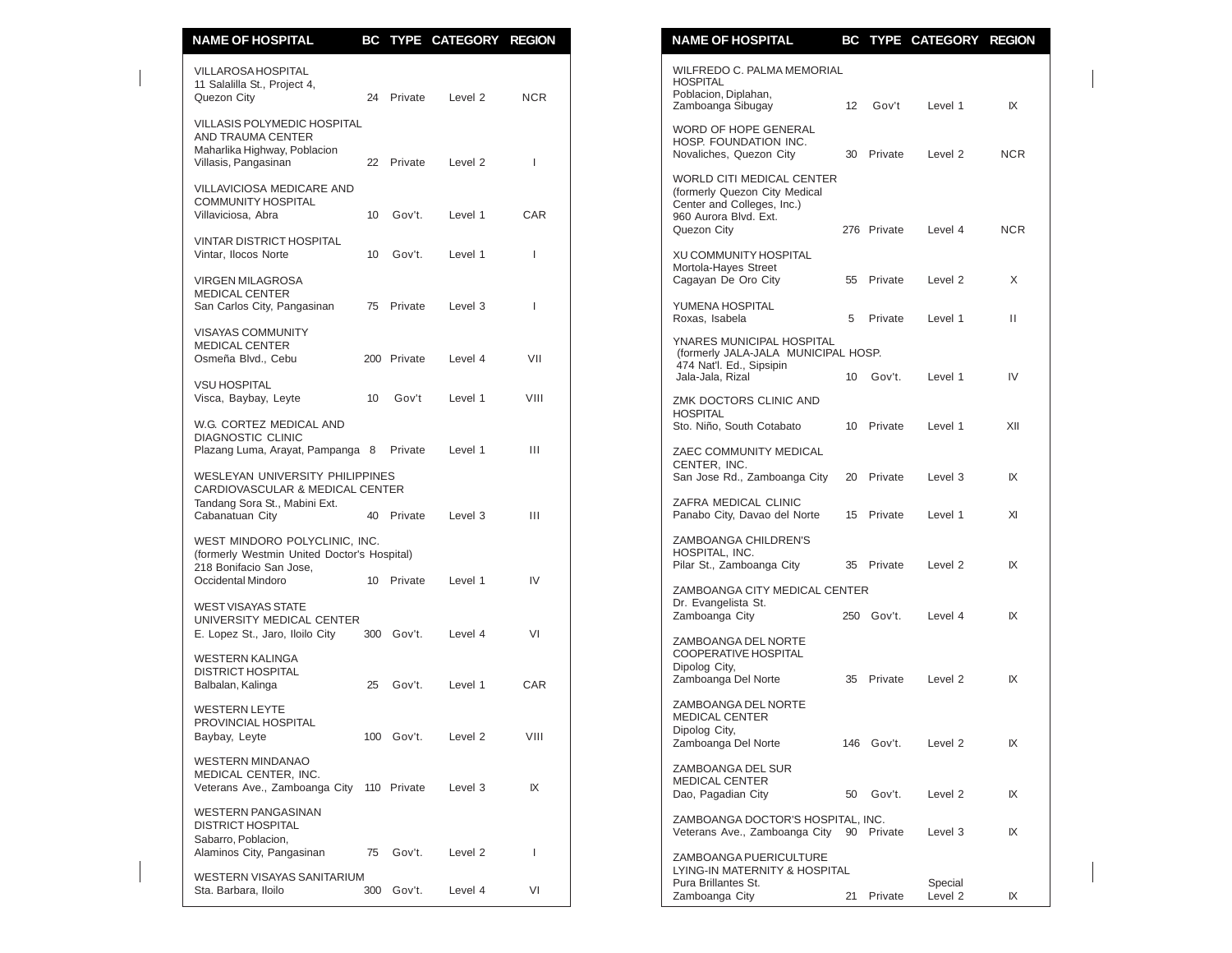| NAME OF HOSPITAL | BC | TYPE | CATEGORY | REGION |
|---|---|---|---|---|
| VILLAROSA HOSPITAL 11 Salalilla St., Project 4, Quezon City | 24 | Private | Level 2 | NCR |
| VILLASIS POLYMEDIC HOSPITAL AND TRAUMA CENTER Maharlika Highway, Poblacion Villasis, Pangasinan | 22 | Private | Level 2 | I |
| VILLAVICIOSA MEDICARE AND COMMUNITY HOSPITAL Villaviciosa, Abra | 10 | Gov't. | Level 1 | CAR |
| VINTAR DISTRICT HOSPITAL Vintar, Ilocos Norte | 10 | Gov't. | Level 1 | I |
| VIRGEN MILAGROSA MEDICAL CENTER San Carlos City, Pangasinan | 75 | Private | Level 3 | I |
| VISAYAS COMMUNITY MEDICAL CENTER Osmeña Blvd., Cebu | 200 | Private | Level 4 | VII |
| VSU HOSPITAL Visca, Baybay, Leyte | 10 | Gov't | Level 1 | VIII |
| W.G. CORTEZ MEDICAL AND DIAGNOSTIC CLINIC Plazang Luma, Arayat, Pampanga | 8 | Private | Level 1 | III |
| WESLEYAN UNIVERSITY PHILIPPINES CARDIOVASCULAR & MEDICAL CENTER Tandang Sora St., Mabini Ext. Cabanatuan City | 40 | Private | Level 3 | III |
| WEST MINDORO POLYCLINIC, INC. (formerly Westmin United Doctor's Hospital) 218 Bonifacio San Jose, Occidental Mindoro | 10 | Private | Level 1 | IV |
| WEST VISAYAS STATE UNIVERSITY MEDICAL CENTER E. Lopez St., Jaro, Iloilo City | 300 | Gov't. | Level 4 | VI |
| WESTERN KALINGA DISTRICT HOSPITAL Balbalan, Kalinga | 25 | Gov't. | Level 1 | CAR |
| WESTERN LEYTE PROVINCIAL HOSPITAL Baybay, Leyte | 100 | Gov't. | Level 2 | VIII |
| WESTERN MINDANAO MEDICAL CENTER, INC. Veterans Ave., Zamboanga City | 110 | Private | Level 3 | IX |
| WESTERN PANGASINAN DISTRICT HOSPITAL Sabarro, Poblacion, Alaminos City, Pangasinan | 75 | Gov't. | Level 2 | I |
| WESTERN VISAYAS SANITARIUM Sta. Barbara, Iloilo | 300 | Gov't. | Level 4 | VI |
| WILFREDO C. PALMA MEMORIAL HOSPITAL Poblacion, Diplahan, Zamboanga Sibugay | 12 | Gov't | Level 1 | IX |
| WORD OF HOPE GENERAL HOSP. FOUNDATION INC. Novaliches, Quezon City | 30 | Private | Level 2 | NCR |
| WORLD CITI MEDICAL CENTER (formerly Quezon City Medical Center and Colleges, Inc.) 960 Aurora Blvd. Ext. Quezon City | 276 | Private | Level 4 | NCR |
| XU COMMUNITY HOSPITAL Mortola-Hayes Street Cagayan De Oro City | 55 | Private | Level 2 | X |
| YUMENA HOSPITAL Roxas, Isabela | 5 | Private | Level 1 | II |
| YNARES MUNICIPAL HOSPITAL (formerly JALA-JALA MUNICIPAL HOSP. 474 Nat'l. Ed., Sipsipin Jala-Jala, Rizal | 10 | Gov't. | Level 1 | IV |
| ZMK DOCTORS CLINIC AND HOSPITAL Sto. Niño, South Cotabato | 10 | Private | Level 1 | XII |
| ZAEC COMMUNITY MEDICAL CENTER, INC. San Jose Rd., Zamboanga City | 20 | Private | Level 3 | IX |
| ZAFRA MEDICAL CLINIC Panabo City, Davao del Norte | 15 | Private | Level 1 | XI |
| ZAMBOANGA CHILDREN'S HOSPITAL, INC. Pilar St., Zamboanga City | 35 | Private | Level 2 | IX |
| ZAMBOANGA CITY MEDICAL CENTER Dr. Evangelista St. Zamboanga City | 250 | Gov't. | Level 4 | IX |
| ZAMBOANGA DEL NORTE COOPERATIVE HOSPITAL Dipolog City, Zamboanga Del Norte | 35 | Private | Level 2 | IX |
| ZAMBOANGA DEL NORTE MEDICAL CENTER Dipolog City, Zamboanga Del Norte | 146 | Gov't. | Level 2 | IX |
| ZAMBOANGA DEL SUR MEDICAL CENTER Dao, Pagadian City | 50 | Gov't. | Level 2 | IX |
| ZAMBOANGA DOCTOR'S HOSPITAL, INC. Veterans Ave., Zamboanga City | 90 | Private | Level 3 | IX |
| ZAMBOANGA PUERICULTURE LYING-IN MATERNITY & HOSPITAL Pura Brillantes St. Zamboanga City | 21 | Private | Special Level 2 | IX |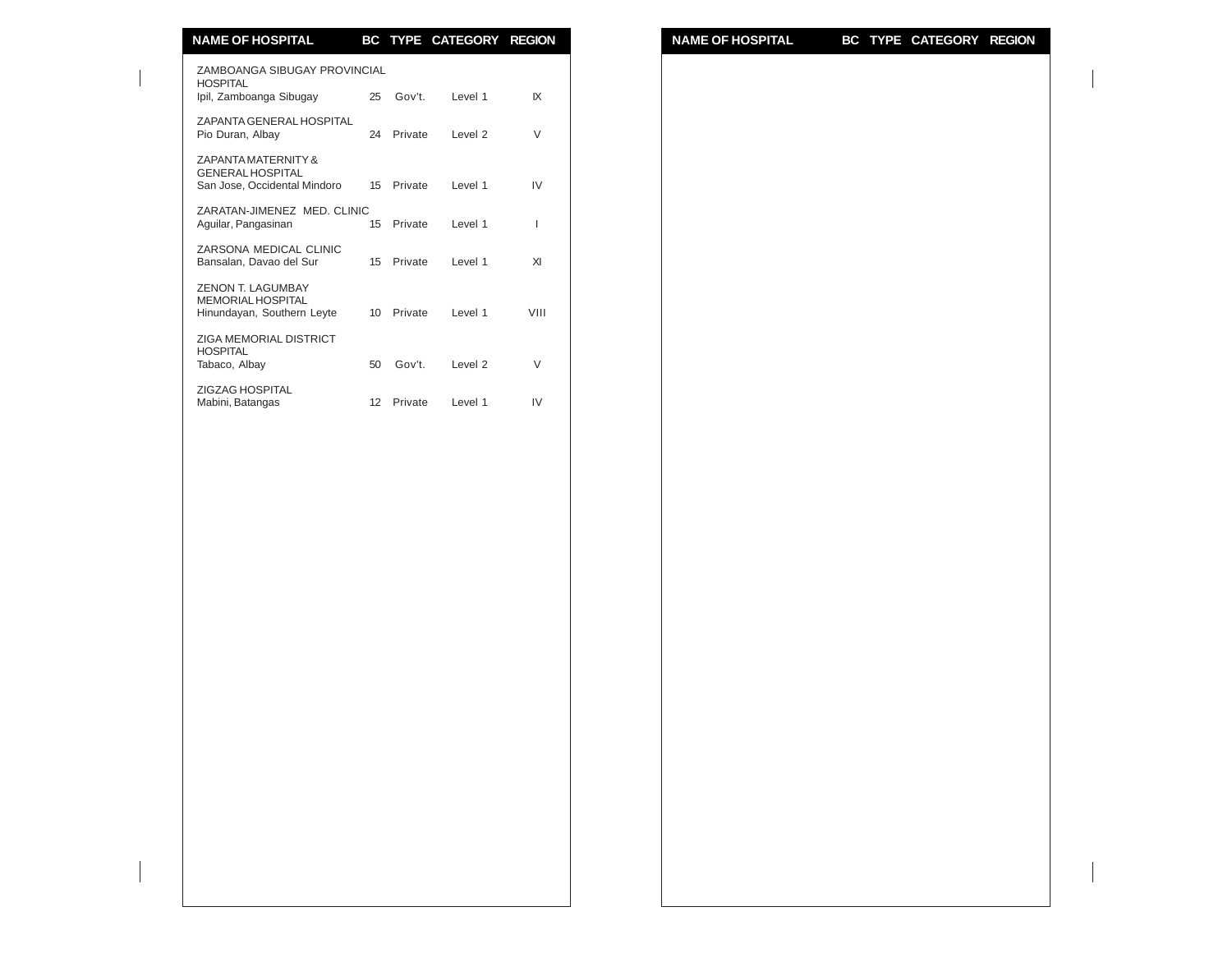| NAME OF HOSPITAL | BC | TYPE | CATEGORY | REGION |
|---|---|---|---|---|
| ZAMBOANGA SIBUGAY PROVINCIAL HOSPITAL<br>Ipil, Zamboanga Sibugay | 25 | Gov't. | Level 1 | IX |
| ZAPANTA GENERAL HOSPITAL<br>Pio Duran, Albay | 24 | Private | Level 2 | V |
| ZAPANTA MATERNITY & GENERAL HOSPITAL<br>San Jose, Occidental Mindoro | 15 | Private | Level 1 | IV |
| ZARATAN-JIMENEZ MED. CLINIC<br>Aguilar, Pangasinan | 15 | Private | Level 1 | I |
| ZARSONA MEDICAL CLINIC<br>Bansalan, Davao del Sur | 15 | Private | Level 1 | XI |
| ZENON T. LAGUMBAY MEMORIAL HOSPITAL<br>Hinundayan, Southern Leyte | 10 | Private | Level 1 | VIII |
| ZIGA MEMORIAL DISTRICT HOSPITAL<br>Tabaco, Albay | 50 | Gov't. | Level 2 | V |
| ZIGZAG HOSPITAL<br>Mabini, Batangas | 12 | Private | Level 1 | IV |

| NAME OF HOSPITAL | BC | TYPE | CATEGORY | REGION |
|---|---|---|---|---|